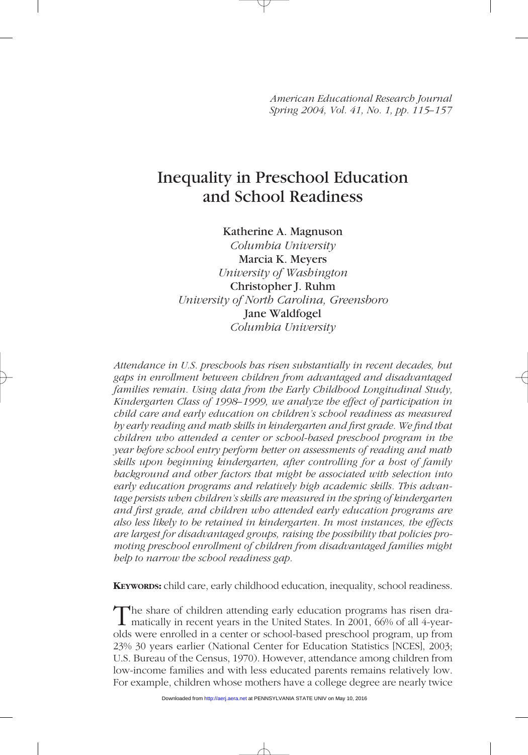# Inequality in Preschool Education and School Readiness

**Katherine A. Magnuson**
*Columbia University*
**Marcia K. Meyers**
*University of Washington*
**Christopher J. Ruhm**
*University of North Carolina, Greensboro*
**Jane Waldfogel**
*Columbia University*

*Attendance in U.S. preschools has risen substantially in recent decades, but gaps in enrollment between children from advantaged and disadvantaged families remain. Using data from the Early Childhood Longitudinal Study, Kindergarten Class of 1998–1999, we analyze the effect of participation in child care and early education on children's school readiness as measured by early reading and math skills in kindergarten and first grade. We find that children who attended a center or school-based preschool program in the year before school entry perform better on assessments of reading and math skills upon beginning kindergarten, after controlling for a host of family background and other factors that might be associated with selection into early education programs and relatively high academic skills. This advantage persists when children's skills are measured in the spring of kindergarten and first grade, and children who attended early education programs are also less likely to be retained in kindergarten. In most instances, the effects are largest for disadvantaged groups, raising the possibility that policies promoting preschool enrollment of children from disadvantaged families might help to narrow the school readiness gap.*

**KEYWORDS:** child care, early childhood education, inequality, school readiness.

The share of children attending early education programs has risen dramatically in recent years in the United States. In 2001, 66% of all 4-year-olds were enrolled in a center or school-based preschool program, up from 23% 30 years earlier (National Center for Education Statistics [NCES], 2003; U.S. Bureau of the Census, 1970). However, attendance among children from low-income families and with less educated parents remains relatively low. For example, children whose mothers have a college degree are nearly twice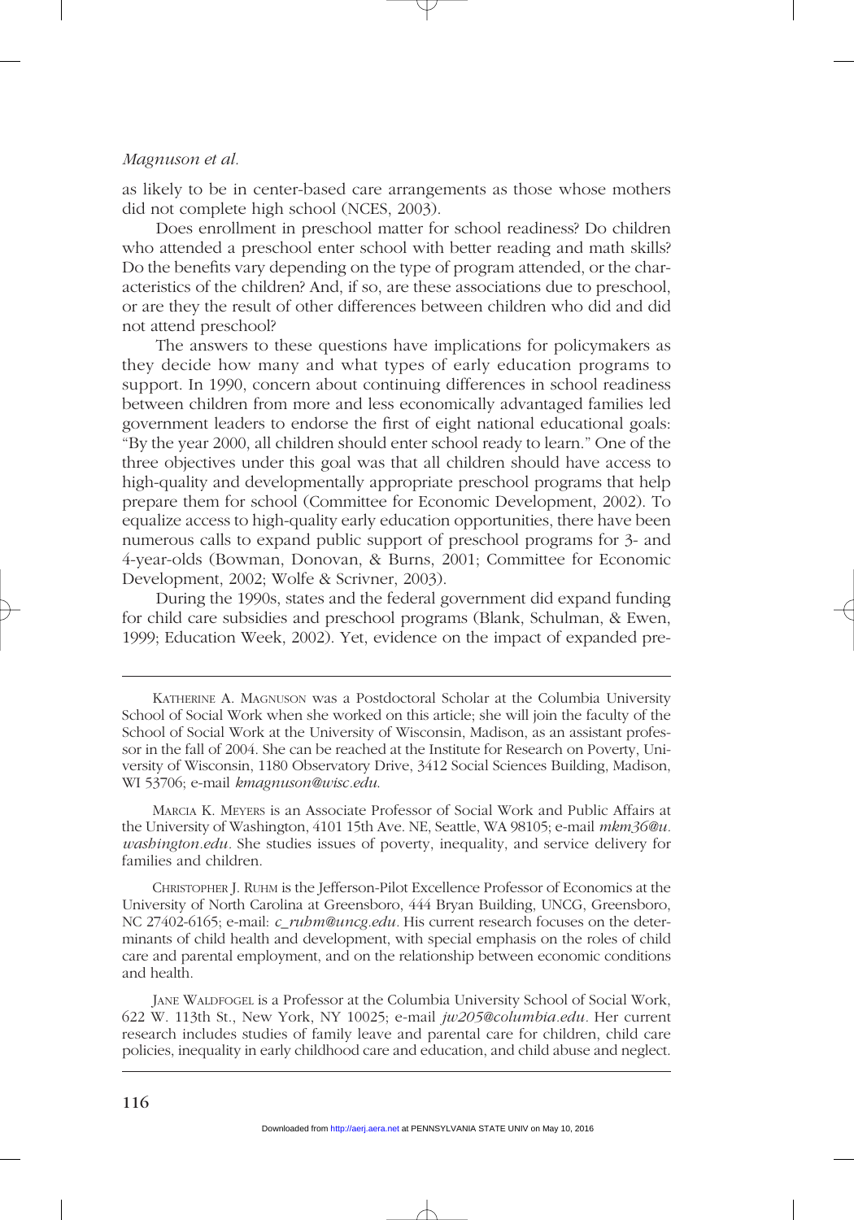as likely to be in center-based care arrangements as those whose mothers did not complete high school (NCES, 2003).

Does enrollment in preschool matter for school readiness? Do children who attended a preschool enter school with better reading and math skills? Do the benefits vary depending on the type of program attended, or the characteristics of the children? And, if so, are these associations due to preschool, or are they the result of other differences between children who did and did not attend preschool?

The answers to these questions have implications for policymakers as they decide how many and what types of early education programs to support. In 1990, concern about continuing differences in school readiness between children from more and less economically advantaged families led government leaders to endorse the first of eight national educational goals: "By the year 2000, all children should enter school ready to learn." One of the three objectives under this goal was that all children should have access to high-quality and developmentally appropriate preschool programs that help prepare them for school (Committee for Economic Development, 2002). To equalize access to high-quality early education opportunities, there have been numerous calls to expand public support of preschool programs for 3- and 4-year-olds (Bowman, Donovan, & Burns, 2001; Committee for Economic Development, 2002; Wolfe & Scrivner, 2003).

During the 1990s, states and the federal government did expand funding for child care subsidies and preschool programs (Blank, Schulman, & Ewen, 1999; Education Week, 2002). Yet, evidence on the impact of expanded pre-

---

KATHERINE A. MAGNUSON was a Postdoctoral Scholar at the Columbia University School of Social Work when she worked on this article; she will join the faculty of the School of Social Work at the University of Wisconsin, Madison, as an assistant professor in the fall of 2004. She can be reached at the Institute for Research on Poverty, University of Wisconsin, 1180 Observatory Drive, 3412 Social Sciences Building, Madison, WI 53706; e-mail *kmagnuson@wisc.edu*.

MARCIA K. MEYERS is an Associate Professor of Social Work and Public Affairs at the University of Washington, 4101 15th Ave. NE, Seattle, WA 98105; e-mail *mkm36@u.washington.edu*. She studies issues of poverty, inequality, and service delivery for families and children.

CHRISTOPHER J. RUHM is the Jefferson-Pilot Excellence Professor of Economics at the University of North Carolina at Greensboro, 444 Bryan Building, UNCG, Greensboro, NC 27402-6165; e-mail: *c_ruhm@uncg.edu*. His current research focuses on the determinants of child health and development, with special emphasis on the roles of child care and parental employment, and on the relationship between economic conditions and health.

JANE WALDFOGEL is a Professor at the Columbia University School of Social Work, 622 W. 113th St., New York, NY 10025; e-mail *jw205@columbia.edu*. Her current research includes studies of family leave and parental care for children, child care policies, inequality in early childhood care and education, and child abuse and neglect.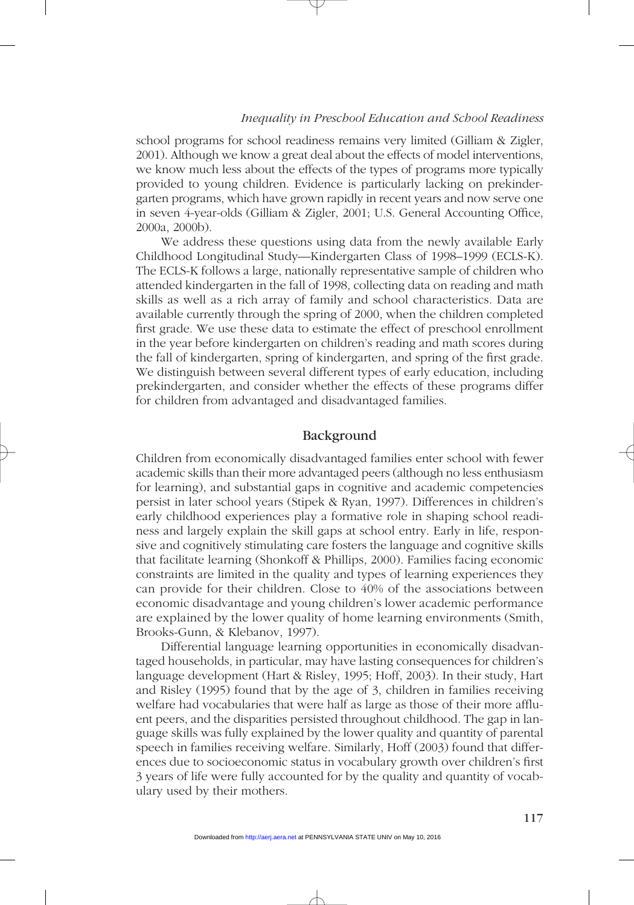school programs for school readiness remains very limited (Gilliam & Zigler, 2001). Although we know a great deal about the effects of model interventions, we know much less about the effects of the types of programs more typically provided to young children. Evidence is particularly lacking on prekindergarten programs, which have grown rapidly in recent years and now serve one in seven 4-year-olds (Gilliam & Zigler, 2001; U.S. General Accounting Office, 2000a, 2000b).

We address these questions using data from the newly available Early Childhood Longitudinal Study—Kindergarten Class of 1998–1999 (ECLS-K). The ECLS-K follows a large, nationally representative sample of children who attended kindergarten in the fall of 1998, collecting data on reading and math skills as well as a rich array of family and school characteristics. Data are available currently through the spring of 2000, when the children completed first grade. We use these data to estimate the effect of preschool enrollment in the year before kindergarten on children's reading and math scores during the fall of kindergarten, spring of kindergarten, and spring of the first grade. We distinguish between several different types of early education, including prekindergarten, and consider whether the effects of these programs differ for children from advantaged and disadvantaged families.

## Background

Children from economically disadvantaged families enter school with fewer academic skills than their more advantaged peers (although no less enthusiasm for learning), and substantial gaps in cognitive and academic competencies persist in later school years (Stipek & Ryan, 1997). Differences in children's early childhood experiences play a formative role in shaping school readiness and largely explain the skill gaps at school entry. Early in life, responsive and cognitively stimulating care fosters the language and cognitive skills that facilitate learning (Shonkoff & Phillips, 2000). Families facing economic constraints are limited in the quality and types of learning experiences they can provide for their children. Close to 40% of the associations between economic disadvantage and young children's lower academic performance are explained by the lower quality of home learning environments (Smith, Brooks-Gunn, & Klebanov, 1997).

Differential language learning opportunities in economically disadvantaged households, in particular, may have lasting consequences for children's language development (Hart & Risley, 1995; Hoff, 2003). In their study, Hart and Risley (1995) found that by the age of 3, children in families receiving welfare had vocabularies that were half as large as those of their more affluent peers, and the disparities persisted throughout childhood. The gap in language skills was fully explained by the lower quality and quantity of parental speech in families receiving welfare. Similarly, Hoff (2003) found that differences due to socioeconomic status in vocabulary growth over children's first 3 years of life were fully accounted for by the quality and quantity of vocabulary used by their mothers.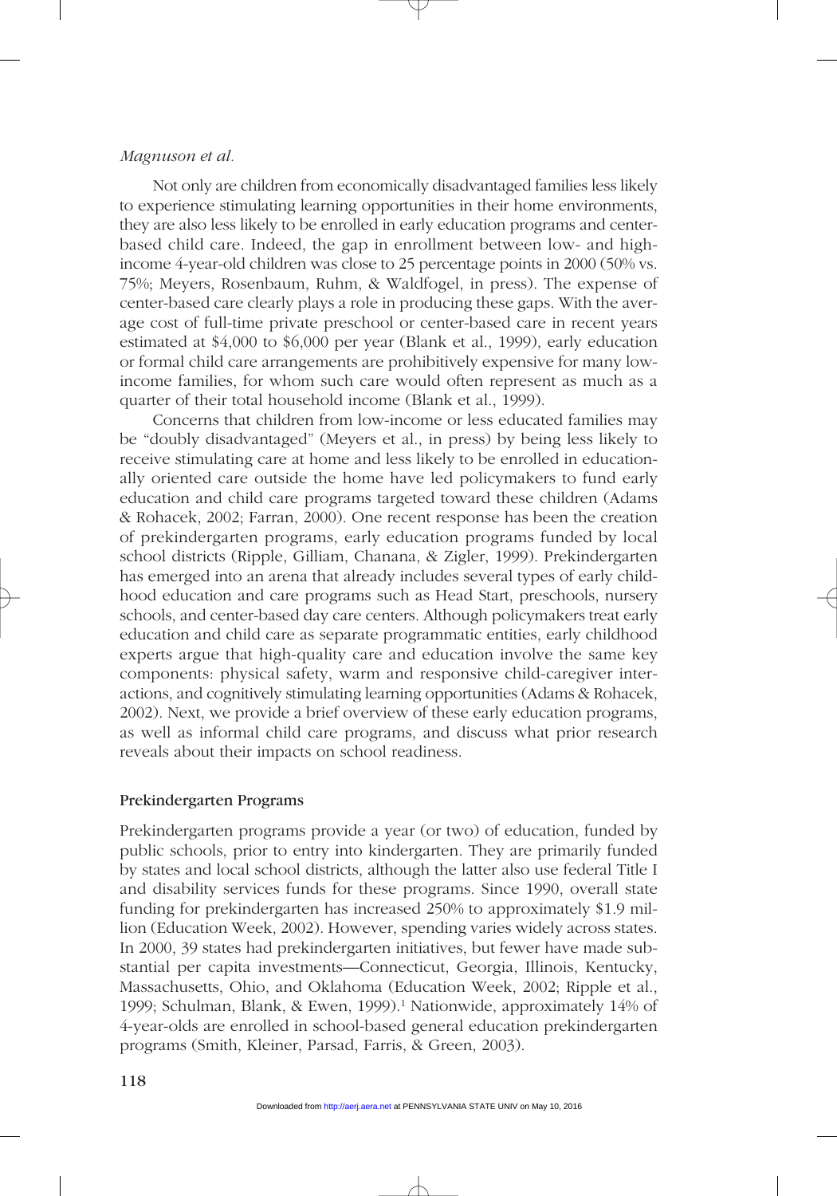Not only are children from economically disadvantaged families less likely to experience stimulating learning opportunities in their home environments, they are also less likely to be enrolled in early education programs and center-based child care. Indeed, the gap in enrollment between low- and high-income 4-year-old children was close to 25 percentage points in 2000 (50% vs. 75%; Meyers, Rosenbaum, Ruhm, & Waldfogel, in press). The expense of center-based care clearly plays a role in producing these gaps. With the average cost of full-time private preschool or center-based care in recent years estimated at $4,000 to $6,000 per year (Blank et al., 1999), early education or formal child care arrangements are prohibitively expensive for many low-income families, for whom such care would often represent as much as a quarter of their total household income (Blank et al., 1999).

Concerns that children from low-income or less educated families may be "doubly disadvantaged" (Meyers et al., in press) by being less likely to receive stimulating care at home and less likely to be enrolled in educationally oriented care outside the home have led policymakers to fund early education and child care programs targeted toward these children (Adams & Rohacek, 2002; Farran, 2000). One recent response has been the creation of prekindergarten programs, early education programs funded by local school districts (Ripple, Gilliam, Chanana, & Zigler, 1999). Prekindergarten has emerged into an arena that already includes several types of early childhood education and care programs such as Head Start, preschools, nursery schools, and center-based day care centers. Although policymakers treat early education and child care as separate programmatic entities, early childhood experts argue that high-quality care and education involve the same key components: physical safety, warm and responsive child-caregiver interactions, and cognitively stimulating learning opportunities (Adams & Rohacek, 2002). Next, we provide a brief overview of these early education programs, as well as informal child care programs, and discuss what prior research reveals about their impacts on school readiness.

### Prekindergarten Programs

Prekindergarten programs provide a year (or two) of education, funded by public schools, prior to entry into kindergarten. They are primarily funded by states and local school districts, although the latter also use federal Title I and disability services funds for these programs. Since 1990, overall state funding for prekindergarten has increased 250% to approximately $1.9 million (Education Week, 2002). However, spending varies widely across states. In 2000, 39 states had prekindergarten initiatives, but fewer have made substantial per capita investments—Connecticut, Georgia, Illinois, Kentucky, Massachusetts, Ohio, and Oklahoma (Education Week, 2002; Ripple et al., 1999; Schulman, Blank, & Ewen, 1999).[1] Nationwide, approximately 14% of 4-year-olds are enrolled in school-based general education prekindergarten programs (Smith, Kleiner, Parsad, Farris, & Green, 2003).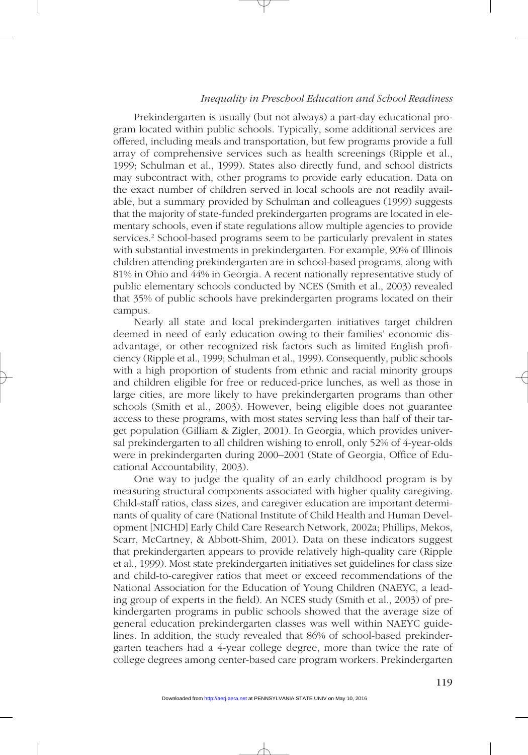Prekindergarten is usually (but not always) a part-day educational program located within public schools. Typically, some additional services are offered, including meals and transportation, but few programs provide a full array of comprehensive services such as health screenings (Ripple et al., 1999; Schulman et al., 1999). States also directly fund, and school districts may subcontract with, other programs to provide early education. Data on the exact number of children served in local schools are not readily available, but a summary provided by Schulman and colleagues (1999) suggests that the majority of state-funded prekindergarten programs are located in elementary schools, even if state regulations allow multiple agencies to provide services.[2] School-based programs seem to be particularly prevalent in states with substantial investments in prekindergarten. For example, 90% of Illinois children attending prekindergarten are in school-based programs, along with 81% in Ohio and 44% in Georgia. A recent nationally representative study of public elementary schools conducted by NCES (Smith et al., 2003) revealed that 35% of public schools have prekindergarten programs located on their campus.

Nearly all state and local prekindergarten initiatives target children deemed in need of early education owing to their families' economic disadvantage, or other recognized risk factors such as limited English proficiency (Ripple et al., 1999; Schulman et al., 1999). Consequently, public schools with a high proportion of students from ethnic and racial minority groups and children eligible for free or reduced-price lunches, as well as those in large cities, are more likely to have prekindergarten programs than other schools (Smith et al., 2003). However, being eligible does not guarantee access to these programs, with most states serving less than half of their target population (Gilliam & Zigler, 2001). In Georgia, which provides universal prekindergarten to all children wishing to enroll, only 52% of 4-year-olds were in prekindergarten during 2000–2001 (State of Georgia, Office of Educational Accountability, 2003).

One way to judge the quality of an early childhood program is by measuring structural components associated with higher quality caregiving. Child-staff ratios, class sizes, and caregiver education are important determinants of quality of care (National Institute of Child Health and Human Development [NICHD] Early Child Care Research Network, 2002a; Phillips, Mekos, Scarr, McCartney, & Abbott-Shim, 2001). Data on these indicators suggest that prekindergarten appears to provide relatively high-quality care (Ripple et al., 1999). Most state prekindergarten initiatives set guidelines for class size and child-to-caregiver ratios that meet or exceed recommendations of the National Association for the Education of Young Children (NAEYC, a leading group of experts in the field). An NCES study (Smith et al., 2003) of prekindergarten programs in public schools showed that the average size of general education prekindergarten classes was well within NAEYC guidelines. In addition, the study revealed that 86% of school-based prekindergarten teachers had a 4-year college degree, more than twice the rate of college degrees among center-based care program workers. Prekindergarten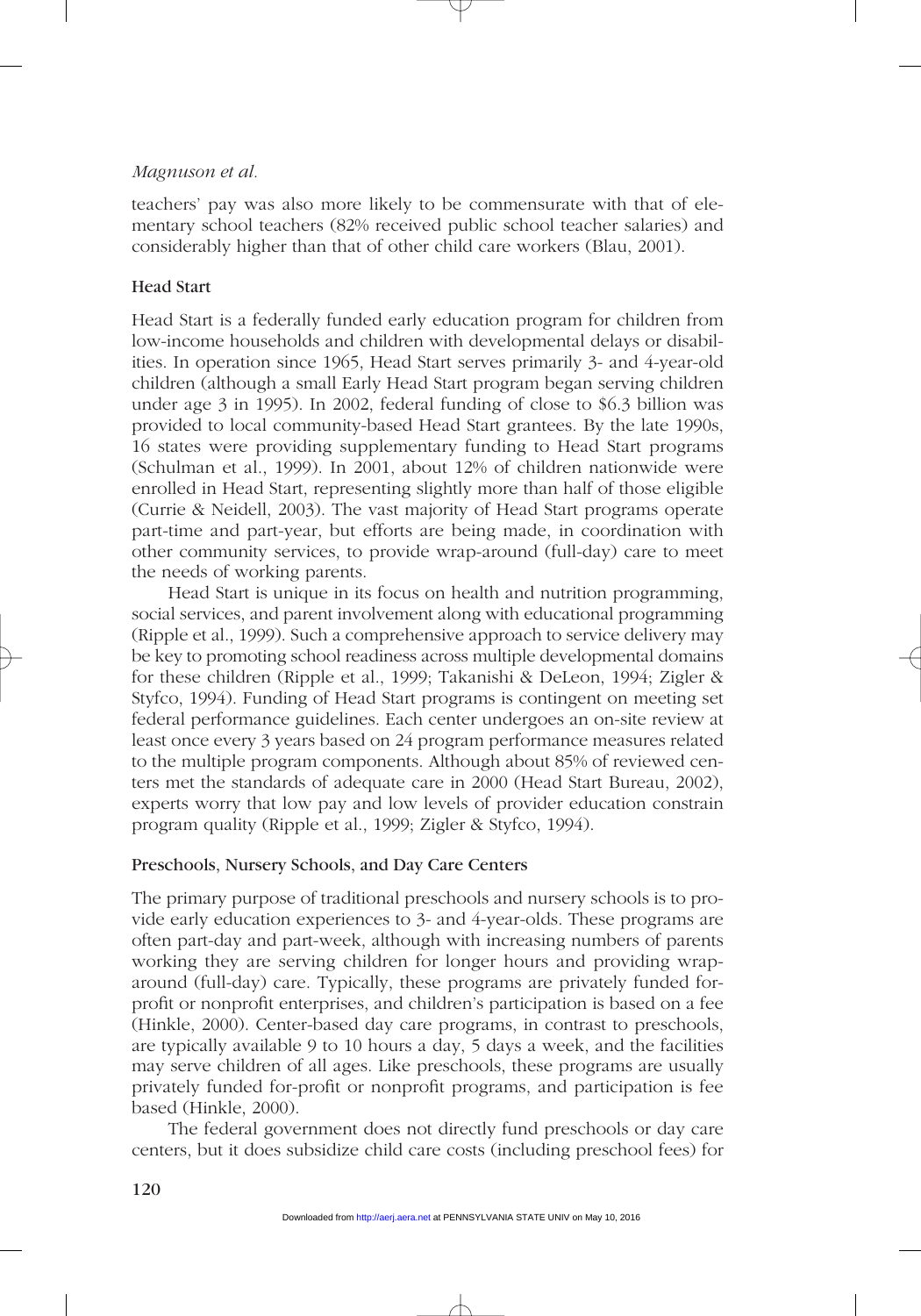teachers' pay was also more likely to be commensurate with that of elementary school teachers (82% received public school teacher salaries) and considerably higher than that of other child care workers (Blau, 2001).

### Head Start

Head Start is a federally funded early education program for children from low-income households and children with developmental delays or disabilities. In operation since 1965, Head Start serves primarily 3- and 4-year-old children (although a small Early Head Start program began serving children under age 3 in 1995). In 2002, federal funding of close to $6.3 billion was provided to local community-based Head Start grantees. By the late 1990s, 16 states were providing supplementary funding to Head Start programs (Schulman et al., 1999). In 2001, about 12% of children nationwide were enrolled in Head Start, representing slightly more than half of those eligible (Currie & Neidell, 2003). The vast majority of Head Start programs operate part-time and part-year, but efforts are being made, in coordination with other community services, to provide wrap-around (full-day) care to meet the needs of working parents.

Head Start is unique in its focus on health and nutrition programming, social services, and parent involvement along with educational programming (Ripple et al., 1999). Such a comprehensive approach to service delivery may be key to promoting school readiness across multiple developmental domains for these children (Ripple et al., 1999; Takanishi & DeLeon, 1994; Zigler & Styfco, 1994). Funding of Head Start programs is contingent on meeting set federal performance guidelines. Each center undergoes an on-site review at least once every 3 years based on 24 program performance measures related to the multiple program components. Although about 85% of reviewed centers met the standards of adequate care in 2000 (Head Start Bureau, 2002), experts worry that low pay and low levels of provider education constrain program quality (Ripple et al., 1999; Zigler & Styfco, 1994).

### Preschools, Nursery Schools, and Day Care Centers

The primary purpose of traditional preschools and nursery schools is to provide early education experiences to 3- and 4-year-olds. These programs are often part-day and part-week, although with increasing numbers of parents working they are serving children for longer hours and providing wrap-around (full-day) care. Typically, these programs are privately funded for-profit or nonprofit enterprises, and children's participation is based on a fee (Hinkle, 2000). Center-based day care programs, in contrast to preschools, are typically available 9 to 10 hours a day, 5 days a week, and the facilities may serve children of all ages. Like preschools, these programs are usually privately funded for-profit or nonprofit programs, and participation is fee based (Hinkle, 2000).

The federal government does not directly fund preschools or day care centers, but it does subsidize child care costs (including preschool fees) for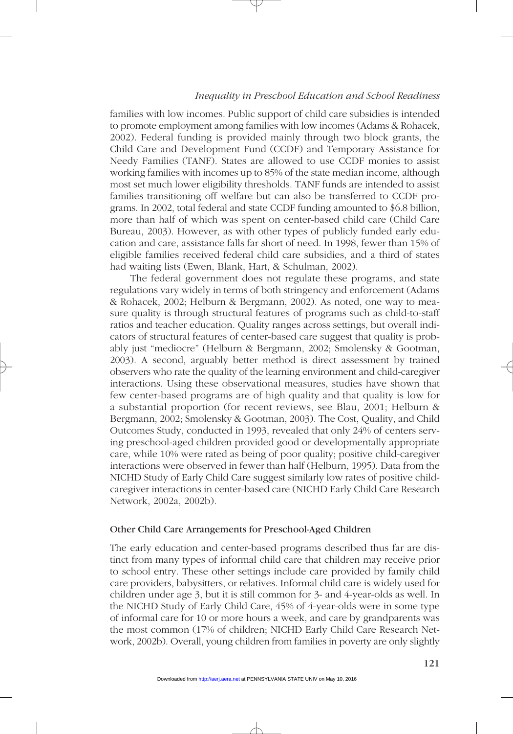families with low incomes. Public support of child care subsidies is intended to promote employment among families with low incomes (Adams & Rohacek, 2002). Federal funding is provided mainly through two block grants, the Child Care and Development Fund (CCDF) and Temporary Assistance for Needy Families (TANF). States are allowed to use CCDF monies to assist working families with incomes up to 85% of the state median income, although most set much lower eligibility thresholds. TANF funds are intended to assist families transitioning off welfare but can also be transferred to CCDF programs. In 2002, total federal and state CCDF funding amounted to $6.8 billion, more than half of which was spent on center-based child care (Child Care Bureau, 2003). However, as with other types of publicly funded early education and care, assistance falls far short of need. In 1998, fewer than 15% of eligible families received federal child care subsidies, and a third of states had waiting lists (Ewen, Blank, Hart, & Schulman, 2002).

The federal government does not regulate these programs, and state regulations vary widely in terms of both stringency and enforcement (Adams & Rohacek, 2002; Helburn & Bergmann, 2002). As noted, one way to measure quality is through structural features of programs such as child-to-staff ratios and teacher education. Quality ranges across settings, but overall indicators of structural features of center-based care suggest that quality is probably just "mediocre" (Helburn & Bergmann, 2002; Smolensky & Gootman, 2003). A second, arguably better method is direct assessment by trained observers who rate the quality of the learning environment and child-caregiver interactions. Using these observational measures, studies have shown that few center-based programs are of high quality and that quality is low for a substantial proportion (for recent reviews, see Blau, 2001; Helburn & Bergmann, 2002; Smolensky & Gootman, 2003). The Cost, Quality, and Child Outcomes Study, conducted in 1993, revealed that only 24% of centers serving preschool-aged children provided good or developmentally appropriate care, while 10% were rated as being of poor quality; positive child-caregiver interactions were observed in fewer than half (Helburn, 1995). Data from the NICHD Study of Early Child Care suggest similarly low rates of positive child-caregiver interactions in center-based care (NICHD Early Child Care Research Network, 2002a, 2002b).

### Other Child Care Arrangements for Preschool-Aged Children

The early education and center-based programs described thus far are distinct from many types of informal child care that children may receive prior to school entry. These other settings include care provided by family child care providers, babysitters, or relatives. Informal child care is widely used for children under age 3, but it is still common for 3- and 4-year-olds as well. In the NICHD Study of Early Child Care, 45% of 4-year-olds were in some type of informal care for 10 or more hours a week, and care by grandparents was the most common (17% of children; NICHD Early Child Care Research Network, 2002b). Overall, young children from families in poverty are only slightly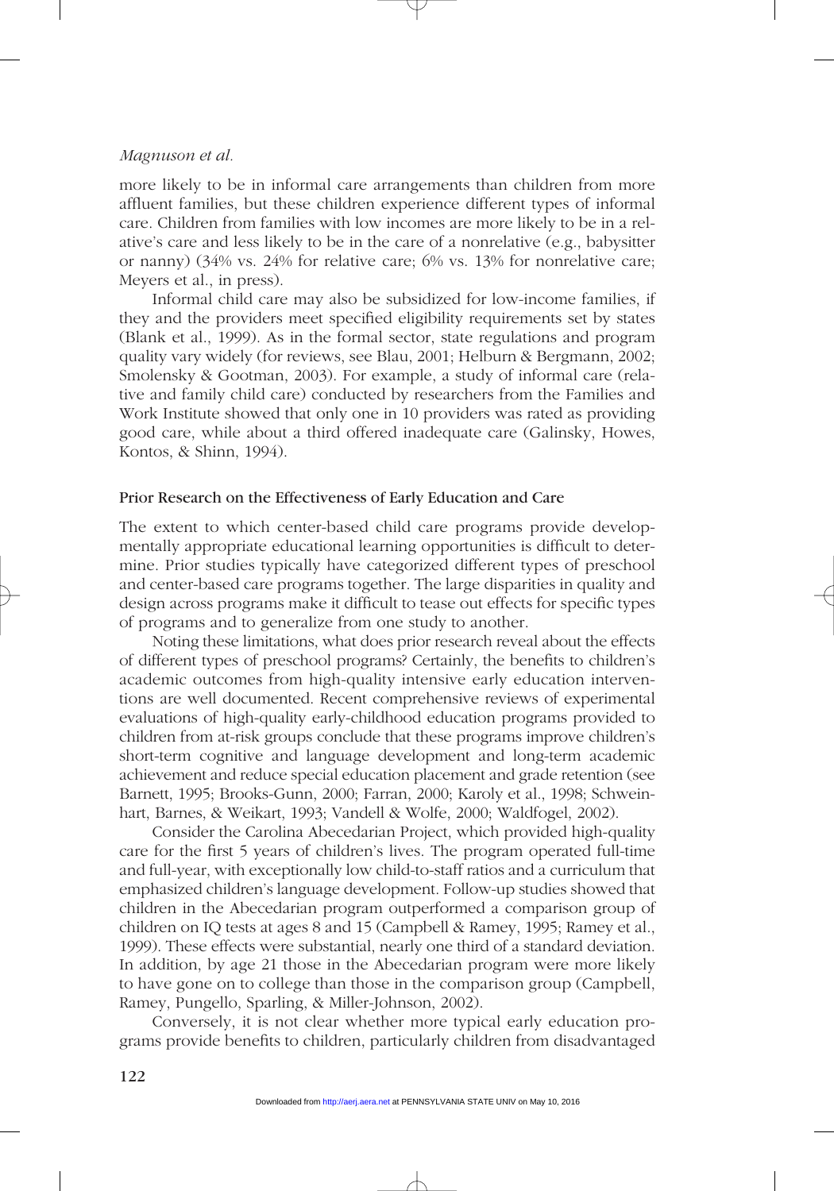more likely to be in informal care arrangements than children from more affluent families, but these children experience different types of informal care. Children from families with low incomes are more likely to be in a relative's care and less likely to be in the care of a nonrelative (e.g., babysitter or nanny) (34% vs. 24% for relative care; 6% vs. 13% for nonrelative care; Meyers et al., in press).

Informal child care may also be subsidized for low-income families, if they and the providers meet specified eligibility requirements set by states (Blank et al., 1999). As in the formal sector, state regulations and program quality vary widely (for reviews, see Blau, 2001; Helburn & Bergmann, 2002; Smolensky & Gootman, 2003). For example, a study of informal care (relative and family child care) conducted by researchers from the Families and Work Institute showed that only one in 10 providers was rated as providing good care, while about a third offered inadequate care (Galinsky, Howes, Kontos, & Shinn, 1994).

### Prior Research on the Effectiveness of Early Education and Care

The extent to which center-based child care programs provide developmentally appropriate educational learning opportunities is difficult to determine. Prior studies typically have categorized different types of preschool and center-based care programs together. The large disparities in quality and design across programs make it difficult to tease out effects for specific types of programs and to generalize from one study to another.

Noting these limitations, what does prior research reveal about the effects of different types of preschool programs? Certainly, the benefits to children's academic outcomes from high-quality intensive early education interventions are well documented. Recent comprehensive reviews of experimental evaluations of high-quality early-childhood education programs provided to children from at-risk groups conclude that these programs improve children's short-term cognitive and language development and long-term academic achievement and reduce special education placement and grade retention (see Barnett, 1995; Brooks-Gunn, 2000; Farran, 2000; Karoly et al., 1998; Schweinhart, Barnes, & Weikart, 1993; Vandell & Wolfe, 2000; Waldfogel, 2002).

Consider the Carolina Abecedarian Project, which provided high-quality care for the first 5 years of children's lives. The program operated full-time and full-year, with exceptionally low child-to-staff ratios and a curriculum that emphasized children's language development. Follow-up studies showed that children in the Abecedarian program outperformed a comparison group of children on IQ tests at ages 8 and 15 (Campbell & Ramey, 1995; Ramey et al., 1999). These effects were substantial, nearly one third of a standard deviation. In addition, by age 21 those in the Abecedarian program were more likely to have gone on to college than those in the comparison group (Campbell, Ramey, Pungello, Sparling, & Miller-Johnson, 2002).

Conversely, it is not clear whether more typical early education programs provide benefits to children, particularly children from disadvantaged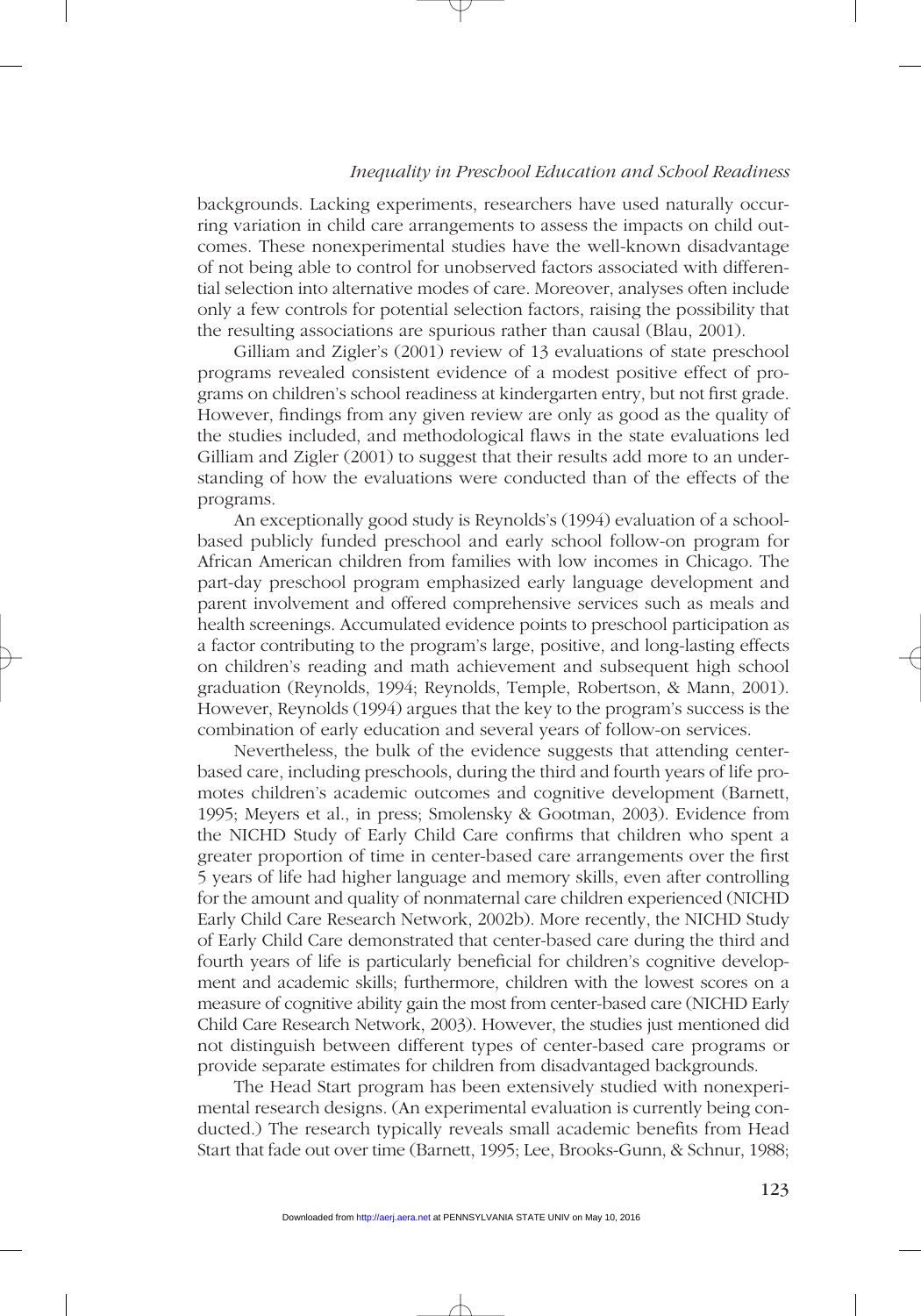backgrounds. Lacking experiments, researchers have used naturally occurring variation in child care arrangements to assess the impacts on child outcomes. These nonexperimental studies have the well-known disadvantage of not being able to control for unobserved factors associated with differential selection into alternative modes of care. Moreover, analyses often include only a few controls for potential selection factors, raising the possibility that the resulting associations are spurious rather than causal (Blau, 2001).

Gilliam and Zigler's (2001) review of 13 evaluations of state preschool programs revealed consistent evidence of a modest positive effect of programs on children's school readiness at kindergarten entry, but not first grade. However, findings from any given review are only as good as the quality of the studies included, and methodological flaws in the state evaluations led Gilliam and Zigler (2001) to suggest that their results add more to an understanding of how the evaluations were conducted than of the effects of the programs.

An exceptionally good study is Reynolds's (1994) evaluation of a school-based publicly funded preschool and early school follow-on program for African American children from families with low incomes in Chicago. The part-day preschool program emphasized early language development and parent involvement and offered comprehensive services such as meals and health screenings. Accumulated evidence points to preschool participation as a factor contributing to the program's large, positive, and long-lasting effects on children's reading and math achievement and subsequent high school graduation (Reynolds, 1994; Reynolds, Temple, Robertson, & Mann, 2001). However, Reynolds (1994) argues that the key to the program's success is the combination of early education and several years of follow-on services.

Nevertheless, the bulk of the evidence suggests that attending center-based care, including preschools, during the third and fourth years of life promotes children's academic outcomes and cognitive development (Barnett, 1995; Meyers et al., in press; Smolensky & Gootman, 2003). Evidence from the NICHD Study of Early Child Care confirms that children who spent a greater proportion of time in center-based care arrangements over the first 5 years of life had higher language and memory skills, even after controlling for the amount and quality of nonmaternal care children experienced (NICHD Early Child Care Research Network, 2002b). More recently, the NICHD Study of Early Child Care demonstrated that center-based care during the third and fourth years of life is particularly beneficial for children's cognitive development and academic skills; furthermore, children with the lowest scores on a measure of cognitive ability gain the most from center-based care (NICHD Early Child Care Research Network, 2003). However, the studies just mentioned did not distinguish between different types of center-based care programs or provide separate estimates for children from disadvantaged backgrounds.

The Head Start program has been extensively studied with nonexperimental research designs. (An experimental evaluation is currently being conducted.) The research typically reveals small academic benefits from Head Start that fade out over time (Barnett, 1995; Lee, Brooks-Gunn, & Schnur, 1988;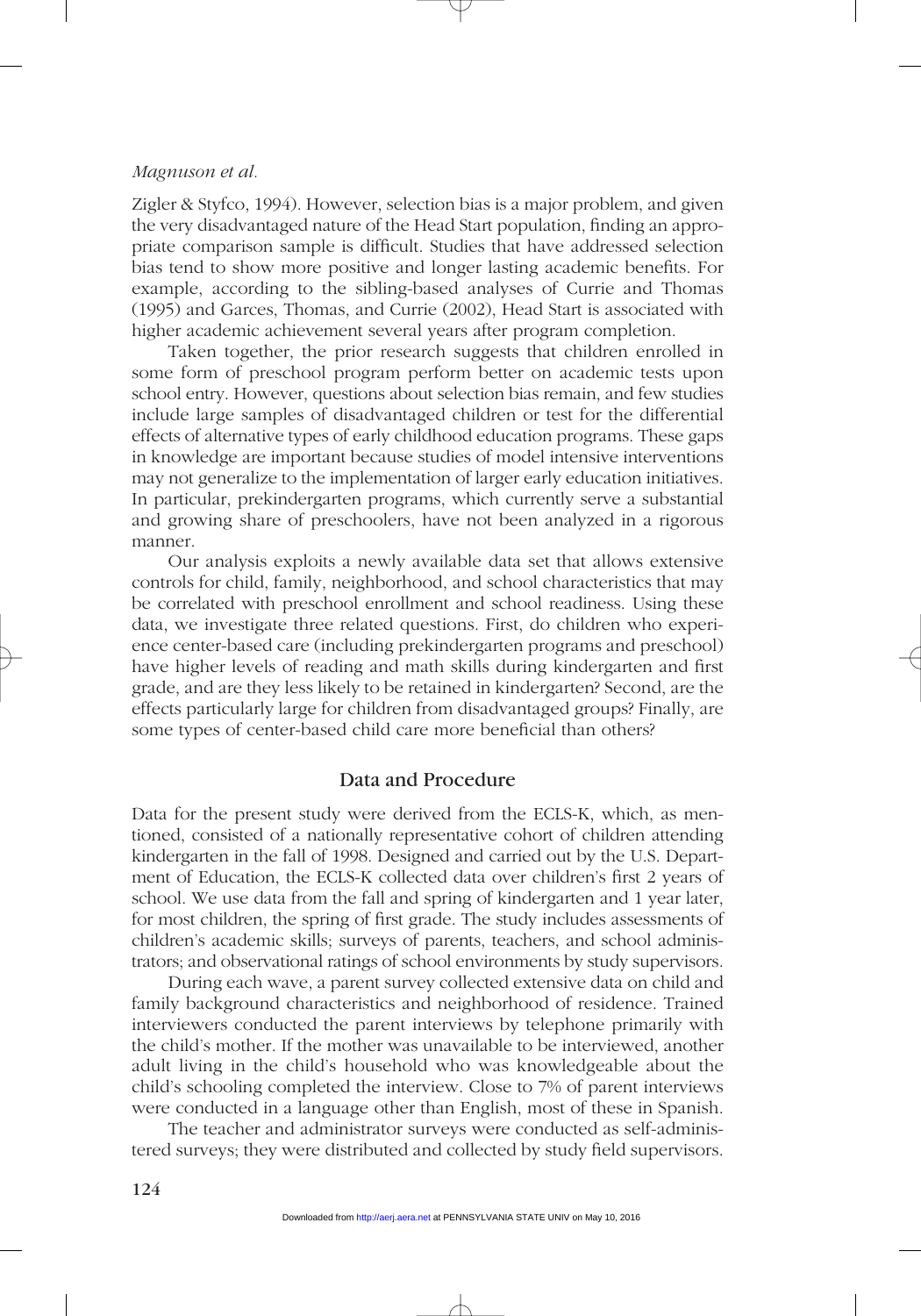Zigler & Styfco, 1994). However, selection bias is a major problem, and given the very disadvantaged nature of the Head Start population, finding an appropriate comparison sample is difficult. Studies that have addressed selection bias tend to show more positive and longer lasting academic benefits. For example, according to the sibling-based analyses of Currie and Thomas (1995) and Garces, Thomas, and Currie (2002), Head Start is associated with higher academic achievement several years after program completion.

Taken together, the prior research suggests that children enrolled in some form of preschool program perform better on academic tests upon school entry. However, questions about selection bias remain, and few studies include large samples of disadvantaged children or test for the differential effects of alternative types of early childhood education programs. These gaps in knowledge are important because studies of model intensive interventions may not generalize to the implementation of larger early education initiatives. In particular, prekindergarten programs, which currently serve a substantial and growing share of preschoolers, have not been analyzed in a rigorous manner.

Our analysis exploits a newly available data set that allows extensive controls for child, family, neighborhood, and school characteristics that may be correlated with preschool enrollment and school readiness. Using these data, we investigate three related questions. First, do children who experience center-based care (including prekindergarten programs and preschool) have higher levels of reading and math skills during kindergarten and first grade, and are they less likely to be retained in kindergarten? Second, are the effects particularly large for children from disadvantaged groups? Finally, are some types of center-based child care more beneficial than others?

## Data and Procedure

Data for the present study were derived from the ECLS-K, which, as mentioned, consisted of a nationally representative cohort of children attending kindergarten in the fall of 1998. Designed and carried out by the U.S. Department of Education, the ECLS-K collected data over children's first 2 years of school. We use data from the fall and spring of kindergarten and 1 year later, for most children, the spring of first grade. The study includes assessments of children's academic skills; surveys of parents, teachers, and school administrators; and observational ratings of school environments by study supervisors.

During each wave, a parent survey collected extensive data on child and family background characteristics and neighborhood of residence. Trained interviewers conducted the parent interviews by telephone primarily with the child's mother. If the mother was unavailable to be interviewed, another adult living in the child's household who was knowledgeable about the child's schooling completed the interview. Close to 7% of parent interviews were conducted in a language other than English, most of these in Spanish.

The teacher and administrator surveys were conducted as self-administered surveys; they were distributed and collected by study field supervisors.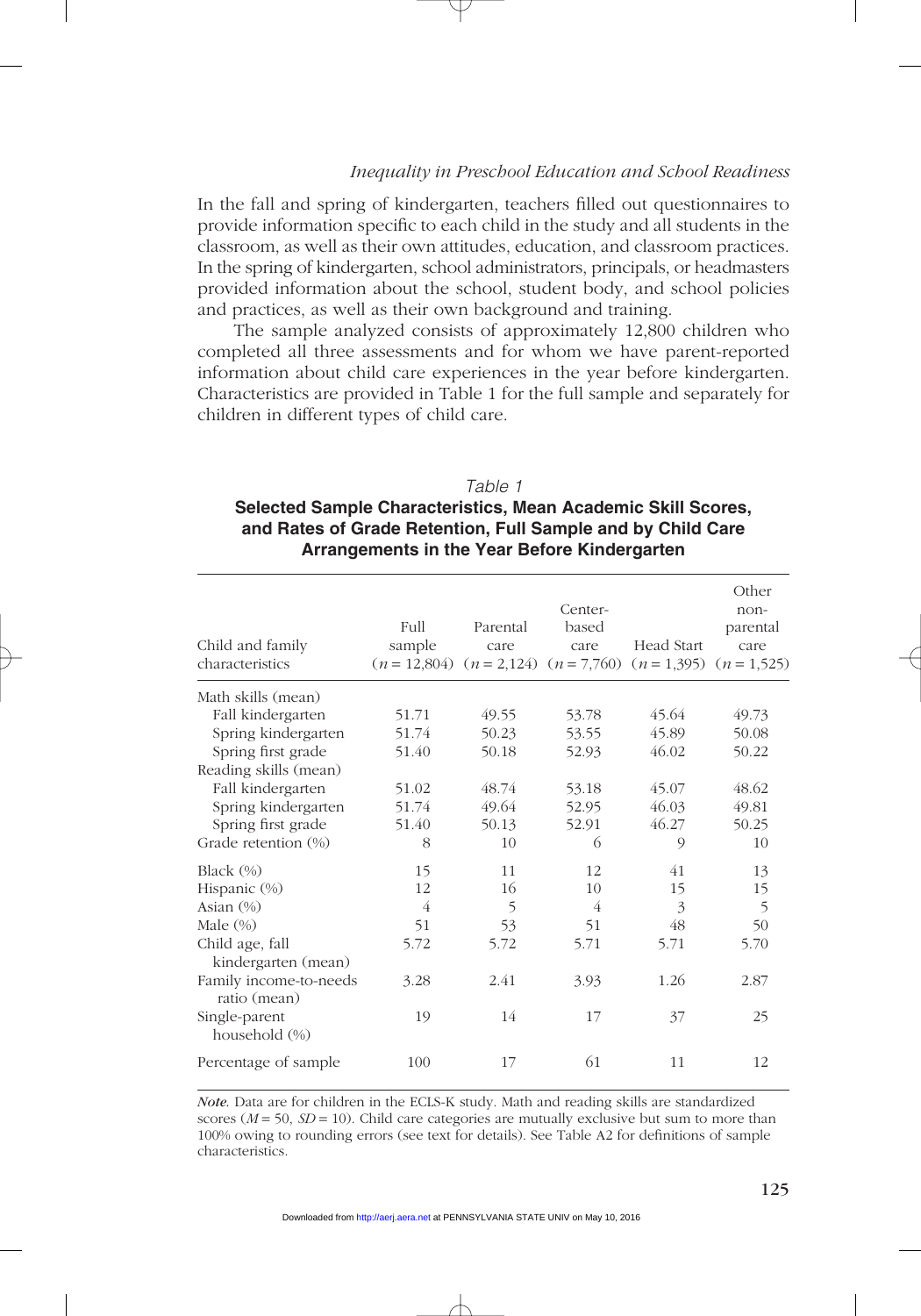In the fall and spring of kindergarten, teachers filled out questionnaires to provide information specific to each child in the study and all students in the classroom, as well as their own attitudes, education, and classroom practices. In the spring of kindergarten, school administrators, principals, or headmasters provided information about the school, student body, and school policies and practices, as well as their own background and training.

The sample analyzed consists of approximately 12,800 children who completed all three assessments and for whom we have parent-reported information about child care experiences in the year before kindergarten. Characteristics are provided in Table 1 for the full sample and separately for children in different types of child care.

*Table 1*

**Selected Sample Characteristics, Mean Academic Skill Scores, and Rates of Grade Retention, Full Sample and by Child Care Arrangements in the Year Before Kindergarten**

| Child and family characteristics | Full sample ($n$ = 12,804) | Parental care ($n$ = 2,124) | Center-based care ($n$ = 7,760) | Head Start ($n$ = 1,395) | Other non-parental care ($n$ = 1,525) |
|---|---|---|---|---|---|
| Math skills (mean) | | | | | |
| Fall kindergarten | 51.71 | 49.55 | 53.78 | 45.64 | 49.73 |
| Spring kindergarten | 51.74 | 50.23 | 53.55 | 45.89 | 50.08 |
| Spring first grade | 51.40 | 50.18 | 52.93 | 46.02 | 50.22 |
| Reading skills (mean) | | | | | |
| Fall kindergarten | 51.02 | 48.74 | 53.18 | 45.07 | 48.62 |
| Spring kindergarten | 51.74 | 49.64 | 52.95 | 46.03 | 49.81 |
| Spring first grade | 51.40 | 50.13 | 52.91 | 46.27 | 50.25 |
| Grade retention (%) | 8 | 10 | 6 | 9 | 10 |
| Black (%) | 15 | 11 | 12 | 41 | 13 |
| Hispanic (%) | 12 | 16 | 10 | 15 | 15 |
| Asian (%) | 4 | 5 | 4 | 3 | 5 |
| Male (%) | 51 | 53 | 51 | 48 | 50 |
| Child age, fall kindergarten (mean) | 5.72 | 5.72 | 5.71 | 5.71 | 5.70 |
| Family income-to-needs ratio (mean) | 3.28 | 2.41 | 3.93 | 1.26 | 2.87 |
| Single-parent household (%) | 19 | 14 | 17 | 37 | 25 |
| Percentage of sample | 100 | 17 | 61 | 11 | 12 |

*Note.* Data are for children in the ECLS-K study. Math and reading skills are standardized scores ($M$ = 50, $SD$ = 10). Child care categories are mutually exclusive but sum to more than 100% owing to rounding errors (see text for details). See Table A2 for definitions of sample characteristics.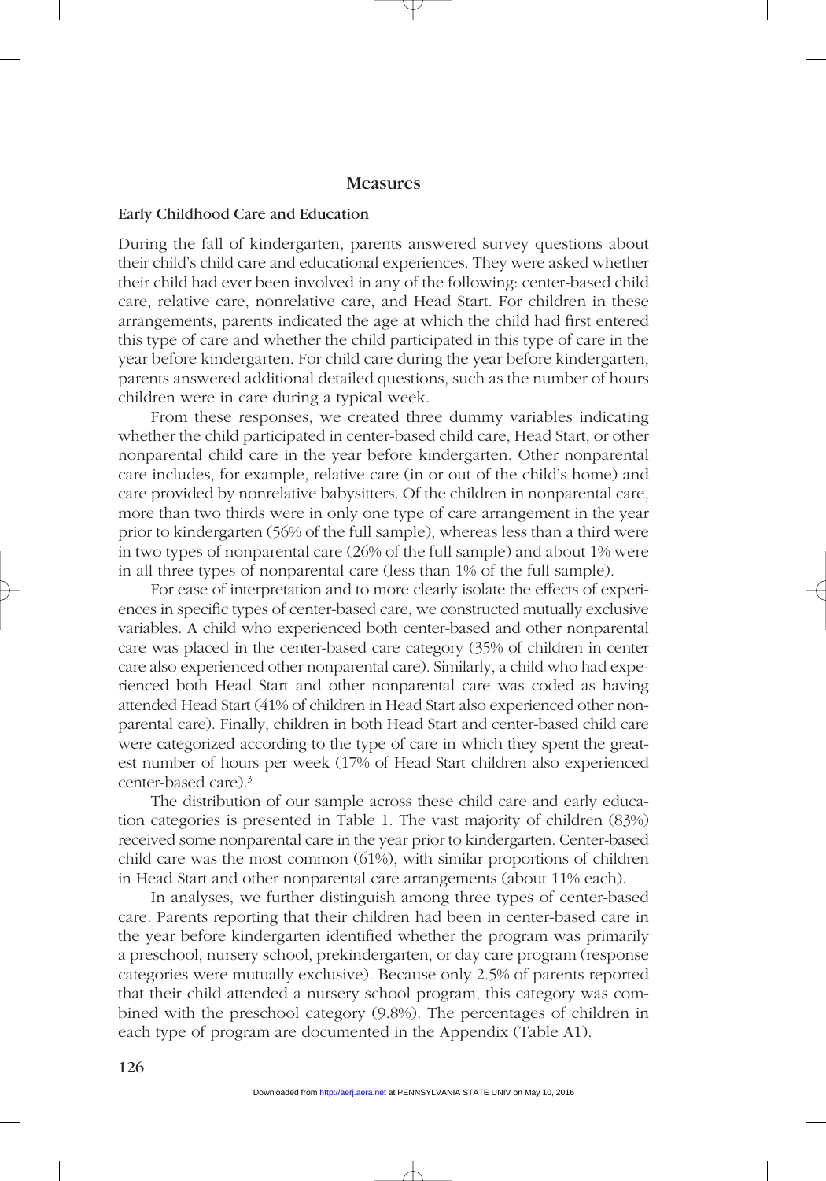## Measures

### Early Childhood Care and Education

During the fall of kindergarten, parents answered survey questions about their child's child care and educational experiences. They were asked whether their child had ever been involved in any of the following: center-based child care, relative care, nonrelative care, and Head Start. For children in these arrangements, parents indicated the age at which the child had first entered this type of care and whether the child participated in this type of care in the year before kindergarten. For child care during the year before kindergarten, parents answered additional detailed questions, such as the number of hours children were in care during a typical week.

From these responses, we created three dummy variables indicating whether the child participated in center-based child care, Head Start, or other nonparental child care in the year before kindergarten. Other nonparental care includes, for example, relative care (in or out of the child's home) and care provided by nonrelative babysitters. Of the children in nonparental care, more than two thirds were in only one type of care arrangement in the year prior to kindergarten (56% of the full sample), whereas less than a third were in two types of nonparental care (26% of the full sample) and about 1% were in all three types of nonparental care (less than 1% of the full sample).

For ease of interpretation and to more clearly isolate the effects of experiences in specific types of center-based care, we constructed mutually exclusive variables. A child who experienced both center-based and other nonparental care was placed in the center-based care category (35% of children in center care also experienced other nonparental care). Similarly, a child who had experienced both Head Start and other nonparental care was coded as having attended Head Start (41% of children in Head Start also experienced other nonparental care). Finally, children in both Head Start and center-based child care were categorized according to the type of care in which they spent the greatest number of hours per week (17% of Head Start children also experienced center-based care).[3]

The distribution of our sample across these child care and early education categories is presented in Table 1. The vast majority of children (83%) received some nonparental care in the year prior to kindergarten. Center-based child care was the most common (61%), with similar proportions of children in Head Start and other nonparental care arrangements (about 11% each).

In analyses, we further distinguish among three types of center-based care. Parents reporting that their children had been in center-based care in the year before kindergarten identified whether the program was primarily a preschool, nursery school, prekindergarten, or day care program (response categories were mutually exclusive). Because only 2.5% of parents reported that their child attended a nursery school program, this category was combined with the preschool category (9.8%). The percentages of children in each type of program are documented in the Appendix (Table A1).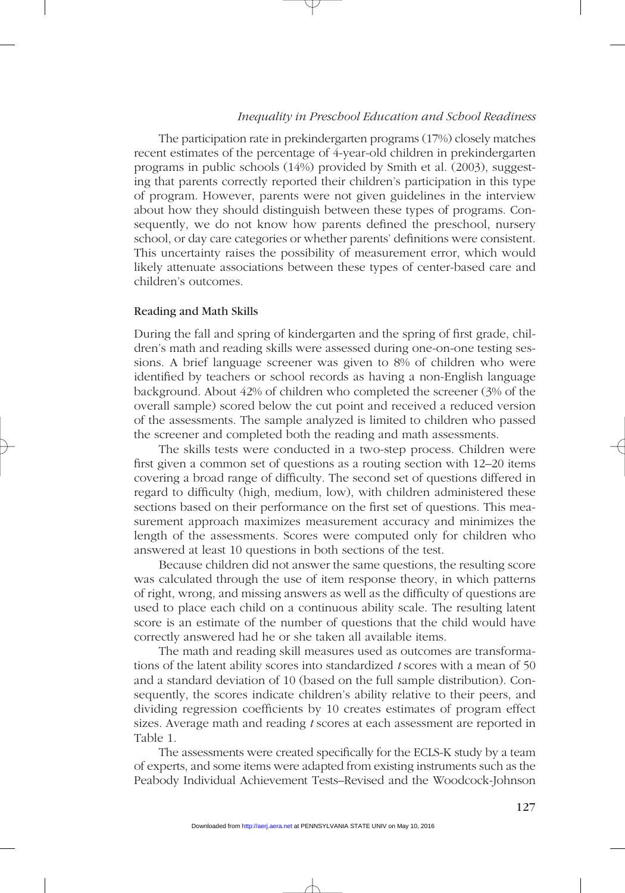The participation rate in prekindergarten programs (17%) closely matches recent estimates of the percentage of 4-year-old children in prekindergarten programs in public schools (14%) provided by Smith et al. (2003), suggesting that parents correctly reported their children's participation in this type of program. However, parents were not given guidelines in the interview about how they should distinguish between these types of programs. Consequently, we do not know how parents defined the preschool, nursery school, or day care categories or whether parents' definitions were consistent. This uncertainty raises the possibility of measurement error, which would likely attenuate associations between these types of center-based care and children's outcomes.

### Reading and Math Skills

During the fall and spring of kindergarten and the spring of first grade, children's math and reading skills were assessed during one-on-one testing sessions. A brief language screener was given to 8% of children who were identified by teachers or school records as having a non-English language background. About 42% of children who completed the screener (3% of the overall sample) scored below the cut point and received a reduced version of the assessments. The sample analyzed is limited to children who passed the screener and completed both the reading and math assessments.

The skills tests were conducted in a two-step process. Children were first given a common set of questions as a routing section with 12–20 items covering a broad range of difficulty. The second set of questions differed in regard to difficulty (high, medium, low), with children administered these sections based on their performance on the first set of questions. This measurement approach maximizes measurement accuracy and minimizes the length of the assessments. Scores were computed only for children who answered at least 10 questions in both sections of the test.

Because children did not answer the same questions, the resulting score was calculated through the use of item response theory, in which patterns of right, wrong, and missing answers as well as the difficulty of questions are used to place each child on a continuous ability scale. The resulting latent score is an estimate of the number of questions that the child would have correctly answered had he or she taken all available items.

The math and reading skill measures used as outcomes are transformations of the latent ability scores into standardized *t* scores with a mean of 50 and a standard deviation of 10 (based on the full sample distribution). Consequently, the scores indicate children's ability relative to their peers, and dividing regression coefficients by 10 creates estimates of program effect sizes. Average math and reading *t* scores at each assessment are reported in Table 1.

The assessments were created specifically for the ECLS-K study by a team of experts, and some items were adapted from existing instruments such as the Peabody Individual Achievement Tests–Revised and the Woodcock-Johnson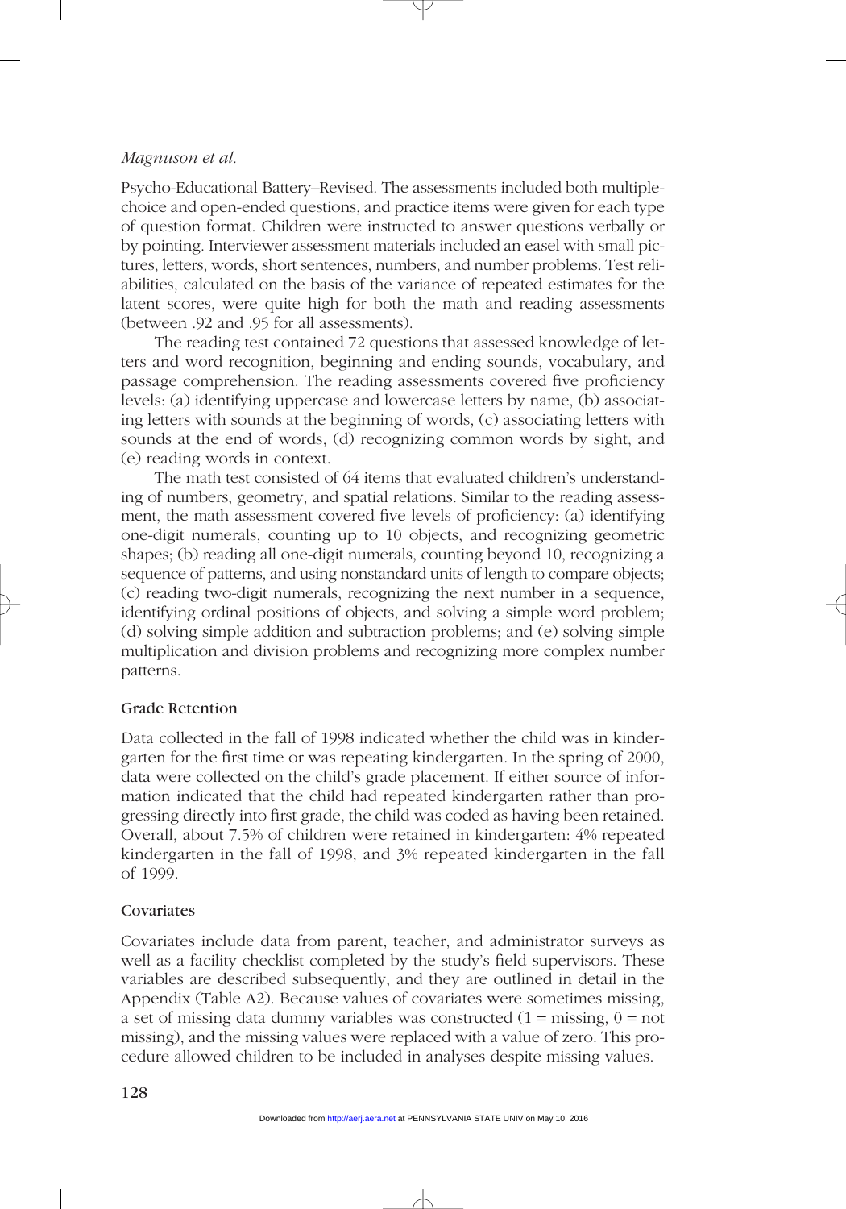Psycho-Educational Battery–Revised. The assessments included both multiple-choice and open-ended questions, and practice items were given for each type of question format. Children were instructed to answer questions verbally or by pointing. Interviewer assessment materials included an easel with small pictures, letters, words, short sentences, numbers, and number problems. Test reliabilities, calculated on the basis of the variance of repeated estimates for the latent scores, were quite high for both the math and reading assessments (between .92 and .95 for all assessments).

The reading test contained 72 questions that assessed knowledge of letters and word recognition, beginning and ending sounds, vocabulary, and passage comprehension. The reading assessments covered five proficiency levels: (a) identifying uppercase and lowercase letters by name, (b) associating letters with sounds at the beginning of words, (c) associating letters with sounds at the end of words, (d) recognizing common words by sight, and (e) reading words in context.

The math test consisted of 64 items that evaluated children's understanding of numbers, geometry, and spatial relations. Similar to the reading assessment, the math assessment covered five levels of proficiency: (a) identifying one-digit numerals, counting up to 10 objects, and recognizing geometric shapes; (b) reading all one-digit numerals, counting beyond 10, recognizing a sequence of patterns, and using nonstandard units of length to compare objects; (c) reading two-digit numerals, recognizing the next number in a sequence, identifying ordinal positions of objects, and solving a simple word problem; (d) solving simple addition and subtraction problems; and (e) solving simple multiplication and division problems and recognizing more complex number patterns.

### Grade Retention

Data collected in the fall of 1998 indicated whether the child was in kindergarten for the first time or was repeating kindergarten. In the spring of 2000, data were collected on the child's grade placement. If either source of information indicated that the child had repeated kindergarten rather than progressing directly into first grade, the child was coded as having been retained. Overall, about 7.5% of children were retained in kindergarten: 4% repeated kindergarten in the fall of 1998, and 3% repeated kindergarten in the fall of 1999.

### Covariates

Covariates include data from parent, teacher, and administrator surveys as well as a facility checklist completed by the study's field supervisors. These variables are described subsequently, and they are outlined in detail in the Appendix (Table A2). Because values of covariates were sometimes missing, a set of missing data dummy variables was constructed (1 = missing, 0 = not missing), and the missing values were replaced with a value of zero. This procedure allowed children to be included in analyses despite missing values.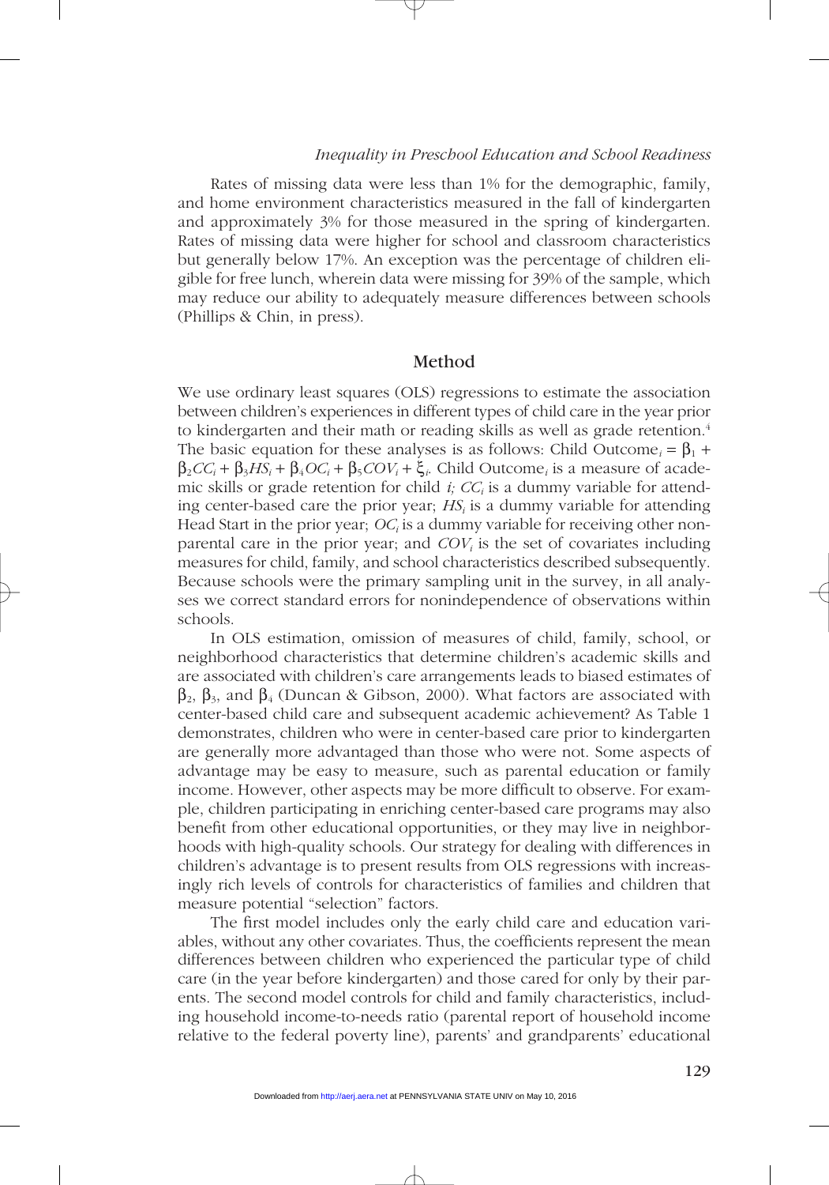Rates of missing data were less than 1% for the demographic, family, and home environment characteristics measured in the fall of kindergarten and approximately 3% for those measured in the spring of kindergarten. Rates of missing data were higher for school and classroom characteristics but generally below 17%. An exception was the percentage of children eligible for free lunch, wherein data were missing for 39% of the sample, which may reduce our ability to adequately measure differences between schools (Phillips & Chin, in press).

## Method

We use ordinary least squares (OLS) regressions to estimate the association between children's experiences in different types of child care in the year prior to kindergarten and their math or reading skills as well as grade retention.[4] The basic equation for these analyses is as follows: Child Outcome$_i$ = $\beta_1 + \beta_2 CC_i + \beta_3 HS_i + \beta_4 OC_i + \beta_5 COV_i + \xi_i$. Child Outcome$_i$ is a measure of academic skills or grade retention for child *i; $CC_i$* is a dummy variable for attending center-based care the prior year; $HS_i$ is a dummy variable for attending Head Start in the prior year; $OC_i$ is a dummy variable for receiving other nonparental care in the prior year; and $COV_i$ is the set of covariates including measures for child, family, and school characteristics described subsequently. Because schools were the primary sampling unit in the survey, in all analyses we correct standard errors for nonindependence of observations within schools.

In OLS estimation, omission of measures of child, family, school, or neighborhood characteristics that determine children's academic skills and are associated with children's care arrangements leads to biased estimates of $\beta_2$, $\beta_3$, and $\beta_4$ (Duncan & Gibson, 2000). What factors are associated with center-based child care and subsequent academic achievement? As Table 1 demonstrates, children who were in center-based care prior to kindergarten are generally more advantaged than those who were not. Some aspects of advantage may be easy to measure, such as parental education or family income. However, other aspects may be more difficult to observe. For example, children participating in enriching center-based care programs may also benefit from other educational opportunities, or they may live in neighborhoods with high-quality schools. Our strategy for dealing with differences in children's advantage is to present results from OLS regressions with increasingly rich levels of controls for characteristics of families and children that measure potential "selection" factors.

The first model includes only the early child care and education variables, without any other covariates. Thus, the coefficients represent the mean differences between children who experienced the particular type of child care (in the year before kindergarten) and those cared for only by their parents. The second model controls for child and family characteristics, including household income-to-needs ratio (parental report of household income relative to the federal poverty line), parents' and grandparents' educational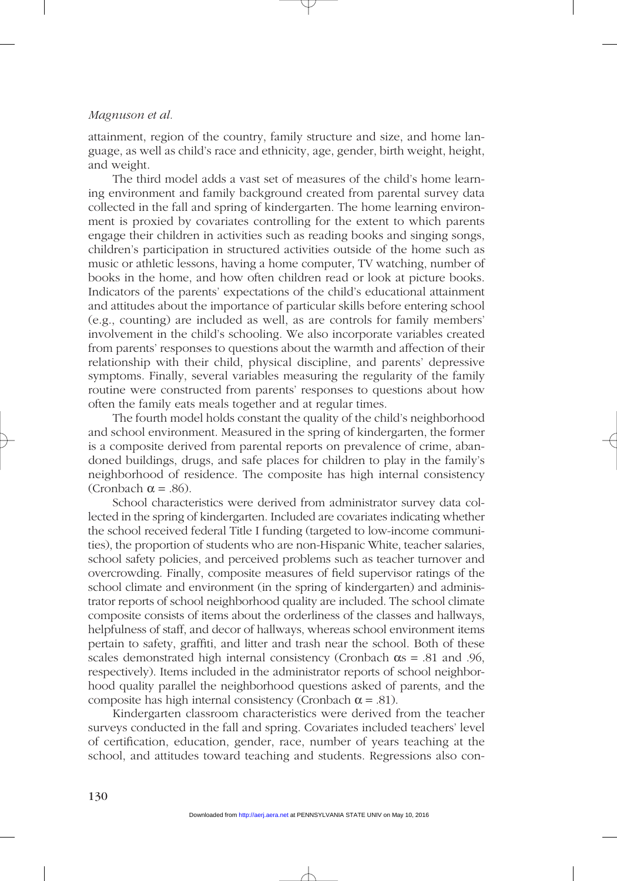attainment, region of the country, family structure and size, and home language, as well as child's race and ethnicity, age, gender, birth weight, height, and weight.

The third model adds a vast set of measures of the child's home learning environment and family background created from parental survey data collected in the fall and spring of kindergarten. The home learning environment is proxied by covariates controlling for the extent to which parents engage their children in activities such as reading books and singing songs, children's participation in structured activities outside of the home such as music or athletic lessons, having a home computer, TV watching, number of books in the home, and how often children read or look at picture books. Indicators of the parents' expectations of the child's educational attainment and attitudes about the importance of particular skills before entering school (e.g., counting) are included as well, as are controls for family members' involvement in the child's schooling. We also incorporate variables created from parents' responses to questions about the warmth and affection of their relationship with their child, physical discipline, and parents' depressive symptoms. Finally, several variables measuring the regularity of the family routine were constructed from parents' responses to questions about how often the family eats meals together and at regular times.

The fourth model holds constant the quality of the child's neighborhood and school environment. Measured in the spring of kindergarten, the former is a composite derived from parental reports on prevalence of crime, abandoned buildings, drugs, and safe places for children to play in the family's neighborhood of residence. The composite has high internal consistency (Cronbach $\alpha = .86$).

School characteristics were derived from administrator survey data collected in the spring of kindergarten. Included are covariates indicating whether the school received federal Title I funding (targeted to low-income communities), the proportion of students who are non-Hispanic White, teacher salaries, school safety policies, and perceived problems such as teacher turnover and overcrowding. Finally, composite measures of field supervisor ratings of the school climate and environment (in the spring of kindergarten) and administrator reports of school neighborhood quality are included. The school climate composite consists of items about the orderliness of the classes and hallways, helpfulness of staff, and decor of hallways, whereas school environment items pertain to safety, graffiti, and litter and trash near the school. Both of these scales demonstrated high internal consistency (Cronbach $\alpha$s = .81 and .96, respectively). Items included in the administrator reports of school neighborhood quality parallel the neighborhood questions asked of parents, and the composite has high internal consistency (Cronbach $\alpha = .81$).

Kindergarten classroom characteristics were derived from the teacher surveys conducted in the fall and spring. Covariates included teachers' level of certification, education, gender, race, number of years teaching at the school, and attitudes toward teaching and students. Regressions also con-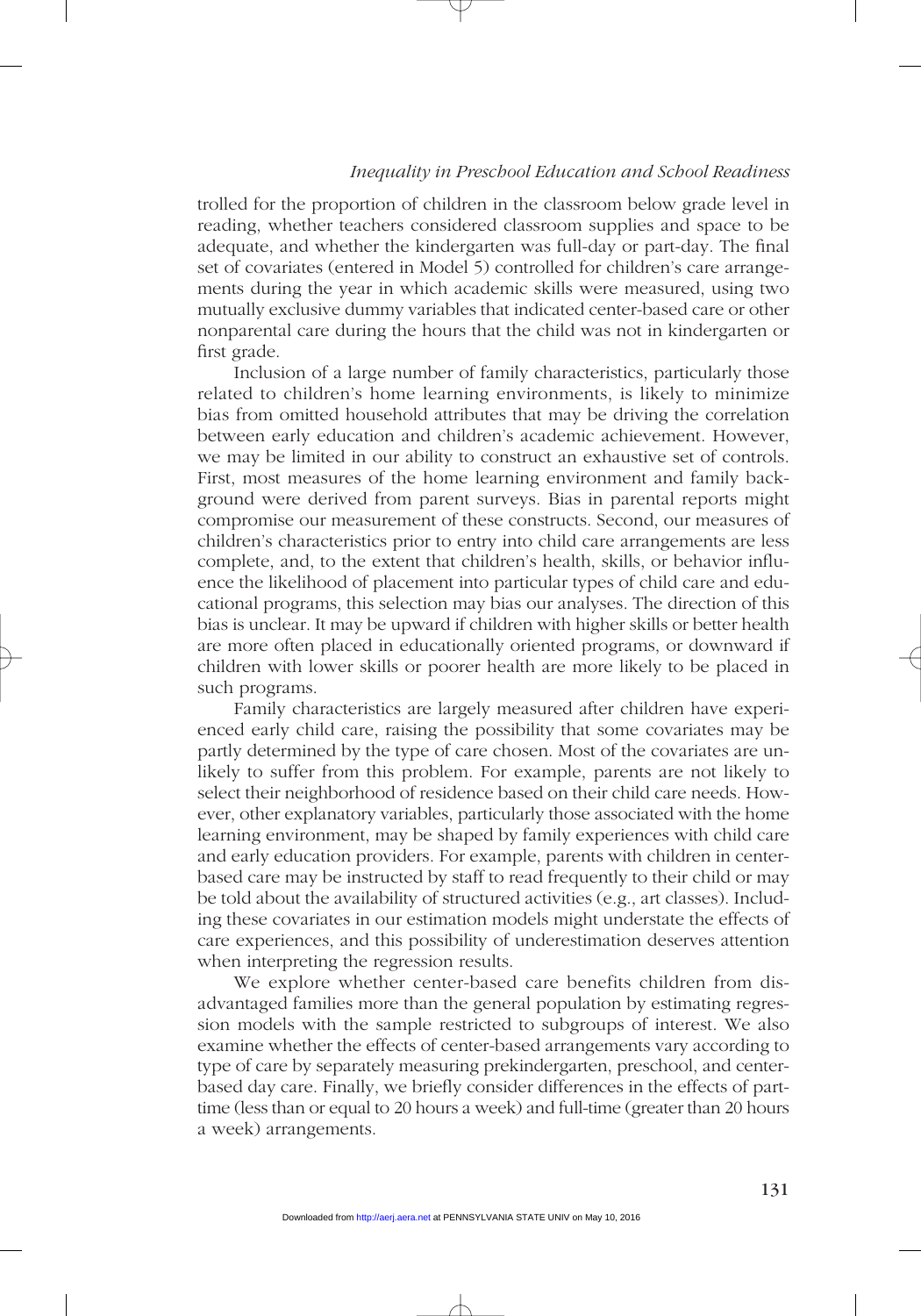trolled for the proportion of children in the classroom below grade level in reading, whether teachers considered classroom supplies and space to be adequate, and whether the kindergarten was full-day or part-day. The final set of covariates (entered in Model 5) controlled for children's care arrangements during the year in which academic skills were measured, using two mutually exclusive dummy variables that indicated center-based care or other nonparental care during the hours that the child was not in kindergarten or first grade.

Inclusion of a large number of family characteristics, particularly those related to children's home learning environments, is likely to minimize bias from omitted household attributes that may be driving the correlation between early education and children's academic achievement. However, we may be limited in our ability to construct an exhaustive set of controls. First, most measures of the home learning environment and family background were derived from parent surveys. Bias in parental reports might compromise our measurement of these constructs. Second, our measures of children's characteristics prior to entry into child care arrangements are less complete, and, to the extent that children's health, skills, or behavior influence the likelihood of placement into particular types of child care and educational programs, this selection may bias our analyses. The direction of this bias is unclear. It may be upward if children with higher skills or better health are more often placed in educationally oriented programs, or downward if children with lower skills or poorer health are more likely to be placed in such programs.

Family characteristics are largely measured after children have experienced early child care, raising the possibility that some covariates may be partly determined by the type of care chosen. Most of the covariates are unlikely to suffer from this problem. For example, parents are not likely to select their neighborhood of residence based on their child care needs. However, other explanatory variables, particularly those associated with the home learning environment, may be shaped by family experiences with child care and early education providers. For example, parents with children in center-based care may be instructed by staff to read frequently to their child or may be told about the availability of structured activities (e.g., art classes). Including these covariates in our estimation models might understate the effects of care experiences, and this possibility of underestimation deserves attention when interpreting the regression results.

We explore whether center-based care benefits children from disadvantaged families more than the general population by estimating regression models with the sample restricted to subgroups of interest. We also examine whether the effects of center-based arrangements vary according to type of care by separately measuring prekindergarten, preschool, and center-based day care. Finally, we briefly consider differences in the effects of part-time (less than or equal to 20 hours a week) and full-time (greater than 20 hours a week) arrangements.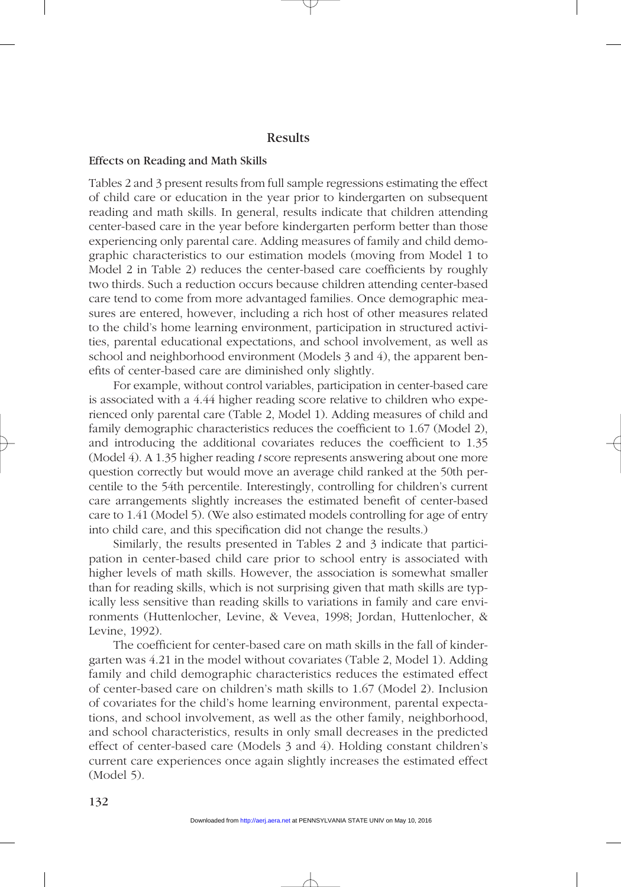## Results

### Effects on Reading and Math Skills

Tables 2 and 3 present results from full sample regressions estimating the effect of child care or education in the year prior to kindergarten on subsequent reading and math skills. In general, results indicate that children attending center-based care in the year before kindergarten perform better than those experiencing only parental care. Adding measures of family and child demographic characteristics to our estimation models (moving from Model 1 to Model 2 in Table 2) reduces the center-based care coefficients by roughly two thirds. Such a reduction occurs because children attending center-based care tend to come from more advantaged families. Once demographic measures are entered, however, including a rich host of other measures related to the child's home learning environment, participation in structured activities, parental educational expectations, and school involvement, as well as school and neighborhood environment (Models 3 and 4), the apparent benefits of center-based care are diminished only slightly.

For example, without control variables, participation in center-based care is associated with a 4.44 higher reading score relative to children who experienced only parental care (Table 2, Model 1). Adding measures of child and family demographic characteristics reduces the coefficient to 1.67 (Model 2), and introducing the additional covariates reduces the coefficient to 1.35 (Model 4). A 1.35 higher reading *t* score represents answering about one more question correctly but would move an average child ranked at the 50th percentile to the 54th percentile. Interestingly, controlling for children's current care arrangements slightly increases the estimated benefit of center-based care to 1.41 (Model 5). (We also estimated models controlling for age of entry into child care, and this specification did not change the results.)

Similarly, the results presented in Tables 2 and 3 indicate that participation in center-based child care prior to school entry is associated with higher levels of math skills. However, the association is somewhat smaller than for reading skills, which is not surprising given that math skills are typically less sensitive than reading skills to variations in family and care environments (Huttenlocher, Levine, & Vevea, 1998; Jordan, Huttenlocher, & Levine, 1992).

The coefficient for center-based care on math skills in the fall of kindergarten was 4.21 in the model without covariates (Table 2, Model 1). Adding family and child demographic characteristics reduces the estimated effect of center-based care on children's math skills to 1.67 (Model 2). Inclusion of covariates for the child's home learning environment, parental expectations, and school involvement, as well as the other family, neighborhood, and school characteristics, results in only small decreases in the predicted effect of center-based care (Models 3 and 4). Holding constant children's current care experiences once again slightly increases the estimated effect (Model 5).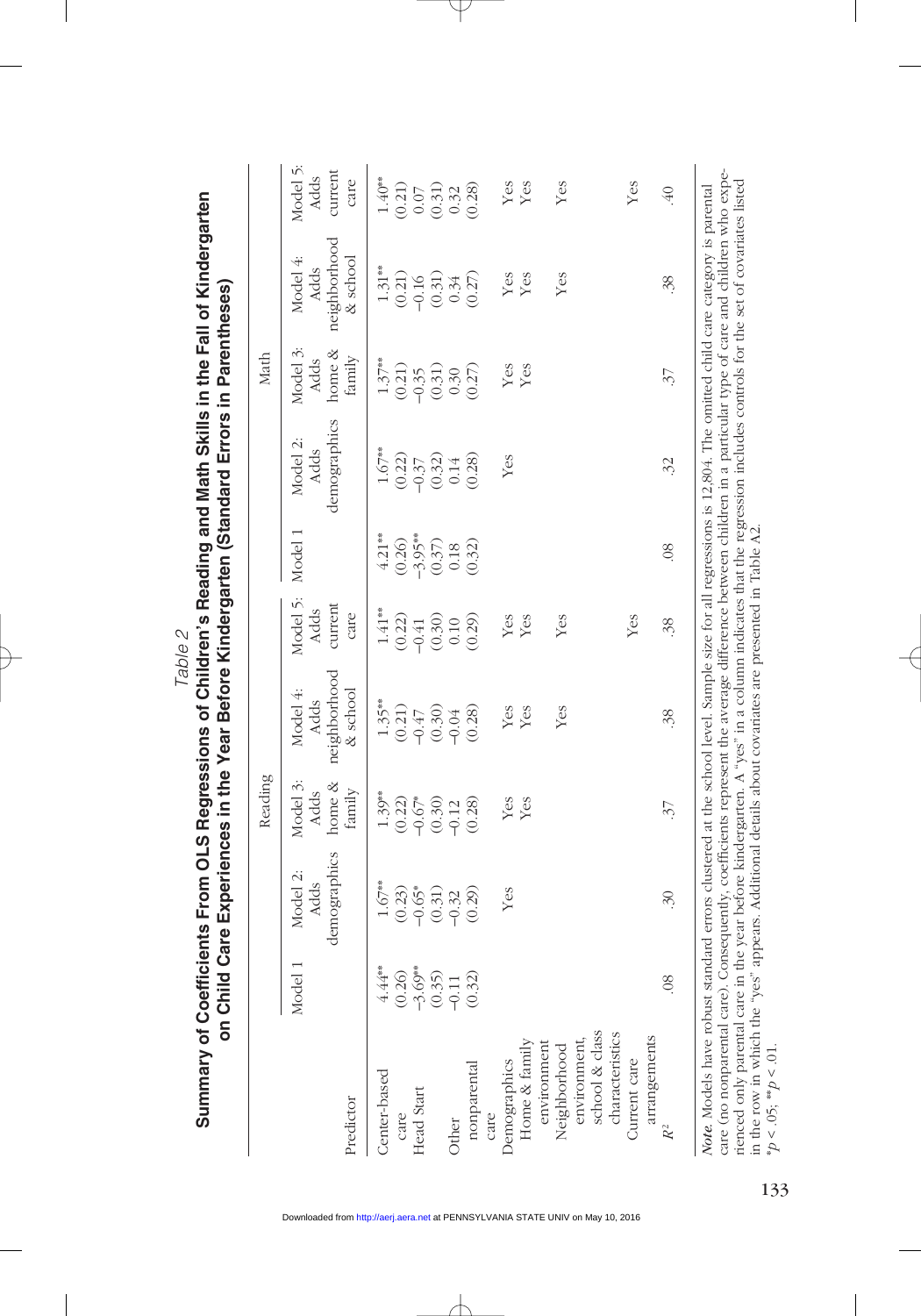Table 2

**Summary of Coefficients From OLS Regressions of Children's Reading and Math Skills in the Fall of Kindergarten on Child Care Experiences in the Year Before Kindergarten (Standard Errors in Parentheses)**

| Predictor | Reading | | | | | Math | | | | |
|---|---|---|---|---|---|---|---|---|---|---|
| | Model 1 | Model 2: Adds demographics | Model 3: Adds home & family | Model 4: Adds neighborhood & school | Model 5: Adds current care | Model 1 | Model 2: Adds demographics | Model 3: Adds home & family | Model 4: Adds neighborhood & school | Model 5: Adds current care |
| Center-based care | 4.44** | 1.67** | 1.39** | 1.35** | 1.41** | 4.21** | 1.67** | 1.37** | 1.31** | 1.40** |
| | (0.26) | (0.23) | (0.22) | (0.21) | (0.22) | (0.26) | (0.22) | (0.21) | (0.21) | (0.21) |
| Head Start | −3.69** | −0.65* | −0.67* | −0.47 | −0.41 | −3.95** | −0.37 | −0.35 | −0.16 | 0.07 |
| | (0.35) | (0.31) | (0.30) | (0.30) | (0.30) | (0.37) | (0.32) | (0.31) | (0.31) | (0.31) |
| Other nonparental care | −0.11 | −0.32 | −0.12 | −0.04 | 0.10 | 0.18 | 0.14 | 0.30 | 0.34 | 0.32 |
| | (0.32) | (0.29) | (0.28) | (0.28) | (0.29) | (0.32) | (0.28) | (0.27) | (0.27) | (0.28) |
| Demographics | | Yes | Yes | Yes | Yes | | Yes | Yes | Yes | Yes |
| Home & family environment | | | Yes | Yes | Yes | | | Yes | Yes | Yes |
| Neighborhood environment, school & class characteristics | | | | Yes | Yes | | | | Yes | Yes |
| Current care arrangements | | | | | Yes | | | | | Yes |
| $R^2$ | .08 | .30 | .37 | .38 | .38 | .08 | .32 | .37 | .38 | .40 |

*Note.* Models have robust standard errors clustered at the school level. Sample size for all regressions is 12,804. The omitted child care category is parental care (no nonparental care). Consequently, coefficients represent the average difference between children in a particular type of care and children who experienced only parental care in the year before kindergarten. A "yes" in a column indicates that the regression includes controls for the set of covariates listed in the row in which the "yes" appears. Additional details about covariates are presented in Table A2.

*$p < .05$; **$p < .01$.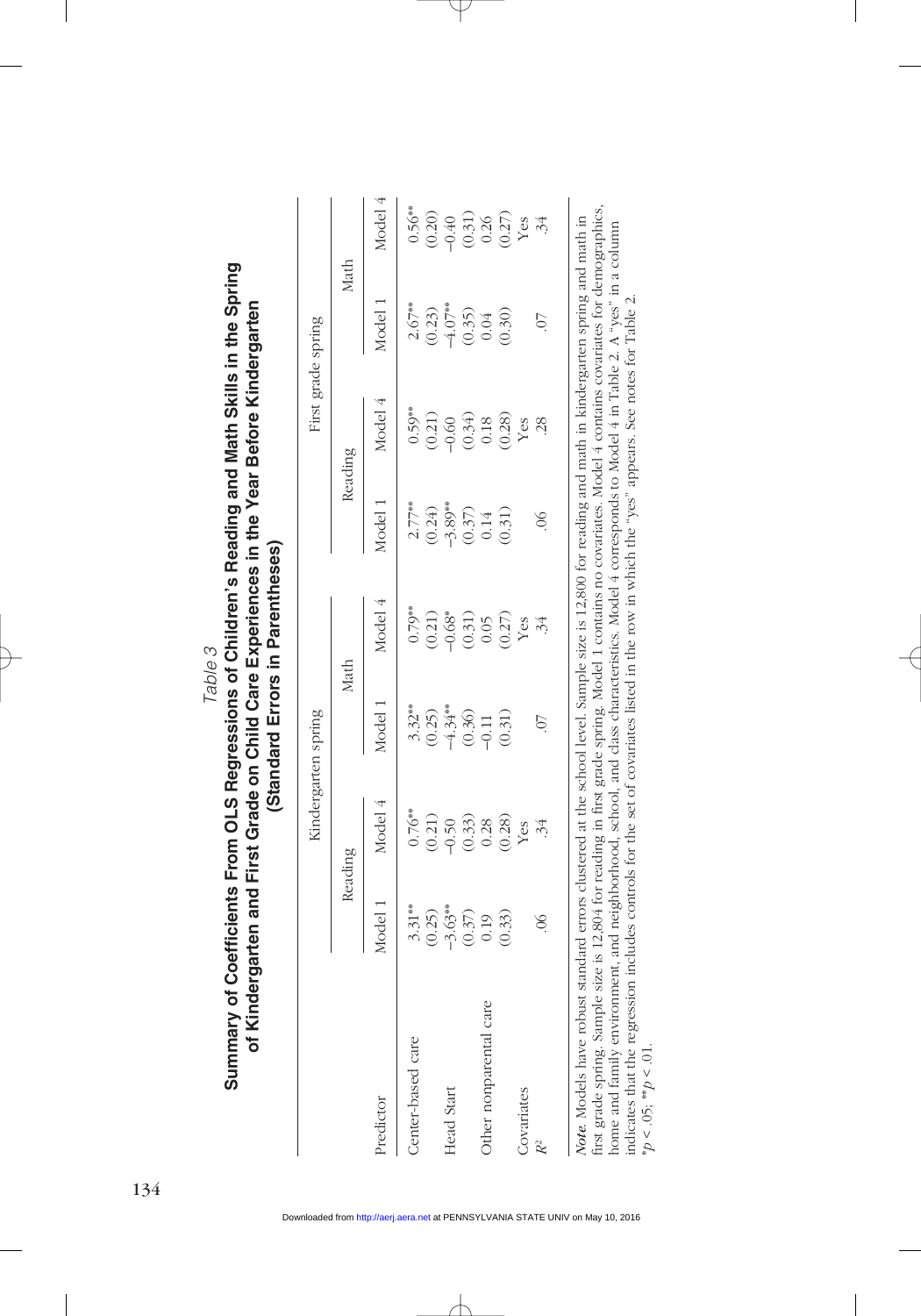Table 3

**Summary of Coefficients From OLS Regressions of Children's Reading and Math Skills in the Spring of Kindergarten and First Grade on Child Care Experiences in the Year Before Kindergarten (Standard Errors in Parentheses)**

| Predictor | Kindergarten spring | | | | First grade spring | | | |
|---|---|---|---|---|---|---|---|---|
| | Reading | | Math | | Reading | | Math | |
| | Model 1 | Model 4 | Model 1 | Model 4 | Model 1 | Model 4 | Model 1 | Model 4 |
| Center-based care | 3.31** | 0.76** | 3.32** | 0.79** | 2.77** | 0.59** | 2.67** | 0.56** |
| | (0.25) | (0.21) | (0.25) | (0.21) | (0.24) | (0.21) | (0.23) | (0.20) |
| Head Start | −3.63** | −0.50 | −4.34** | −0.68* | −3.89** | −0.60 | −4.07** | −0.40 |
| | (0.37) | (0.33) | (0.36) | (0.31) | (0.37) | (0.34) | (0.35) | (0.31) |
| Other nonparental care | 0.19 | 0.28 | −0.11 | 0.05 | 0.14 | 0.18 | 0.04 | 0.26 |
| | (0.33) | (0.28) | (0.31) | (0.27) | (0.31) | (0.28) | (0.30) | (0.27) |
| Covariates | | Yes | | Yes | | Yes | | Yes |
| $R^2$ | .06 | .34 | .07 | .34 | .06 | .28 | .07 | .34 |

*Note*. Models have robust standard errors clustered at the school level. Sample size is 12,800 for reading and math in kindergarten spring and math in first grade spring. Sample size is 12,804 for reading in first grade spring. Model 1 contains no covariates. Model 4 contains covariates for demographics, home and family environment, and neighborhood, school, and class characteristics. Model 4 corresponds to Model 4 in Table 2. A "yes" in a column indicates that the regression includes controls for the set of covariates listed in the row in which the "yes" appears. See notes for Table 2.
$^*p < .05$; $^{**}p < .01$.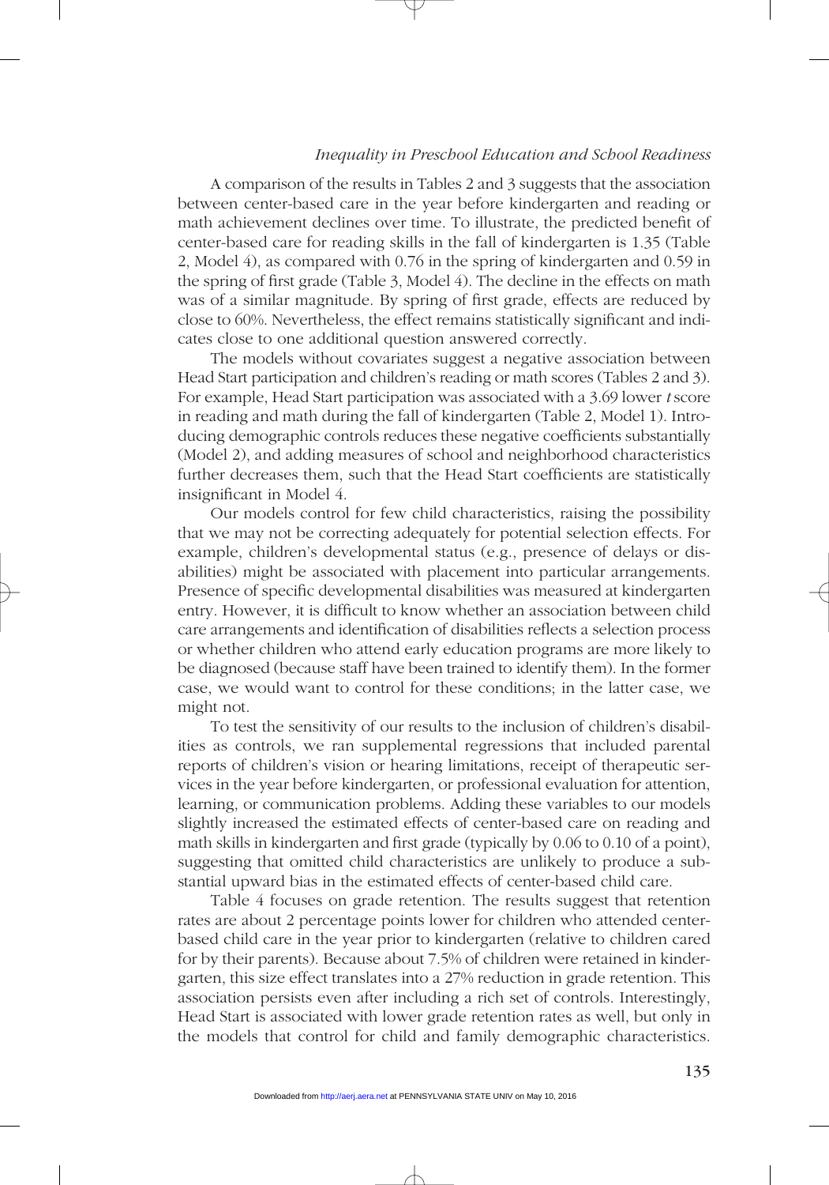A comparison of the results in Tables 2 and 3 suggests that the association between center-based care in the year before kindergarten and reading or math achievement declines over time. To illustrate, the predicted benefit of center-based care for reading skills in the fall of kindergarten is 1.35 (Table 2, Model 4), as compared with 0.76 in the spring of kindergarten and 0.59 in the spring of first grade (Table 3, Model 4). The decline in the effects on math was of a similar magnitude. By spring of first grade, effects are reduced by close to 60%. Nevertheless, the effect remains statistically significant and indicates close to one additional question answered correctly.

The models without covariates suggest a negative association between Head Start participation and children's reading or math scores (Tables 2 and 3). For example, Head Start participation was associated with a 3.69 lower *t* score in reading and math during the fall of kindergarten (Table 2, Model 1). Introducing demographic controls reduces these negative coefficients substantially (Model 2), and adding measures of school and neighborhood characteristics further decreases them, such that the Head Start coefficients are statistically insignificant in Model 4.

Our models control for few child characteristics, raising the possibility that we may not be correcting adequately for potential selection effects. For example, children's developmental status (e.g., presence of delays or disabilities) might be associated with placement into particular arrangements. Presence of specific developmental disabilities was measured at kindergarten entry. However, it is difficult to know whether an association between child care arrangements and identification of disabilities reflects a selection process or whether children who attend early education programs are more likely to be diagnosed (because staff have been trained to identify them). In the former case, we would want to control for these conditions; in the latter case, we might not.

To test the sensitivity of our results to the inclusion of children's disabilities as controls, we ran supplemental regressions that included parental reports of children's vision or hearing limitations, receipt of therapeutic services in the year before kindergarten, or professional evaluation for attention, learning, or communication problems. Adding these variables to our models slightly increased the estimated effects of center-based care on reading and math skills in kindergarten and first grade (typically by 0.06 to 0.10 of a point), suggesting that omitted child characteristics are unlikely to produce a substantial upward bias in the estimated effects of center-based child care.

Table 4 focuses on grade retention. The results suggest that retention rates are about 2 percentage points lower for children who attended center-based child care in the year prior to kindergarten (relative to children cared for by their parents). Because about 7.5% of children were retained in kindergarten, this size effect translates into a 27% reduction in grade retention. This association persists even after including a rich set of controls. Interestingly, Head Start is associated with lower grade retention rates as well, but only in the models that control for child and family demographic characteristics.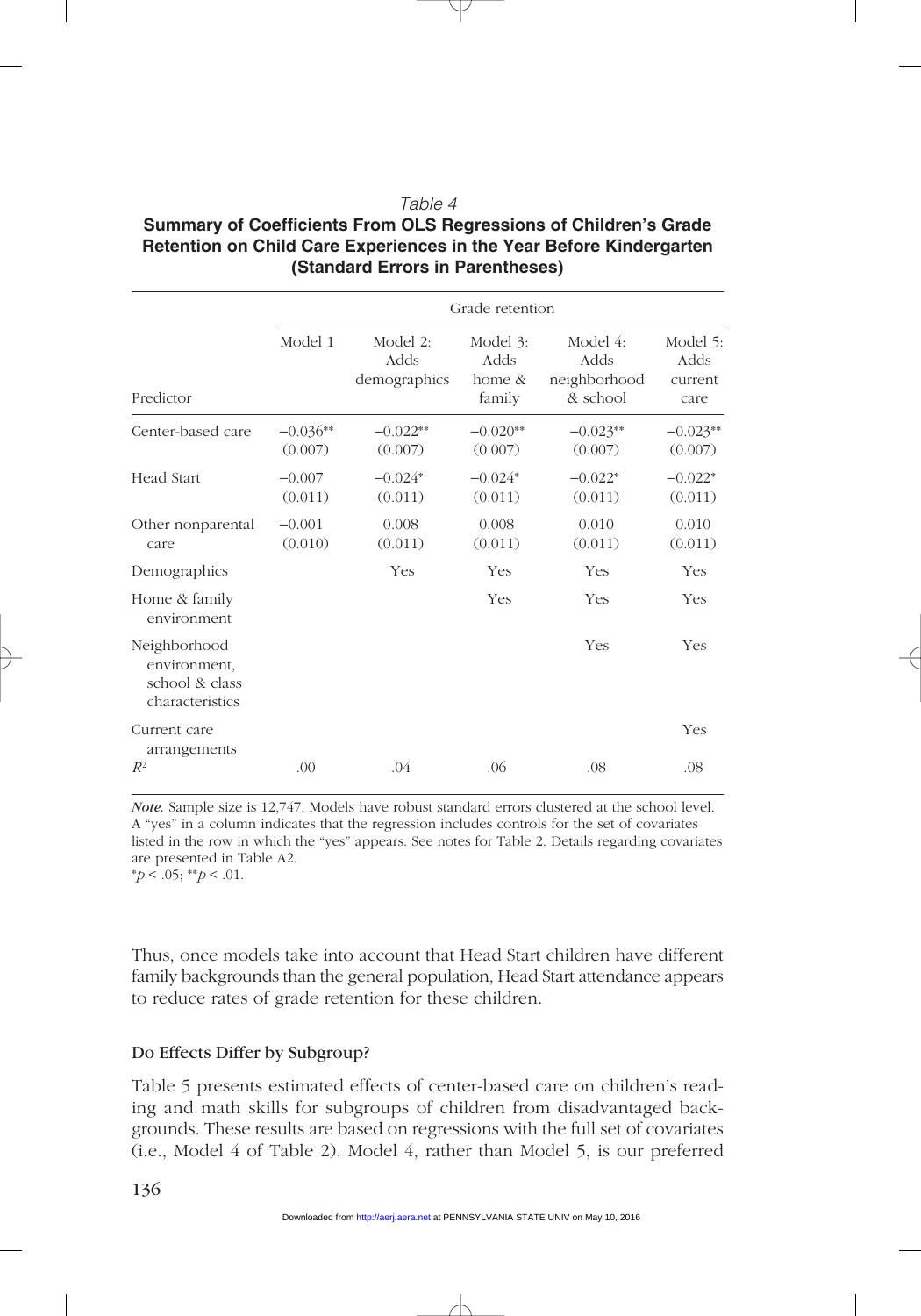*Table 4*

**Summary of Coefficients From OLS Regressions of Children's Grade Retention on Child Care Experiences in the Year Before Kindergarten (Standard Errors in Parentheses)**

| | Grade retention | | | | |
|---|---|---|---|---|---|
| Predictor | Model 1 | Model 2: Adds demographics | Model 3: Adds home & family | Model 4: Adds neighborhood & school | Model 5: Adds current care |
| Center-based care | −0.036** (0.007) | −0.022** (0.007) | −0.020** (0.007) | −0.023** (0.007) | −0.023** (0.007) |
| Head Start | −0.007 (0.011) | −0.024* (0.011) | −0.024* (0.011) | −0.022* (0.011) | −0.022* (0.011) |
| Other nonparental care | −0.001 (0.010) | 0.008 (0.011) | 0.008 (0.011) | 0.010 (0.011) | 0.010 (0.011) |
| Demographics | | Yes | Yes | Yes | Yes |
| Home & family environment | | | Yes | Yes | Yes |
| Neighborhood environment, school & class characteristics | | | | Yes | Yes |
| Current care arrangements | | | | | Yes |
| $R^2$ | .00 | .04 | .06 | .08 | .08 |

*Note.* Sample size is 12,747. Models have robust standard errors clustered at the school level. A "yes" in a column indicates that the regression includes controls for the set of covariates listed in the row in which the "yes" appears. See notes for Table 2. Details regarding covariates are presented in Table A2.
*$p < .05$; **$p < .01$.

Thus, once models take into account that Head Start children have different family backgrounds than the general population, Head Start attendance appears to reduce rates of grade retention for these children.

### Do Effects Differ by Subgroup?

Table 5 presents estimated effects of center-based care on children's reading and math skills for subgroups of children from disadvantaged backgrounds. These results are based on regressions with the full set of covariates (i.e., Model 4 of Table 2). Model 4, rather than Model 5, is our preferred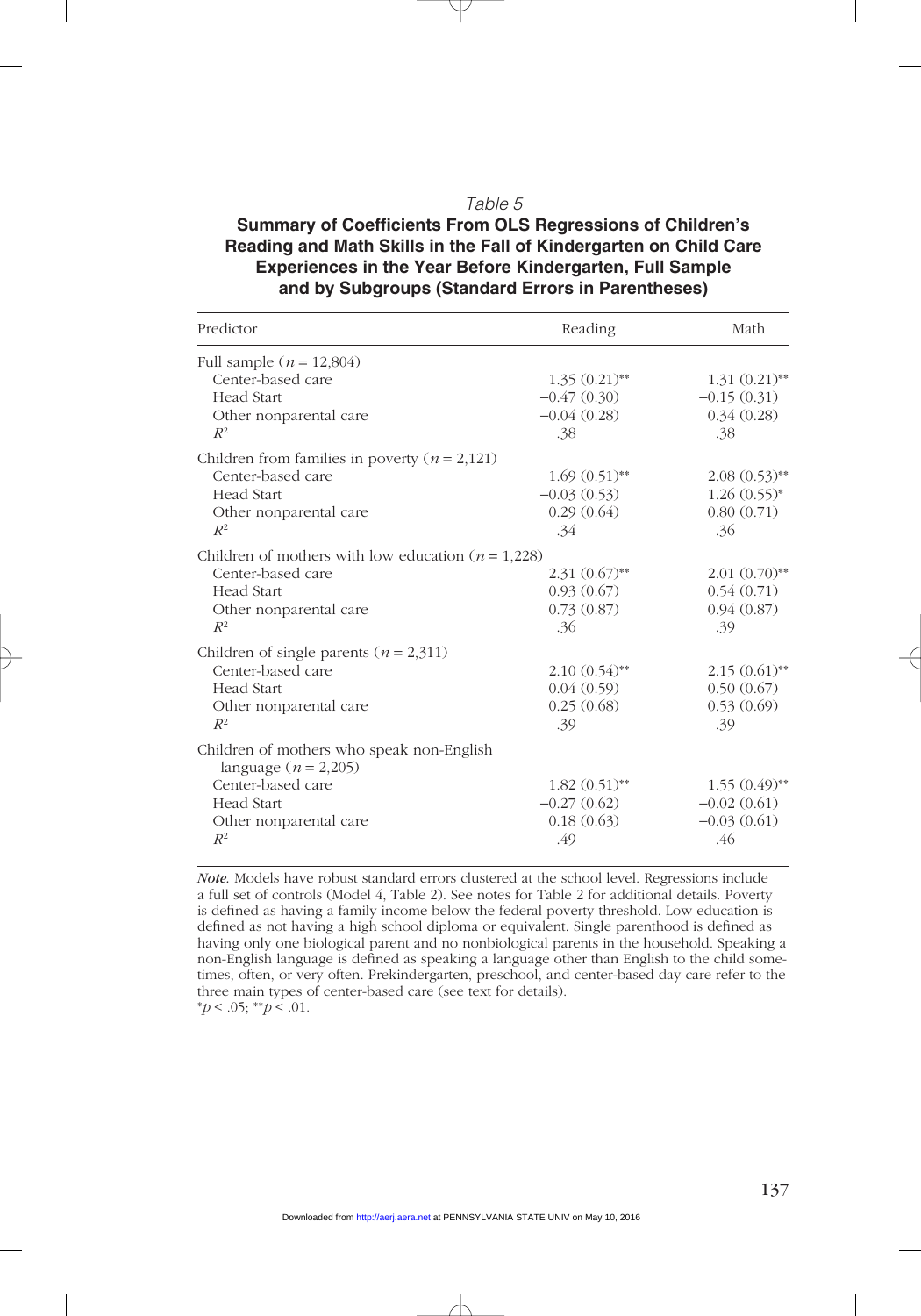*Table 5*

**Summary of Coefficients From OLS Regressions of Children's Reading and Math Skills in the Fall of Kindergarten on Child Care Experiences in the Year Before Kindergarten, Full Sample and by Subgroups (Standard Errors in Parentheses)**

| Predictor | Reading | Math |
|---|---|---|
| Full sample ($n$ = 12,804) | | |
| Center-based care | 1.35 (0.21)** | 1.31 (0.21)** |
| Head Start | −0.47 (0.30) | −0.15 (0.31) |
| Other nonparental care | −0.04 (0.28) | 0.34 (0.28) |
| $R^2$ | .38 | .38 |
| Children from families in poverty ($n$ = 2,121) | | |
| Center-based care | 1.69 (0.51)** | 2.08 (0.53)** |
| Head Start | −0.03 (0.53) | 1.26 (0.55)* |
| Other nonparental care | 0.29 (0.64) | 0.80 (0.71) |
| $R^2$ | .34 | .36 |
| Children of mothers with low education ($n$ = 1,228) | | |
| Center-based care | 2.31 (0.67)** | 2.01 (0.70)** |
| Head Start | 0.93 (0.67) | 0.54 (0.71) |
| Other nonparental care | 0.73 (0.87) | 0.94 (0.87) |
| $R^2$ | .36 | .39 |
| Children of single parents ($n$ = 2,311) | | |
| Center-based care | 2.10 (0.54)** | 2.15 (0.61)** |
| Head Start | 0.04 (0.59) | 0.50 (0.67) |
| Other nonparental care | 0.25 (0.68) | 0.53 (0.69) |
| $R^2$ | .39 | .39 |
| Children of mothers who speak non-English language ($n$ = 2,205) | | |
| Center-based care | 1.82 (0.51)** | 1.55 (0.49)** |
| Head Start | −0.27 (0.62) | −0.02 (0.61) |
| Other nonparental care | 0.18 (0.63) | −0.03 (0.61) |
| $R^2$ | .49 | .46 |

*Note.* Models have robust standard errors clustered at the school level. Regressions include a full set of controls (Model 4, Table 2). See notes for Table 2 for additional details. Poverty is defined as having a family income below the federal poverty threshold. Low education is defined as not having a high school diploma or equivalent. Single parenthood is defined as having only one biological parent and no nonbiological parents in the household. Speaking a non-English language is defined as speaking a language other than English to the child sometimes, often, or very often. Prekindergarten, preschool, and center-based day care refer to the three main types of center-based care (see text for details).
*$p < .05$; **$p < .01$.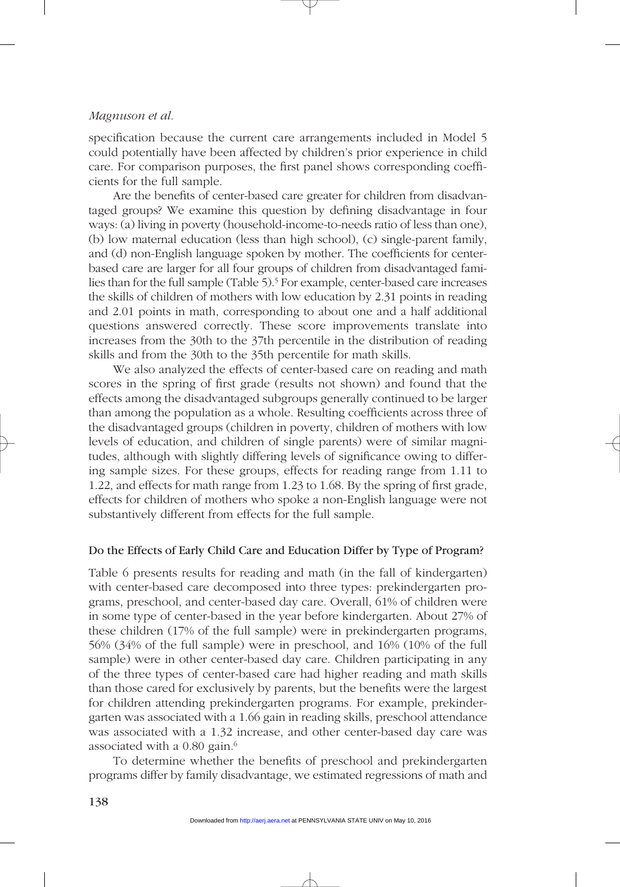specification because the current care arrangements included in Model 5 could potentially have been affected by children's prior experience in child care. For comparison purposes, the first panel shows corresponding coefficients for the full sample.

Are the benefits of center-based care greater for children from disadvantaged groups? We examine this question by defining disadvantage in four ways: (a) living in poverty (household-income-to-needs ratio of less than one), (b) low maternal education (less than high school), (c) single-parent family, and (d) non-English language spoken by mother. The coefficients for center-based care are larger for all four groups of children from disadvantaged families than for the full sample (Table 5).[5] For example, center-based care increases the skills of children of mothers with low education by 2.31 points in reading and 2.01 points in math, corresponding to about one and a half additional questions answered correctly. These score improvements translate into increases from the 30th to the 37th percentile in the distribution of reading skills and from the 30th to the 35th percentile for math skills.

We also analyzed the effects of center-based care on reading and math scores in the spring of first grade (results not shown) and found that the effects among the disadvantaged subgroups generally continued to be larger than among the population as a whole. Resulting coefficients across three of the disadvantaged groups (children in poverty, children of mothers with low levels of education, and children of single parents) were of similar magnitudes, although with slightly differing levels of significance owing to differing sample sizes. For these groups, effects for reading range from 1.11 to 1.22, and effects for math range from 1.23 to 1.68. By the spring of first grade, effects for children of mothers who spoke a non-English language were not substantively different from effects for the full sample.

### Do the Effects of Early Child Care and Education Differ by Type of Program?

Table 6 presents results for reading and math (in the fall of kindergarten) with center-based care decomposed into three types: prekindergarten programs, preschool, and center-based day care. Overall, 61% of children were in some type of center-based in the year before kindergarten. About 27% of these children (17% of the full sample) were in prekindergarten programs, 56% (34% of the full sample) were in preschool, and 16% (10% of the full sample) were in other center-based day care. Children participating in any of the three types of center-based care had higher reading and math skills than those cared for exclusively by parents, but the benefits were the largest for children attending prekindergarten programs. For example, prekindergarten was associated with a 1.66 gain in reading skills, preschool attendance was associated with a 1.32 increase, and other center-based day care was associated with a 0.80 gain.[6]

To determine whether the benefits of preschool and prekindergarten programs differ by family disadvantage, we estimated regressions of math and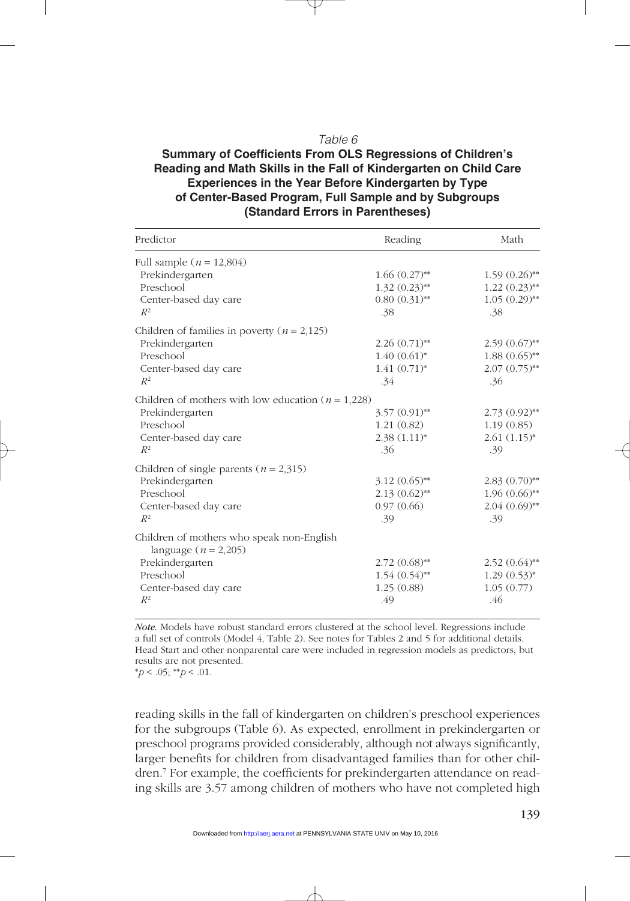*Table 6*

**Summary of Coefficients From OLS Regressions of Children's Reading and Math Skills in the Fall of Kindergarten on Child Care Experiences in the Year Before Kindergarten by Type of Center-Based Program, Full Sample and by Subgroups (Standard Errors in Parentheses)**

| Predictor | Reading | Math |
|---|---|---|
| Full sample ($n$ = 12,804) | | |
| Prekindergarten | 1.66 (0.27)** | 1.59 (0.26)** |
| Preschool | 1.32 (0.23)** | 1.22 (0.23)** |
| Center-based day care | 0.80 (0.31)** | 1.05 (0.29)** |
| $R^2$ | .38 | .38 |
| Children of families in poverty ($n$ = 2,125) | | |
| Prekindergarten | 2.26 (0.71)** | 2.59 (0.67)** |
| Preschool | 1.40 (0.61)* | 1.88 (0.65)** |
| Center-based day care | 1.41 (0.71)* | 2.07 (0.75)** |
| $R^2$ | .34 | .36 |
| Children of mothers with low education ($n$ = 1,228) | | |
| Prekindergarten | 3.57 (0.91)** | 2.73 (0.92)** |
| Preschool | 1.21 (0.82) | 1.19 (0.85) |
| Center-based day care | 2.38 (1.11)* | 2.61 (1.15)* |
| $R^2$ | .36 | .39 |
| Children of single parents ($n$ = 2,315) | | |
| Prekindergarten | 3.12 (0.65)** | 2.83 (0.70)** |
| Preschool | 2.13 (0.62)** | 1.96 (0.66)** |
| Center-based day care | 0.97 (0.66) | 2.04 (0.69)** |
| $R^2$ | .39 | .39 |
| Children of mothers who speak non-English language ($n$ = 2,205) | | |
| Prekindergarten | 2.72 (0.68)** | 2.52 (0.64)** |
| Preschool | 1.54 (0.54)** | 1.29 (0.53)* |
| Center-based day care | 1.25 (0.88) | 1.05 (0.77) |
| $R^2$ | .49 | .46 |

*Note.* Models have robust standard errors clustered at the school level. Regressions include a full set of controls (Model 4, Table 2). See notes for Tables 2 and 5 for additional details. Head Start and other nonparental care were included in regression models as predictors, but results are not presented.
\*$p$ < .05; \*\*$p$ < .01.

reading skills in the fall of kindergarten on children's preschool experiences for the subgroups (Table 6). As expected, enrollment in prekindergarten or preschool programs provided considerably, although not always significantly, larger benefits for children from disadvantaged families than for other children.[7] For example, the coefficients for prekindergarten attendance on reading skills are 3.57 among children of mothers who have not completed high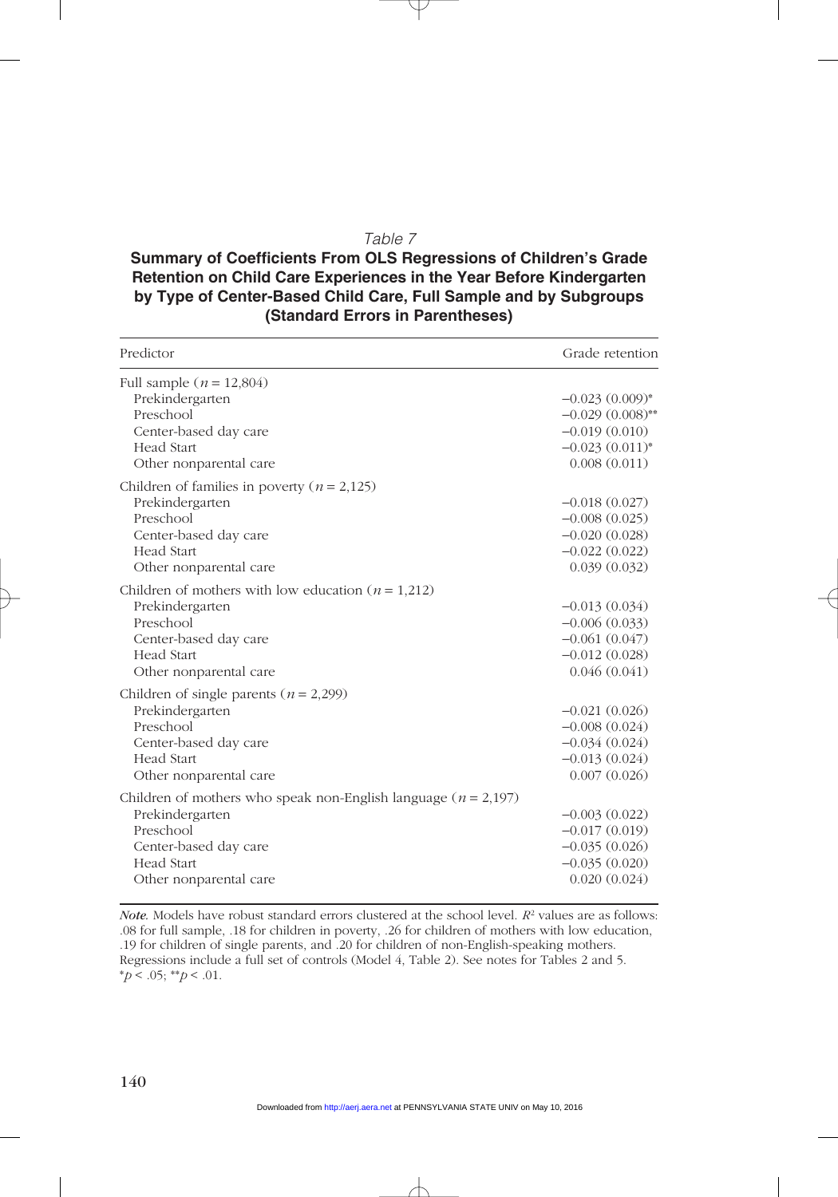*Table 7*

**Summary of Coefficients From OLS Regressions of Children's Grade Retention on Child Care Experiences in the Year Before Kindergarten by Type of Center-Based Child Care, Full Sample and by Subgroups (Standard Errors in Parentheses)**

| Predictor | Grade retention |
|---|---|
| Full sample ($n$ = 12,804) | |
| Prekindergarten | −0.023 (0.009)* |
| Preschool | −0.029 (0.008)** |
| Center-based day care | −0.019 (0.010) |
| Head Start | −0.023 (0.011)* |
| Other nonparental care | 0.008 (0.011) |
| Children of families in poverty ($n$ = 2,125) | |
| Prekindergarten | −0.018 (0.027) |
| Preschool | −0.008 (0.025) |
| Center-based day care | −0.020 (0.028) |
| Head Start | −0.022 (0.022) |
| Other nonparental care | 0.039 (0.032) |
| Children of mothers with low education ($n$ = 1,212) | |
| Prekindergarten | −0.013 (0.034) |
| Preschool | −0.006 (0.033) |
| Center-based day care | −0.061 (0.047) |
| Head Start | −0.012 (0.028) |
| Other nonparental care | 0.046 (0.041) |
| Children of single parents ($n$ = 2,299) | |
| Prekindergarten | −0.021 (0.026) |
| Preschool | −0.008 (0.024) |
| Center-based day care | −0.034 (0.024) |
| Head Start | −0.013 (0.024) |
| Other nonparental care | 0.007 (0.026) |
| Children of mothers who speak non-English language ($n$ = 2,197) | |
| Prekindergarten | −0.003 (0.022) |
| Preschool | −0.017 (0.019) |
| Center-based day care | −0.035 (0.026) |
| Head Start | −0.035 (0.020) |
| Other nonparental care | 0.020 (0.024) |

*Note.* Models have robust standard errors clustered at the school level. $R^2$ values are as follows: .08 for full sample, .18 for children in poverty, .26 for children of mothers with low education, .19 for children of single parents, and .20 for children of non-English-speaking mothers. Regressions include a full set of controls (Model 4, Table 2). See notes for Tables 2 and 5.
*$p < .05$; **$p < .01$.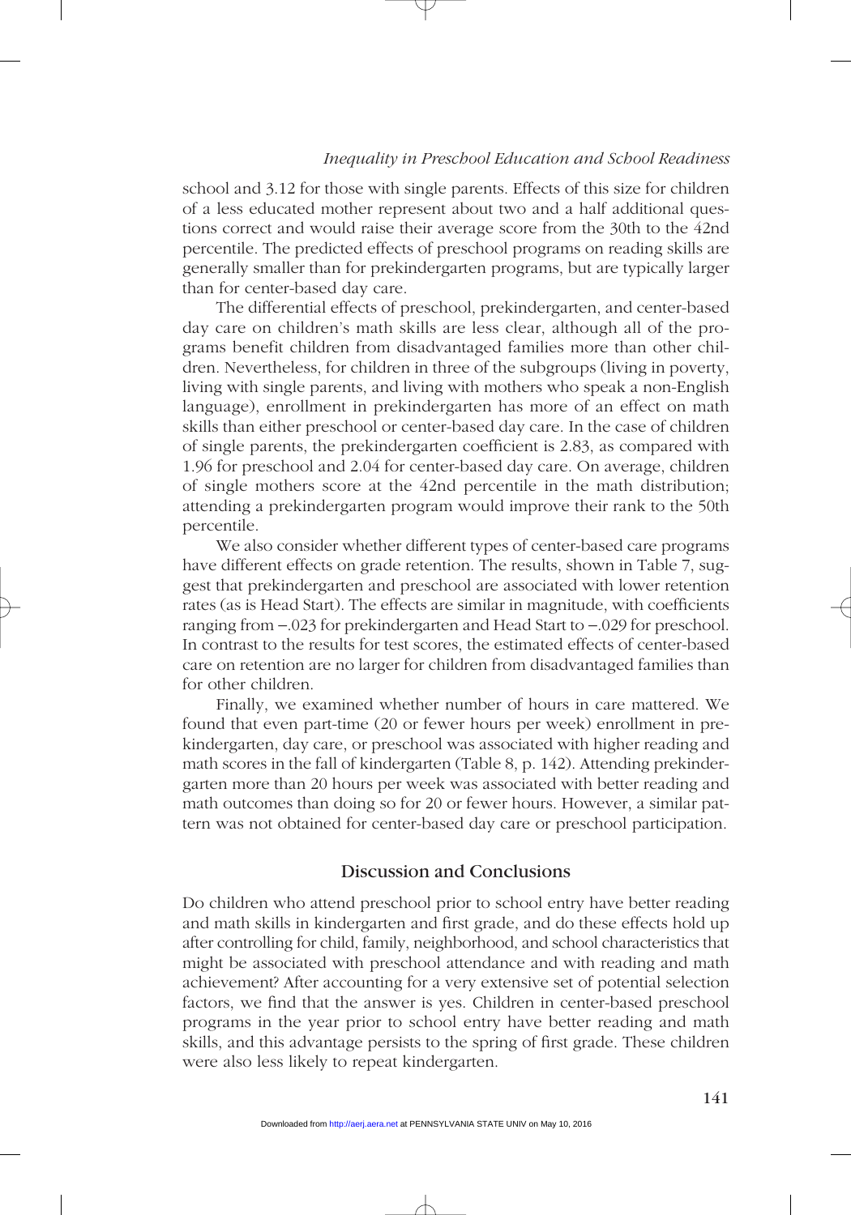school and 3.12 for those with single parents. Effects of this size for children of a less educated mother represent about two and a half additional questions correct and would raise their average score from the 30th to the 42nd percentile. The predicted effects of preschool programs on reading skills are generally smaller than for prekindergarten programs, but are typically larger than for center-based day care.

The differential effects of preschool, prekindergarten, and center-based day care on children's math skills are less clear, although all of the programs benefit children from disadvantaged families more than other children. Nevertheless, for children in three of the subgroups (living in poverty, living with single parents, and living with mothers who speak a non-English language), enrollment in prekindergarten has more of an effect on math skills than either preschool or center-based day care. In the case of children of single parents, the prekindergarten coefficient is 2.83, as compared with 1.96 for preschool and 2.04 for center-based day care. On average, children of single mothers score at the 42nd percentile in the math distribution; attending a prekindergarten program would improve their rank to the 50th percentile.

We also consider whether different types of center-based care programs have different effects on grade retention. The results, shown in Table 7, suggest that prekindergarten and preschool are associated with lower retention rates (as is Head Start). The effects are similar in magnitude, with coefficients ranging from −.023 for prekindergarten and Head Start to −.029 for preschool. In contrast to the results for test scores, the estimated effects of center-based care on retention are no larger for children from disadvantaged families than for other children.

Finally, we examined whether number of hours in care mattered. We found that even part-time (20 or fewer hours per week) enrollment in prekindergarten, day care, or preschool was associated with higher reading and math scores in the fall of kindergarten (Table 8, p. 142). Attending prekindergarten more than 20 hours per week was associated with better reading and math outcomes than doing so for 20 or fewer hours. However, a similar pattern was not obtained for center-based day care or preschool participation.

## Discussion and Conclusions

Do children who attend preschool prior to school entry have better reading and math skills in kindergarten and first grade, and do these effects hold up after controlling for child, family, neighborhood, and school characteristics that might be associated with preschool attendance and with reading and math achievement? After accounting for a very extensive set of potential selection factors, we find that the answer is yes. Children in center-based preschool programs in the year prior to school entry have better reading and math skills, and this advantage persists to the spring of first grade. These children were also less likely to repeat kindergarten.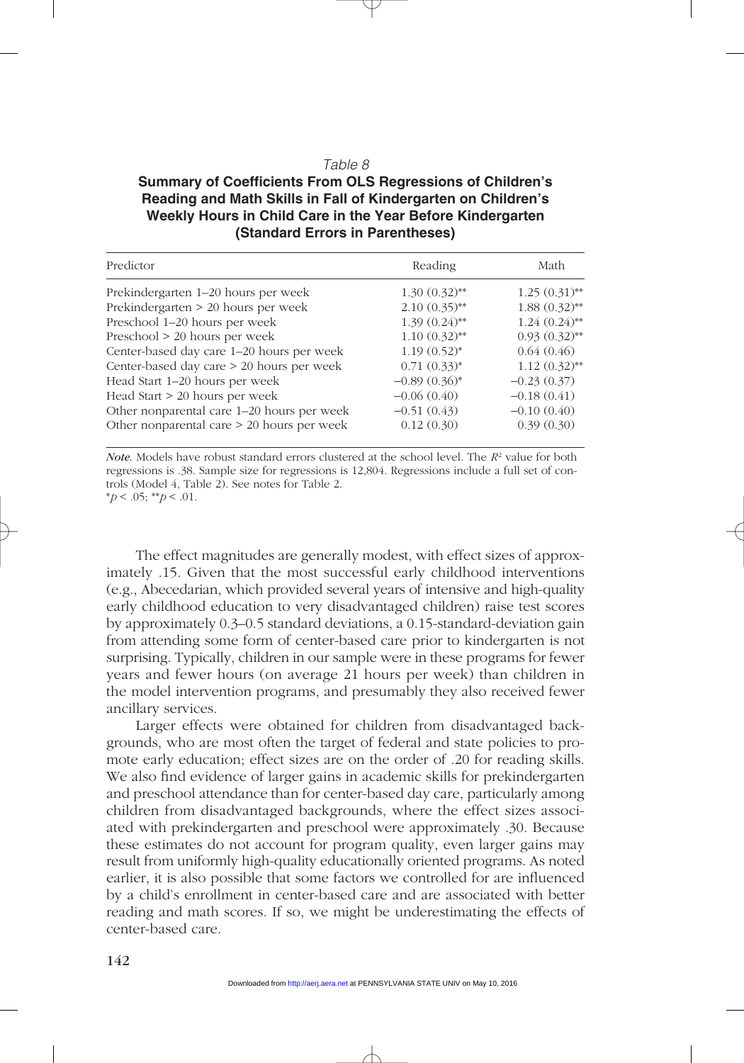*Table 8*

**Summary of Coefficients From OLS Regressions of Children's Reading and Math Skills in Fall of Kindergarten on Children's Weekly Hours in Child Care in the Year Before Kindergarten (Standard Errors in Parentheses)**

| Predictor | Reading | Math |
|---|---|---|
| Prekindergarten 1–20 hours per week | 1.30 (0.32)** | 1.25 (0.31)** |
| Prekindergarten > 20 hours per week | 2.10 (0.35)** | 1.88 (0.32)** |
| Preschool 1–20 hours per week | 1.39 (0.24)** | 1.24 (0.24)** |
| Preschool > 20 hours per week | 1.10 (0.32)** | 0.93 (0.32)** |
| Center-based day care 1–20 hours per week | 1.19 (0.52)* | 0.64 (0.46) |
| Center-based day care > 20 hours per week | 0.71 (0.33)* | 1.12 (0.32)** |
| Head Start 1–20 hours per week | −0.89 (0.36)* | −0.23 (0.37) |
| Head Start > 20 hours per week | −0.06 (0.40) | −0.18 (0.41) |
| Other nonparental care 1–20 hours per week | −0.51 (0.43) | −0.10 (0.40) |
| Other nonparental care > 20 hours per week | 0.12 (0.30) | 0.39 (0.30) |

*Note.* Models have robust standard errors clustered at the school level. The $R^2$ value for both regressions is .38. Sample size for regressions is 12,804. Regressions include a full set of controls (Model 4, Table 2). See notes for Table 2.
$^*p < .05$; $^{**}p < .01$.

The effect magnitudes are generally modest, with effect sizes of approximately .15. Given that the most successful early childhood interventions (e.g., Abecedarian, which provided several years of intensive and high-quality early childhood education to very disadvantaged children) raise test scores by approximately 0.3–0.5 standard deviations, a 0.15-standard-deviation gain from attending some form of center-based care prior to kindergarten is not surprising. Typically, children in our sample were in these programs for fewer years and fewer hours (on average 21 hours per week) than children in the model intervention programs, and presumably they also received fewer ancillary services.

Larger effects were obtained for children from disadvantaged backgrounds, who are most often the target of federal and state policies to promote early education; effect sizes are on the order of .20 for reading skills. We also find evidence of larger gains in academic skills for prekindergarten and preschool attendance than for center-based day care, particularly among children from disadvantaged backgrounds, where the effect sizes associated with prekindergarten and preschool were approximately .30. Because these estimates do not account for program quality, even larger gains may result from uniformly high-quality educationally oriented programs. As noted earlier, it is also possible that some factors we controlled for are influenced by a child's enrollment in center-based care and are associated with better reading and math scores. If so, we might be underestimating the effects of center-based care.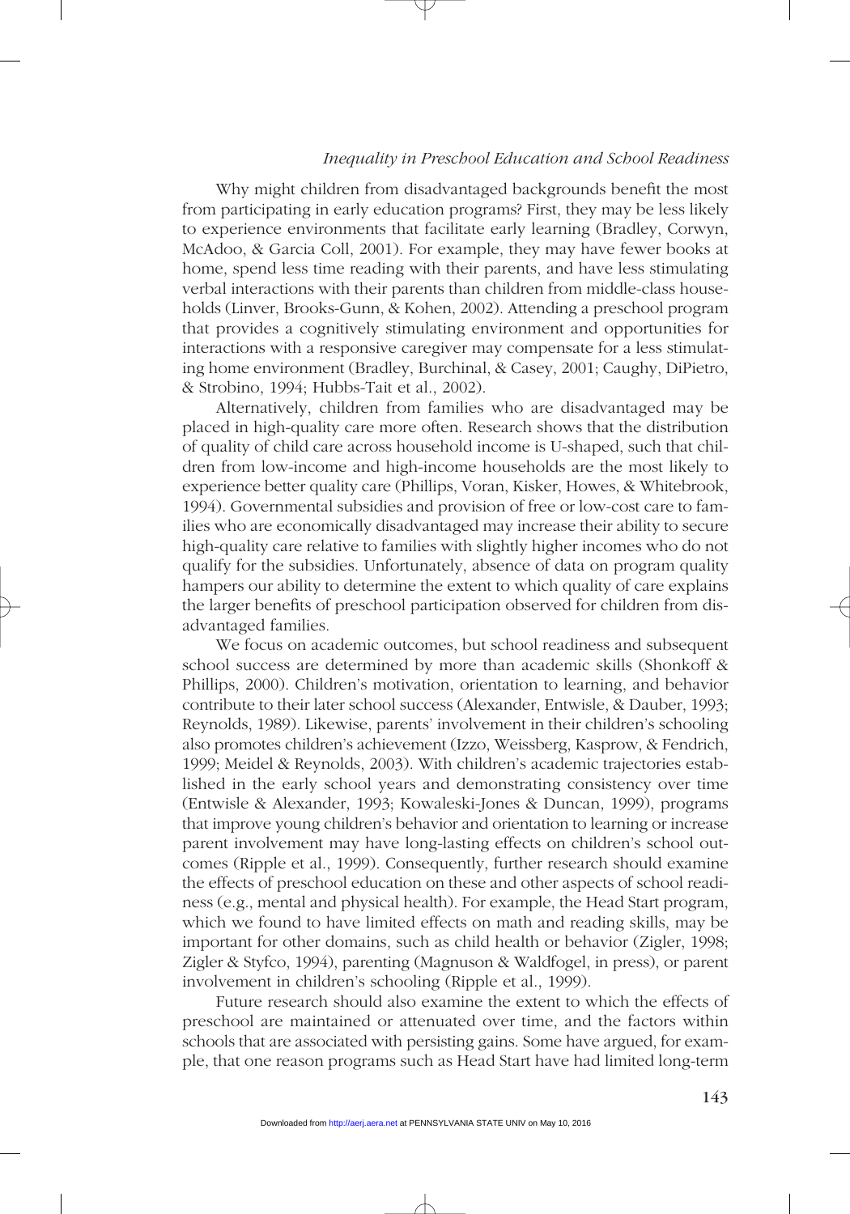Why might children from disadvantaged backgrounds benefit the most from participating in early education programs? First, they may be less likely to experience environments that facilitate early learning (Bradley, Corwyn, McAdoo, & Garcia Coll, 2001). For example, they may have fewer books at home, spend less time reading with their parents, and have less stimulating verbal interactions with their parents than children from middle-class households (Linver, Brooks-Gunn, & Kohen, 2002). Attending a preschool program that provides a cognitively stimulating environment and opportunities for interactions with a responsive caregiver may compensate for a less stimulating home environment (Bradley, Burchinal, & Casey, 2001; Caughy, DiPietro, & Strobino, 1994; Hubbs-Tait et al., 2002).

Alternatively, children from families who are disadvantaged may be placed in high-quality care more often. Research shows that the distribution of quality of child care across household income is U-shaped, such that children from low-income and high-income households are the most likely to experience better quality care (Phillips, Voran, Kisker, Howes, & Whitebrook, 1994). Governmental subsidies and provision of free or low-cost care to families who are economically disadvantaged may increase their ability to secure high-quality care relative to families with slightly higher incomes who do not qualify for the subsidies. Unfortunately, absence of data on program quality hampers our ability to determine the extent to which quality of care explains the larger benefits of preschool participation observed for children from disadvantaged families.

We focus on academic outcomes, but school readiness and subsequent school success are determined by more than academic skills (Shonkoff & Phillips, 2000). Children's motivation, orientation to learning, and behavior contribute to their later school success (Alexander, Entwisle, & Dauber, 1993; Reynolds, 1989). Likewise, parents' involvement in their children's schooling also promotes children's achievement (Izzo, Weissberg, Kasprow, & Fendrich, 1999; Meidel & Reynolds, 2003). With children's academic trajectories established in the early school years and demonstrating consistency over time (Entwisle & Alexander, 1993; Kowaleski-Jones & Duncan, 1999), programs that improve young children's behavior and orientation to learning or increase parent involvement may have long-lasting effects on children's school outcomes (Ripple et al., 1999). Consequently, further research should examine the effects of preschool education on these and other aspects of school readiness (e.g., mental and physical health). For example, the Head Start program, which we found to have limited effects on math and reading skills, may be important for other domains, such as child health or behavior (Zigler, 1998; Zigler & Styfco, 1994), parenting (Magnuson & Waldfogel, in press), or parent involvement in children's schooling (Ripple et al., 1999).

Future research should also examine the extent to which the effects of preschool are maintained or attenuated over time, and the factors within schools that are associated with persisting gains. Some have argued, for example, that one reason programs such as Head Start have had limited long-term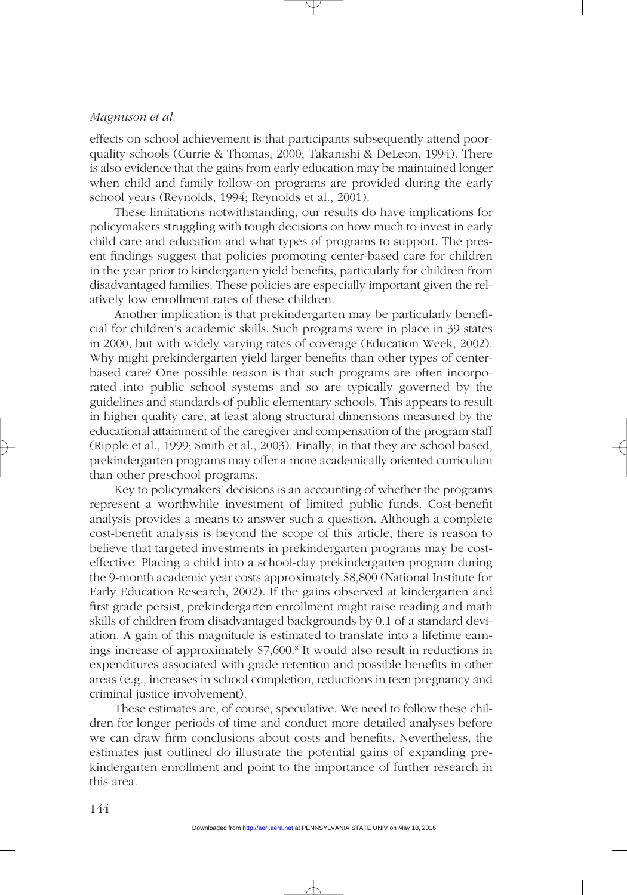effects on school achievement is that participants subsequently attend poor-quality schools (Currie & Thomas, 2000; Takanishi & DeLeon, 1994). There is also evidence that the gains from early education may be maintained longer when child and family follow-on programs are provided during the early school years (Reynolds, 1994; Reynolds et al., 2001).

These limitations notwithstanding, our results do have implications for policymakers struggling with tough decisions on how much to invest in early child care and education and what types of programs to support. The present findings suggest that policies promoting center-based care for children in the year prior to kindergarten yield benefits, particularly for children from disadvantaged families. These policies are especially important given the relatively low enrollment rates of these children.

Another implication is that prekindergarten may be particularly beneficial for children's academic skills. Such programs were in place in 39 states in 2000, but with widely varying rates of coverage (Education Week, 2002). Why might prekindergarten yield larger benefits than other types of center-based care? One possible reason is that such programs are often incorporated into public school systems and so are typically governed by the guidelines and standards of public elementary schools. This appears to result in higher quality care, at least along structural dimensions measured by the educational attainment of the caregiver and compensation of the program staff (Ripple et al., 1999; Smith et al., 2003). Finally, in that they are school based, prekindergarten programs may offer a more academically oriented curriculum than other preschool programs.

Key to policymakers' decisions is an accounting of whether the programs represent a worthwhile investment of limited public funds. Cost-benefit analysis provides a means to answer such a question. Although a complete cost-benefit analysis is beyond the scope of this article, there is reason to believe that targeted investments in prekindergarten programs may be cost-effective. Placing a child into a school-day prekindergarten program during the 9-month academic year costs approximately $8,800 (National Institute for Early Education Research, 2002). If the gains observed at kindergarten and first grade persist, prekindergarten enrollment might raise reading and math skills of children from disadvantaged backgrounds by 0.1 of a standard deviation. A gain of this magnitude is estimated to translate into a lifetime earnings increase of approximately $7,600.[8] It would also result in reductions in expenditures associated with grade retention and possible benefits in other areas (e.g., increases in school completion, reductions in teen pregnancy and criminal justice involvement).

These estimates are, of course, speculative. We need to follow these children for longer periods of time and conduct more detailed analyses before we can draw firm conclusions about costs and benefits. Nevertheless, the estimates just outlined do illustrate the potential gains of expanding prekindergarten enrollment and point to the importance of further research in this area.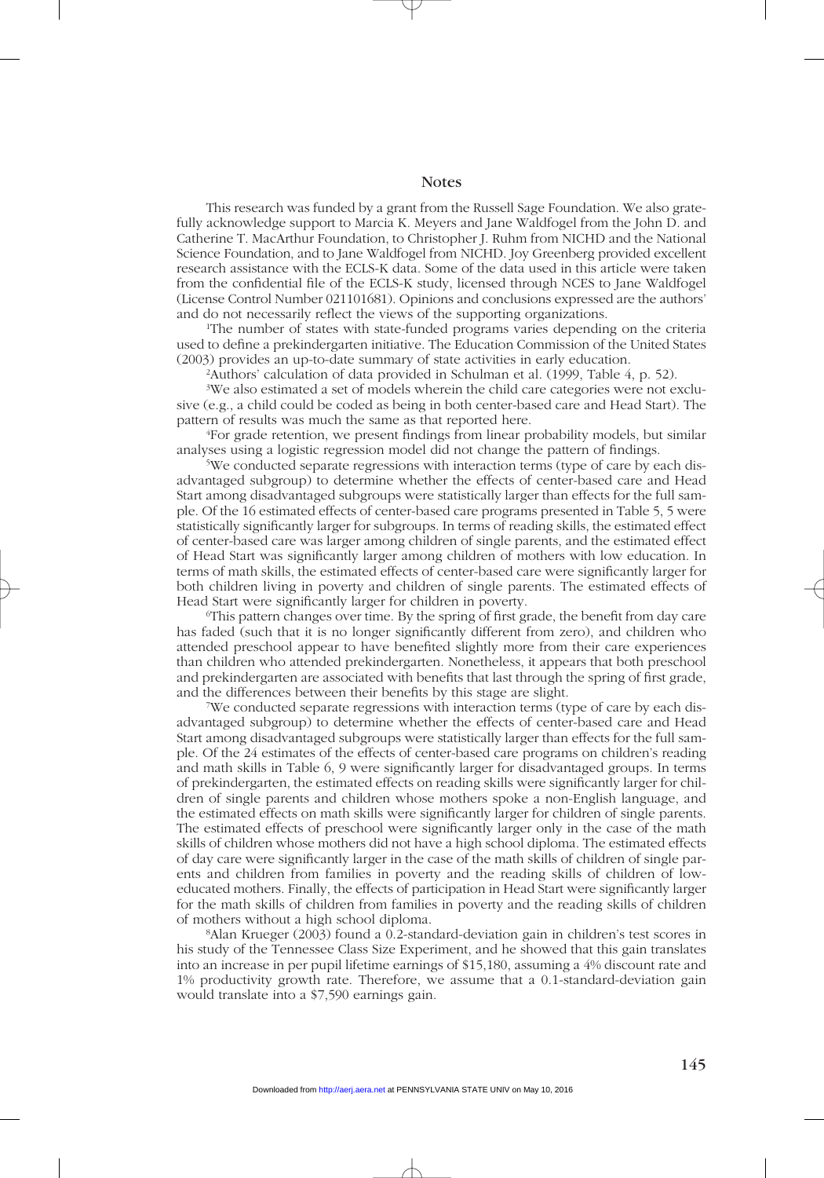## Notes

This research was funded by a grant from the Russell Sage Foundation. We also gratefully acknowledge support to Marcia K. Meyers and Jane Waldfogel from the John D. and Catherine T. MacArthur Foundation, to Christopher J. Ruhm from NICHD and the National Science Foundation, and to Jane Waldfogel from NICHD. Joy Greenberg provided excellent research assistance with the ECLS-K data. Some of the data used in this article were taken from the confidential file of the ECLS-K study, licensed through NCES to Jane Waldfogel (License Control Number 021101681). Opinions and conclusions expressed are the authors' and do not necessarily reflect the views of the supporting organizations.

[1]The number of states with state-funded programs varies depending on the criteria used to define a prekindergarten initiative. The Education Commission of the United States (2003) provides an up-to-date summary of state activities in early education.

[2]Authors' calculation of data provided in Schulman et al. (1999, Table 4, p. 52).

[3]We also estimated a set of models wherein the child care categories were not exclusive (e.g., a child could be coded as being in both center-based care and Head Start). The pattern of results was much the same as that reported here.

[4]For grade retention, we present findings from linear probability models, but similar analyses using a logistic regression model did not change the pattern of findings.

[5]We conducted separate regressions with interaction terms (type of care by each disadvantaged subgroup) to determine whether the effects of center-based care and Head Start among disadvantaged subgroups were statistically larger than effects for the full sample. Of the 16 estimated effects of center-based care programs presented in Table 5, 5 were statistically significantly larger for subgroups. In terms of reading skills, the estimated effect of center-based care was larger among children of single parents, and the estimated effect of Head Start was significantly larger among children of mothers with low education. In terms of math skills, the estimated effects of center-based care were significantly larger for both children living in poverty and children of single parents. The estimated effects of Head Start were significantly larger for children in poverty.

[6]This pattern changes over time. By the spring of first grade, the benefit from day care has faded (such that it is no longer significantly different from zero), and children who attended preschool appear to have benefited slightly more from their care experiences than children who attended prekindergarten. Nonetheless, it appears that both preschool and prekindergarten are associated with benefits that last through the spring of first grade, and the differences between their benefits by this stage are slight.

[7]We conducted separate regressions with interaction terms (type of care by each disadvantaged subgroup) to determine whether the effects of center-based care and Head Start among disadvantaged subgroups were statistically larger than effects for the full sample. Of the 24 estimates of the effects of center-based care programs on children's reading and math skills in Table 6, 9 were significantly larger for disadvantaged groups. In terms of prekindergarten, the estimated effects on reading skills were significantly larger for children of single parents and children whose mothers spoke a non-English language, and the estimated effects on math skills were significantly larger for children of single parents. The estimated effects of preschool were significantly larger only in the case of the math skills of children whose mothers did not have a high school diploma. The estimated effects of day care were significantly larger in the case of the math skills of children of single parents and children from families in poverty and the reading skills of children of low-educated mothers. Finally, the effects of participation in Head Start were significantly larger for the math skills of children from families in poverty and the reading skills of children of mothers without a high school diploma.

[8]Alan Krueger (2003) found a 0.2-standard-deviation gain in children's test scores in his study of the Tennessee Class Size Experiment, and he showed that this gain translates into an increase in per pupil lifetime earnings of $15,180, assuming a 4% discount rate and 1% productivity growth rate. Therefore, we assume that a 0.1-standard-deviation gain would translate into a $7,590 earnings gain.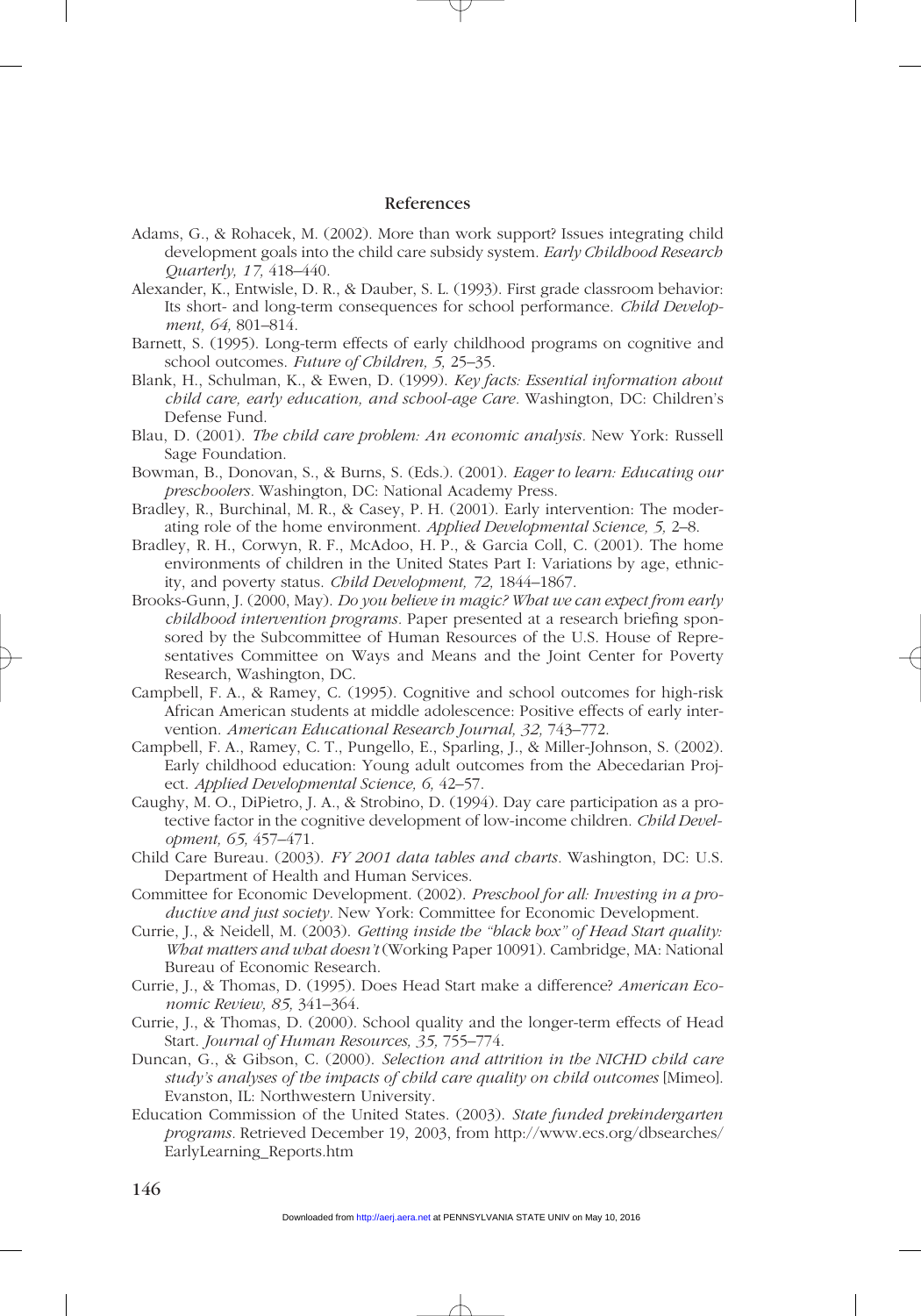## References

Adams, G., & Rohacek, M. (2002). More than work support? Issues integrating child development goals into the child care subsidy system. *Early Childhood Research Quarterly, 17,* 418–440.

Alexander, K., Entwisle, D. R., & Dauber, S. L. (1993). First grade classroom behavior: Its short- and long-term consequences for school performance. *Child Development, 64,* 801–814.

Barnett, S. (1995). Long-term effects of early childhood programs on cognitive and school outcomes. *Future of Children, 5,* 25–35.

Blank, H., Schulman, K., & Ewen, D. (1999). *Key facts: Essential information about child care, early education, and school-age Care.* Washington, DC: Children's Defense Fund.

Blau, D. (2001). *The child care problem: An economic analysis.* New York: Russell Sage Foundation.

Bowman, B., Donovan, S., & Burns, S. (Eds.). (2001). *Eager to learn: Educating our preschoolers.* Washington, DC: National Academy Press.

Bradley, R., Burchinal, M. R., & Casey, P. H. (2001). Early intervention: The moderating role of the home environment. *Applied Developmental Science, 5,* 2–8.

Bradley, R. H., Corwyn, R. F., McAdoo, H. P., & Garcia Coll, C. (2001). The home environments of children in the United States Part I: Variations by age, ethnicity, and poverty status. *Child Development, 72,* 1844–1867.

Brooks-Gunn, J. (2000, May). *Do you believe in magic? What we can expect from early childhood intervention programs.* Paper presented at a research briefing sponsored by the Subcommittee of Human Resources of the U.S. House of Representatives Committee on Ways and Means and the Joint Center for Poverty Research, Washington, DC.

Campbell, F. A., & Ramey, C. (1995). Cognitive and school outcomes for high-risk African American students at middle adolescence: Positive effects of early intervention. *American Educational Research Journal, 32,* 743–772.

Campbell, F. A., Ramey, C. T., Pungello, E., Sparling, J., & Miller-Johnson, S. (2002). Early childhood education: Young adult outcomes from the Abecedarian Project. *Applied Developmental Science, 6,* 42–57.

Caughy, M. O., DiPietro, J. A., & Strobino, D. (1994). Day care participation as a protective factor in the cognitive development of low-income children. *Child Development, 65,* 457–471.

Child Care Bureau. (2003). *FY 2001 data tables and charts.* Washington, DC: U.S. Department of Health and Human Services.

Committee for Economic Development. (2002). *Preschool for all: Investing in a productive and just society.* New York: Committee for Economic Development.

Currie, J., & Neidell, M. (2003). *Getting inside the "black box" of Head Start quality: What matters and what doesn't* (Working Paper 10091). Cambridge, MA: National Bureau of Economic Research.

Currie, J., & Thomas, D. (1995). Does Head Start make a difference? *American Economic Review, 85,* 341–364.

Currie, J., & Thomas, D. (2000). School quality and the longer-term effects of Head Start. *Journal of Human Resources, 35,* 755–774.

Duncan, G., & Gibson, C. (2000). *Selection and attrition in the NICHD child care study's analyses of the impacts of child care quality on child outcomes* [Mimeo]. Evanston, IL: Northwestern University.

Education Commission of the United States. (2003). *State funded prekindergarten programs.* Retrieved December 19, 2003, from http://www.ecs.org/dbsearches/EarlyLearning_Reports.htm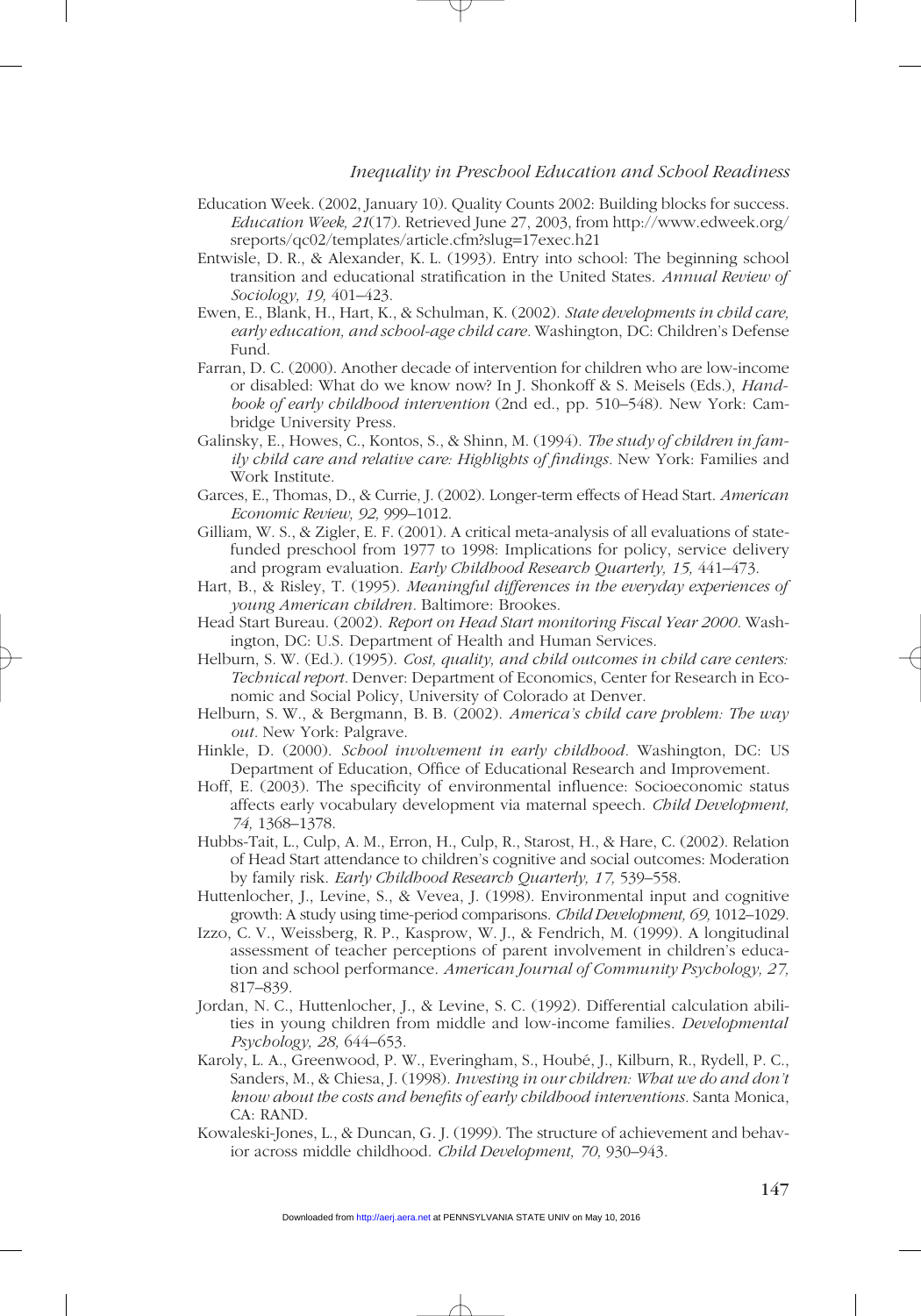Education Week. (2002, January 10). Quality Counts 2002: Building blocks for success. *Education Week, 21*(17). Retrieved June 27, 2003, from http://www.edweek.org/sreports/qc02/templates/article.cfm?slug=17exec.h21

Entwisle, D. R., & Alexander, K. L. (1993). Entry into school: The beginning school transition and educational stratification in the United States. *Annual Review of Sociology, 19,* 401–423.

Ewen, E., Blank, H., Hart, K., & Schulman, K. (2002). *State developments in child care, early education, and school-age child care*. Washington, DC: Children's Defense Fund.

Farran, D. C. (2000). Another decade of intervention for children who are low-income or disabled: What do we know now? In J. Shonkoff & S. Meisels (Eds.), *Handbook of early childhood intervention* (2nd ed., pp. 510–548). New York: Cambridge University Press.

Galinsky, E., Howes, C., Kontos, S., & Shinn, M. (1994). *The study of children in family child care and relative care: Highlights of findings*. New York: Families and Work Institute.

Garces, E., Thomas, D., & Currie, J. (2002). Longer-term effects of Head Start. *American Economic Review, 92,* 999–1012.

Gilliam, W. S., & Zigler, E. F. (2001). A critical meta-analysis of all evaluations of state-funded preschool from 1977 to 1998: Implications for policy, service delivery and program evaluation. *Early Childhood Research Quarterly, 15,* 441–473.

Hart, B., & Risley, T. (1995). *Meaningful differences in the everyday experiences of young American children*. Baltimore: Brookes.

Head Start Bureau. (2002). *Report on Head Start monitoring Fiscal Year 2000*. Washington, DC: U.S. Department of Health and Human Services.

Helburn, S. W. (Ed.). (1995). *Cost, quality, and child outcomes in child care centers: Technical report*. Denver: Department of Economics, Center for Research in Economic and Social Policy, University of Colorado at Denver.

Helburn, S. W., & Bergmann, B. B. (2002). *America's child care problem: The way out*. New York: Palgrave.

Hinkle, D. (2000). *School involvement in early childhood*. Washington, DC: US Department of Education, Office of Educational Research and Improvement.

Hoff, E. (2003). The specificity of environmental influence: Socioeconomic status affects early vocabulary development via maternal speech. *Child Development, 74,* 1368–1378.

Hubbs-Tait, L., Culp, A. M., Erron, H., Culp, R., Starost, H., & Hare, C. (2002). Relation of Head Start attendance to children's cognitive and social outcomes: Moderation by family risk. *Early Childhood Research Quarterly, 17,* 539–558.

Huttenlocher, J., Levine, S., & Vevea, J. (1998). Environmental input and cognitive growth: A study using time-period comparisons. *Child Development, 69,* 1012–1029.

Izzo, C. V., Weissberg, R. P., Kasprow, W. J., & Fendrich, M. (1999). A longitudinal assessment of teacher perceptions of parent involvement in children's education and school performance. *American Journal of Community Psychology, 27,* 817–839.

Jordan, N. C., Huttenlocher, J., & Levine, S. C. (1992). Differential calculation abilities in young children from middle and low-income families. *Developmental Psychology, 28,* 644–653.

Karoly, L. A., Greenwood, P. W., Everingham, S., Houbé, J., Kilburn, R., Rydell, P. C., Sanders, M., & Chiesa, J. (1998). *Investing in our children: What we do and don't know about the costs and benefits of early childhood interventions*. Santa Monica, CA: RAND.

Kowaleski-Jones, L., & Duncan, G. J. (1999). The structure of achievement and behavior across middle childhood. *Child Development, 70,* 930–943.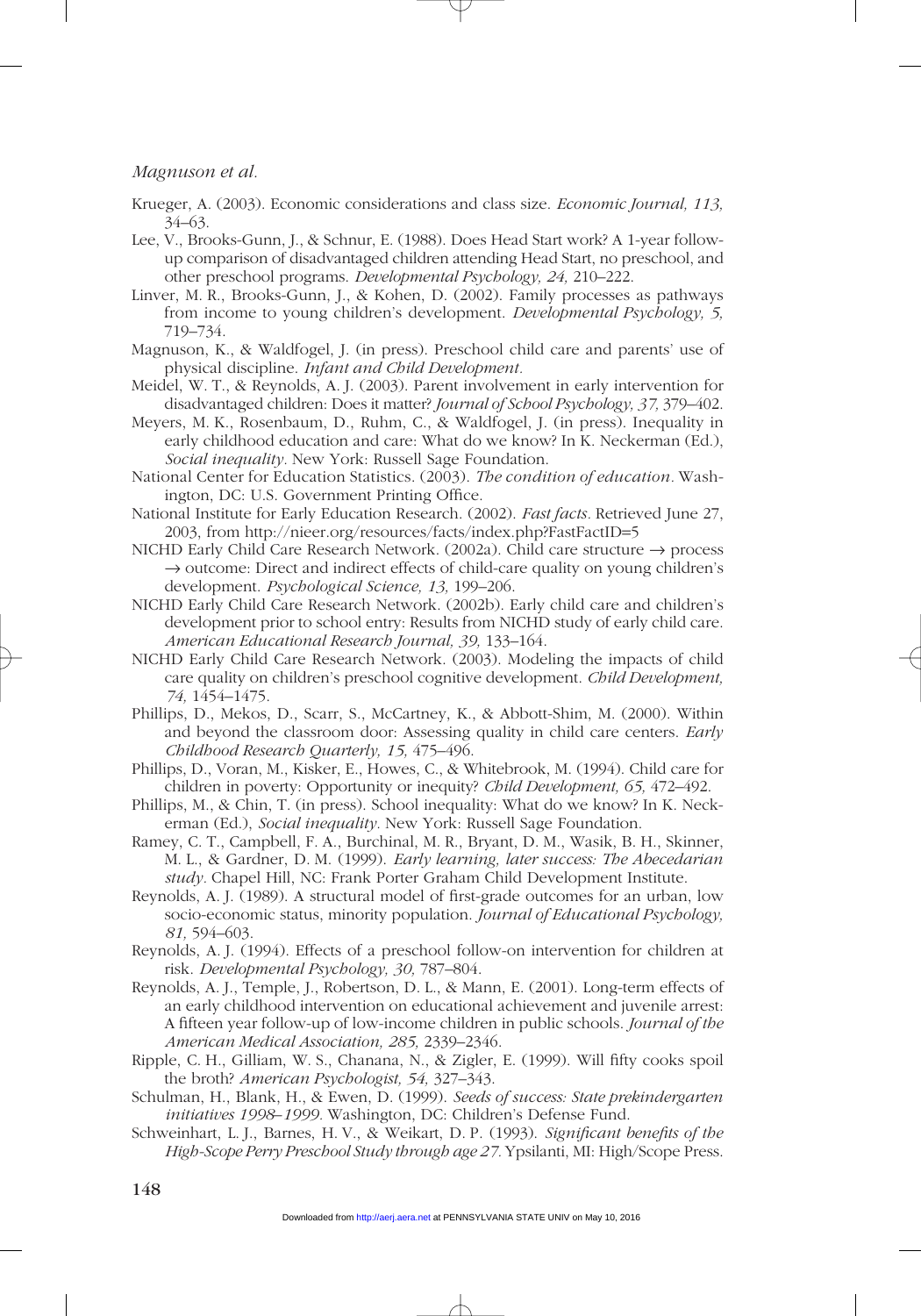Krueger, A. (2003). Economic considerations and class size. *Economic Journal, 113,* 34–63.

Lee, V., Brooks-Gunn, J., & Schnur, E. (1988). Does Head Start work? A 1-year follow-up comparison of disadvantaged children attending Head Start, no preschool, and other preschool programs. *Developmental Psychology, 24,* 210–222.

Linver, M. R., Brooks-Gunn, J., & Kohen, D. (2002). Family processes as pathways from income to young children's development. *Developmental Psychology, 5,* 719–734.

Magnuson, K., & Waldfogel, J. (in press). Preschool child care and parents' use of physical discipline. *Infant and Child Development.*

Meidel, W. T., & Reynolds, A. J. (2003). Parent involvement in early intervention for disadvantaged children: Does it matter? *Journal of School Psychology, 37,* 379–402.

Meyers, M. K., Rosenbaum, D., Ruhm, C., & Waldfogel, J. (in press). Inequality in early childhood education and care: What do we know? In K. Neckerman (Ed.), *Social inequality.* New York: Russell Sage Foundation.

National Center for Education Statistics. (2003). *The condition of education.* Washington, DC: U.S. Government Printing Office.

National Institute for Early Education Research. (2002). *Fast facts.* Retrieved June 27, 2003, from http://nieer.org/resources/facts/index.php?FastFactID=5

NICHD Early Child Care Research Network. (2002a). Child care structure → process → outcome: Direct and indirect effects of child-care quality on young children's development. *Psychological Science, 13,* 199–206.

NICHD Early Child Care Research Network. (2002b). Early child care and children's development prior to school entry: Results from NICHD study of early child care. *American Educational Research Journal, 39,* 133–164.

NICHD Early Child Care Research Network. (2003). Modeling the impacts of child care quality on children's preschool cognitive development. *Child Development, 74,* 1454–1475.

Phillips, D., Mekos, D., Scarr, S., McCartney, K., & Abbott-Shim, M. (2000). Within and beyond the classroom door: Assessing quality in child care centers. *Early Childhood Research Quarterly, 15,* 475–496.

Phillips, D., Voran, M., Kisker, E., Howes, C., & Whitebrook, M. (1994). Child care for children in poverty: Opportunity or inequity? *Child Development, 65,* 472–492.

Phillips, M., & Chin, T. (in press). School inequality: What do we know? In K. Neckerman (Ed.), *Social inequality.* New York: Russell Sage Foundation.

Ramey, C. T., Campbell, F. A., Burchinal, M. R., Bryant, D. M., Wasik, B. H., Skinner, M. L., & Gardner, D. M. (1999). *Early learning, later success: The Abecedarian study.* Chapel Hill, NC: Frank Porter Graham Child Development Institute.

Reynolds, A. J. (1989). A structural model of first-grade outcomes for an urban, low socio-economic status, minority population. *Journal of Educational Psychology, 81,* 594–603.

Reynolds, A. J. (1994). Effects of a preschool follow-on intervention for children at risk. *Developmental Psychology, 30,* 787–804.

Reynolds, A. J., Temple, J., Robertson, D. L., & Mann, E. (2001). Long-term effects of an early childhood intervention on educational achievement and juvenile arrest: A fifteen year follow-up of low-income children in public schools. *Journal of the American Medical Association, 285,* 2339–2346.

Ripple, C. H., Gilliam, W. S., Chanana, N., & Zigler, E. (1999). Will fifty cooks spoil the broth? *American Psychologist, 54,* 327–343.

Schulman, H., Blank, H., & Ewen, D. (1999). *Seeds of success: State prekindergarten initiatives 1998–1999.* Washington, DC: Children's Defense Fund.

Schweinhart, L. J., Barnes, H. V., & Weikart, D. P. (1993). *Significant benefits of the High-Scope Perry Preschool Study through age 27.* Ypsilanti, MI: High/Scope Press.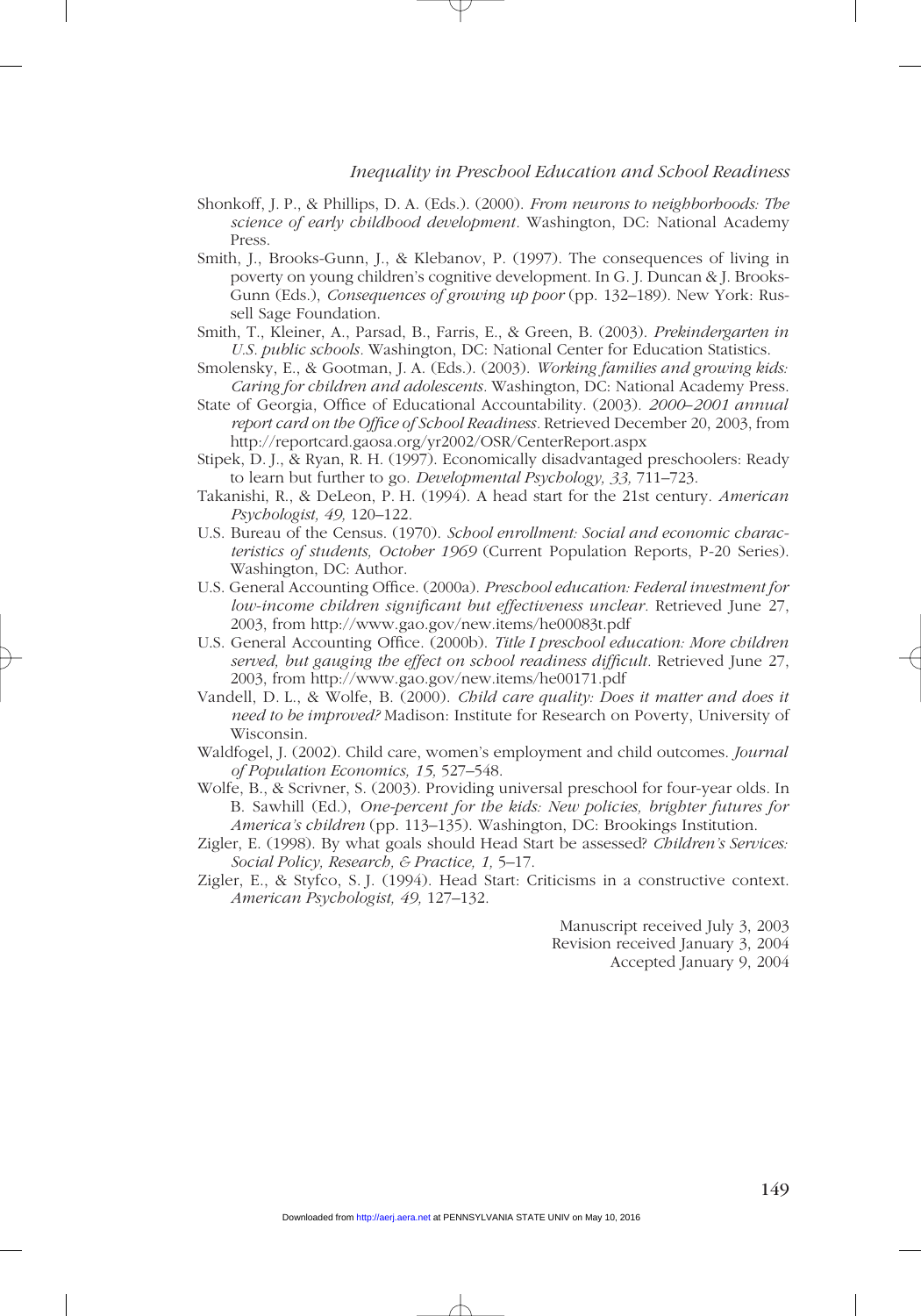Shonkoff, J. P., & Phillips, D. A. (Eds.). (2000). *From neurons to neighborhoods: The science of early childhood development*. Washington, DC: National Academy Press.

Smith, J., Brooks-Gunn, J., & Klebanov, P. (1997). The consequences of living in poverty on young children's cognitive development. In G. J. Duncan & J. Brooks-Gunn (Eds.), *Consequences of growing up poor* (pp. 132–189). New York: Russell Sage Foundation.

Smith, T., Kleiner, A., Parsad, B., Farris, E., & Green, B. (2003). *Prekindergarten in U.S. public schools*. Washington, DC: National Center for Education Statistics.

Smolensky, E., & Gootman, J. A. (Eds.). (2003). *Working families and growing kids: Caring for children and adolescents*. Washington, DC: National Academy Press.

State of Georgia, Office of Educational Accountability. (2003). *2000–2001 annual report card on the Office of School Readiness*. Retrieved December 20, 2003, from http://reportcard.gaosa.org/yr2002/OSR/CenterReport.aspx

Stipek, D. J., & Ryan, R. H. (1997). Economically disadvantaged preschoolers: Ready to learn but further to go. *Developmental Psychology, 33,* 711–723.

Takanishi, R., & DeLeon, P. H. (1994). A head start for the 21st century. *American Psychologist, 49,* 120–122.

U.S. Bureau of the Census. (1970). *School enrollment: Social and economic characteristics of students, October 1969* (Current Population Reports, P-20 Series). Washington, DC: Author.

U.S. General Accounting Office. (2000a). *Preschool education: Federal investment for low-income children significant but effectiveness unclear*. Retrieved June 27, 2003, from http://www.gao.gov/new.items/he00083t.pdf

U.S. General Accounting Office. (2000b). *Title I preschool education: More children served, but gauging the effect on school readiness difficult*. Retrieved June 27, 2003, from http://www.gao.gov/new.items/he00171.pdf

Vandell, D. L., & Wolfe, B. (2000). *Child care quality: Does it matter and does it need to be improved?* Madison: Institute for Research on Poverty, University of Wisconsin.

Waldfogel, J. (2002). Child care, women's employment and child outcomes. *Journal of Population Economics, 15,* 527–548.

Wolfe, B., & Scrivner, S. (2003). Providing universal preschool for four-year olds. In B. Sawhill (Ed.), *One-percent for the kids: New policies, brighter futures for America's children* (pp. 113–135). Washington, DC: Brookings Institution.

Zigler, E. (1998). By what goals should Head Start be assessed? *Children's Services: Social Policy, Research, & Practice, 1,* 5–17.

Zigler, E., & Styfco, S. J. (1994). Head Start: Criticisms in a constructive context. *American Psychologist, 49,* 127–132.

Manuscript received July 3, 2003
Revision received January 3, 2004
Accepted January 9, 2004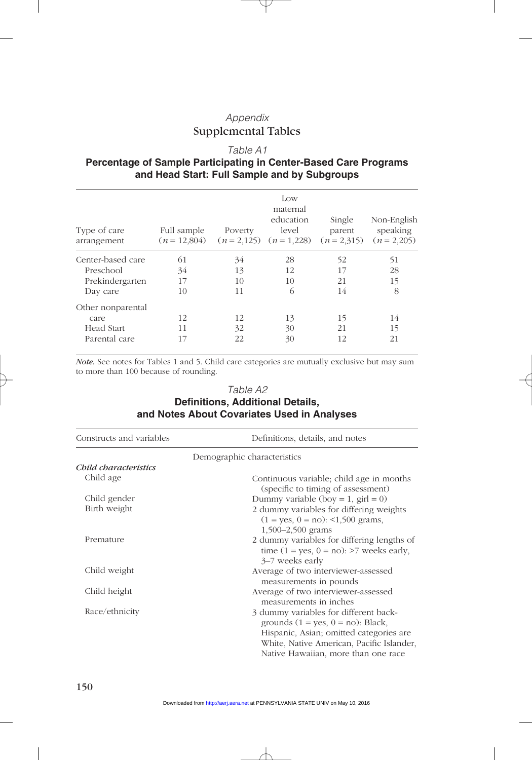# *Appendix*
## Supplemental Tables

*Table A1*
**Percentage of Sample Participating in Center-Based Care Programs and Head Start: Full Sample and by Subgroups**

| Type of care arrangement | Full sample ($n$ = 12,804) | Poverty ($n$ = 2,125) | Low maternal education level ($n$ = 1,228) | Single parent ($n$ = 2,315) | Non-English speaking ($n$ = 2,205) |
|---|---|---|---|---|---|
| Center-based care | 61 | 34 | 28 | 52 | 51 |
| Preschool | 34 | 13 | 12 | 17 | 28 |
| Prekindergarten | 17 | 10 | 10 | 21 | 15 |
| Day care | 10 | 11 | 6 | 14 | 8 |
| Other nonparental care | 12 | 12 | 13 | 15 | 14 |
| Head Start | 11 | 32 | 30 | 21 | 15 |
| Parental care | 17 | 22 | 30 | 12 | 21 |

*Note.* See notes for Tables 1 and 5. Child care categories are mutually exclusive but may sum to more than 100 because of rounding.

*Table A2*
**Definitions, Additional Details, and Notes About Covariates Used in Analyses**

| Constructs and variables | Definitions, details, and notes |
|---|---|
| | Demographic characteristics |
| ***Child characteristics*** | |
| Child age | Continuous variable; child age in months (specific to timing of assessment) |
| Child gender | Dummy variable (boy = 1, girl = 0) |
| Birth weight | 2 dummy variables for differing weights (1 = yes, 0 = no): <1,500 grams, 1,500–2,500 grams |
| Premature | 2 dummy variables for differing lengths of time (1 = yes, 0 = no): >7 weeks early, 3–7 weeks early |
| Child weight | Average of two interviewer-assessed measurements in pounds |
| Child height | Average of two interviewer-assessed measurements in inches |
| Race/ethnicity | 3 dummy variables for different backgrounds (1 = yes, 0 = no): Black, Hispanic, Asian; omitted categories are White, Native American, Pacific Islander, Native Hawaiian, more than one race |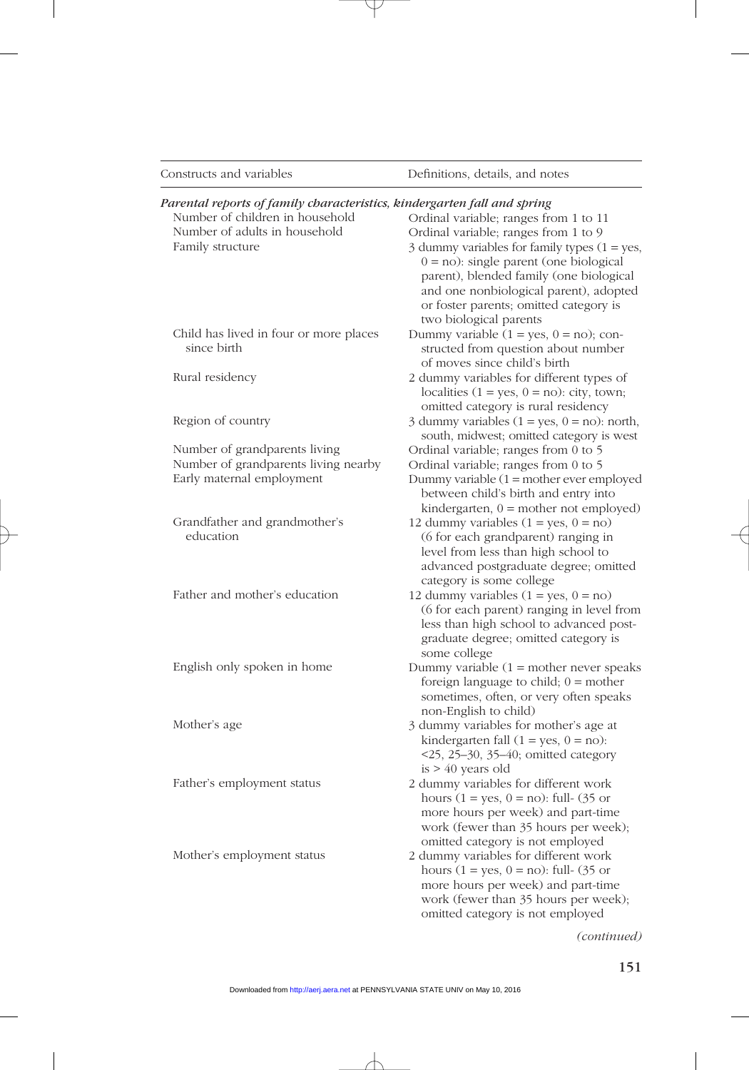| Constructs and variables | Definitions, details, and notes |
|---|---|
| *Parental reports of family characteristics, kindergarten fall and spring* | |
| Number of children in household | Ordinal variable; ranges from 1 to 11 |
| Number of adults in household | Ordinal variable; ranges from 1 to 9 |
| Family structure | 3 dummy variables for family types (1 = yes, 0 = no): single parent (one biological parent), blended family (one biological and one nonbiological parent), adopted or foster parents; omitted category is two biological parents |
| Child has lived in four or more places since birth | Dummy variable (1 = yes, 0 = no); constructed from question about number of moves since child's birth |
| Rural residency | 2 dummy variables for different types of localities (1 = yes, 0 = no): city, town; omitted category is rural residency |
| Region of country | 3 dummy variables (1 = yes, 0 = no): north, south, midwest; omitted category is west |
| Number of grandparents living | Ordinal variable; ranges from 0 to 5 |
| Number of grandparents living nearby | Ordinal variable; ranges from 0 to 5 |
| Early maternal employment | Dummy variable (1 = mother ever employed between child's birth and entry into kindergarten, 0 = mother not employed) |
| Grandfather and grandmother's education | 12 dummy variables (1 = yes, 0 = no) (6 for each grandparent) ranging in level from less than high school to advanced postgraduate degree; omitted category is some college |
| Father and mother's education | 12 dummy variables (1 = yes, 0 = no) (6 for each parent) ranging in level from less than high school to advanced postgraduate degree; omitted category is some college |
| English only spoken in home | Dummy variable (1 = mother never speaks foreign language to child; 0 = mother sometimes, often, or very often speaks non-English to child) |
| Mother's age | 3 dummy variables for mother's age at kindergarten fall (1 = yes, 0 = no): <25, 25–30, 35–40; omitted category is > 40 years old |
| Father's employment status | 2 dummy variables for different work hours (1 = yes, 0 = no): full- (35 or more hours per week) and part-time work (fewer than 35 hours per week); omitted category is not employed |
| Mother's employment status | 2 dummy variables for different work hours (1 = yes, 0 = no): full- (35 or more hours per week) and part-time work (fewer than 35 hours per week); omitted category is not employed |

*(continued)*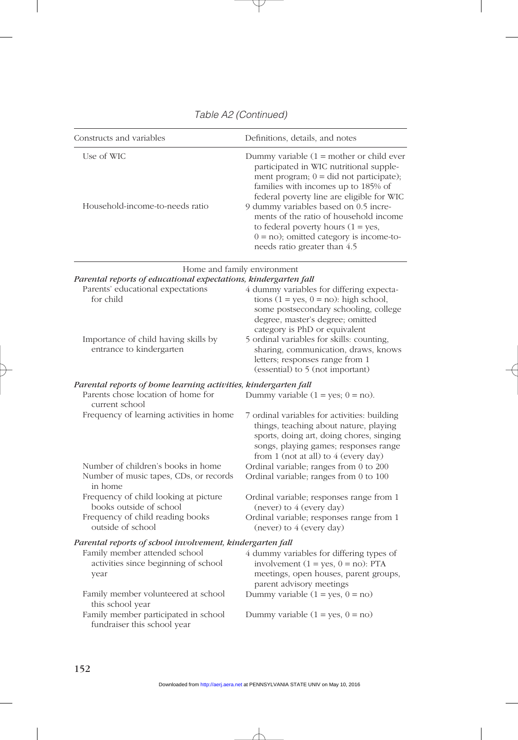Table A2 (Continued)

| Constructs and variables | Definitions, details, and notes |
|---|---|
| Use of WIC | Dummy variable (1 = mother or child ever participated in WIC nutritional supplement program; 0 = did not participate); families with incomes up to 185% of federal poverty line are eligible for WIC |
| Household-income-to-needs ratio | 9 dummy variables based on 0.5 increments of the ratio of household income to federal poverty hours (1 = yes, 0 = no); omitted category is income-to-needs ratio greater than 4.5 |
| **Home and family environment** | |
| ***Parental reports of educational expectations, kindergarten fall*** | |
| Parents' educational expectations for child | 4 dummy variables for differing expectations (1 = yes, 0 = no): high school, some postsecondary schooling, college degree, master's degree; omitted category is PhD or equivalent |
| Importance of child having skills by entrance to kindergarten | 5 ordinal variables for skills: counting, sharing, communication, draws, knows letters; responses range from 1 (essential) to 5 (not important) |
| ***Parental reports of home learning activities, kindergarten fall*** | |
| Parents chose location of home for current school | Dummy variable (1 = yes; 0 = no). |
| Frequency of learning activities in home | 7 ordinal variables for activities: building things, teaching about nature, playing sports, doing art, doing chores, singing songs, playing games; responses range from 1 (not at all) to 4 (every day) |
| Number of children's books in home | Ordinal variable; ranges from 0 to 200 |
| Number of music tapes, CDs, or records in home | Ordinal variable; ranges from 0 to 100 |
| Frequency of child looking at picture books outside of school | Ordinal variable; responses range from 1 (never) to 4 (every day) |
| Frequency of child reading books outside of school | Ordinal variable; responses range from 1 (never) to 4 (every day) |
| ***Parental reports of school involvement, kindergarten fall*** | |
| Family member attended school activities since beginning of school year | 4 dummy variables for differing types of involvement (1 = yes, 0 = no): PTA meetings, open houses, parent groups, parent advisory meetings |
| Family member volunteered at school this school year | Dummy variable (1 = yes, 0 = no) |
| Family member participated in school fundraiser this school year | Dummy variable (1 = yes, 0 = no) |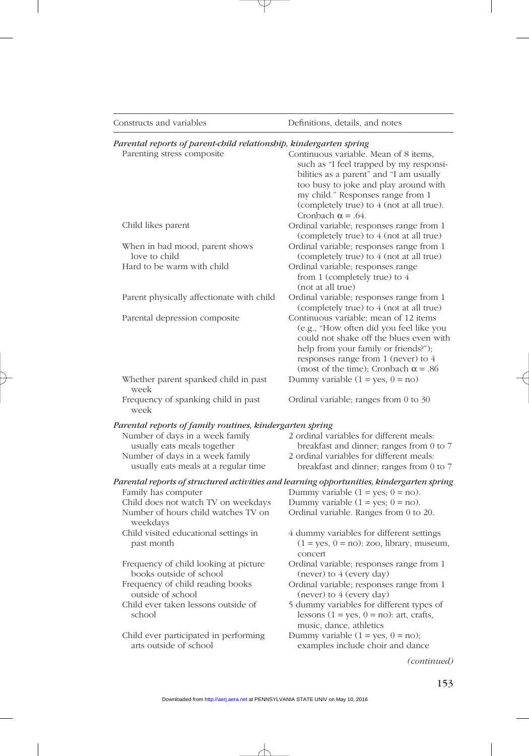| Constructs and variables | Definitions, details, and notes |
|---|---|
| *Parental reports of parent-child relationship, kindergarten spring* | |
| Parenting stress composite | Continuous variable. Mean of 8 items, such as "I feel trapped by my responsibilities as a parent" and "I am usually too busy to joke and play around with my child." Responses range from 1 (completely true) to 4 (not at all true). Cronbach $\alpha$ = .64. |
| Child likes parent | Ordinal variable; responses range from 1 (completely true) to 4 (not at all true) |
| When in bad mood, parent shows love to child | Ordinal variable; responses range from 1 (completely true) to 4 (not at all true) |
| Hard to be warm with child | Ordinal variable; responses range from 1 (completely true) to 4 (not at all true) |
| Parent physically affectionate with child | Ordinal variable; responses range from 1 (completely true) to 4 (not at all true) |
| Parental depression composite | Continuous variable; mean of 12 items (e.g., "How often did you feel like you could not shake off the blues even with help from your family or friends?"); responses range from 1 (never) to 4 (most of the time); Cronbach $\alpha$ = .86 |
| Whether parent spanked child in past week | Dummy variable (1 = yes, 0 = no) |
| Frequency of spanking child in past week | Ordinal variable; ranges from 0 to 30 |
| *Parental reports of family routines, kindergarten spring* | |
| Number of days in a week family usually eats meals together | 2 ordinal variables for different meals: breakfast and dinner; ranges from 0 to 7 |
| Number of days in a week family usually eats meals at a regular time | 2 ordinal variables for different meals: breakfast and dinner; ranges from 0 to 7 |
| *Parental reports of structured activities and learning opportunities, kindergarten spring* | |
| Family has computer | Dummy variable (1 = yes; 0 = no). |
| Child does not watch TV on weekdays | Dummy variable (1 = yes; 0 = no). |
| Number of hours child watches TV on weekdays | Ordinal variable. Ranges from 0 to 20. |
| Child visited educational settings in past month | 4 dummy variables for different settings (1 = yes, 0 = no): zoo, library, museum, concert |
| Frequency of child looking at picture books outside of school | Ordinal variable; responses range from 1 (never) to 4 (every day) |
| Frequency of child reading books outside of school | Ordinal variable; responses range from 1 (never) to 4 (every day) |
| Child ever taken lessons outside of school | 5 dummy variables for different types of lessons (1 = yes, 0 = no): art, crafts, music, dance, athletics |
| Child ever participated in performing arts outside of school | Dummy variable (1 = yes, 0 = no); examples include choir and dance |

*(continued)*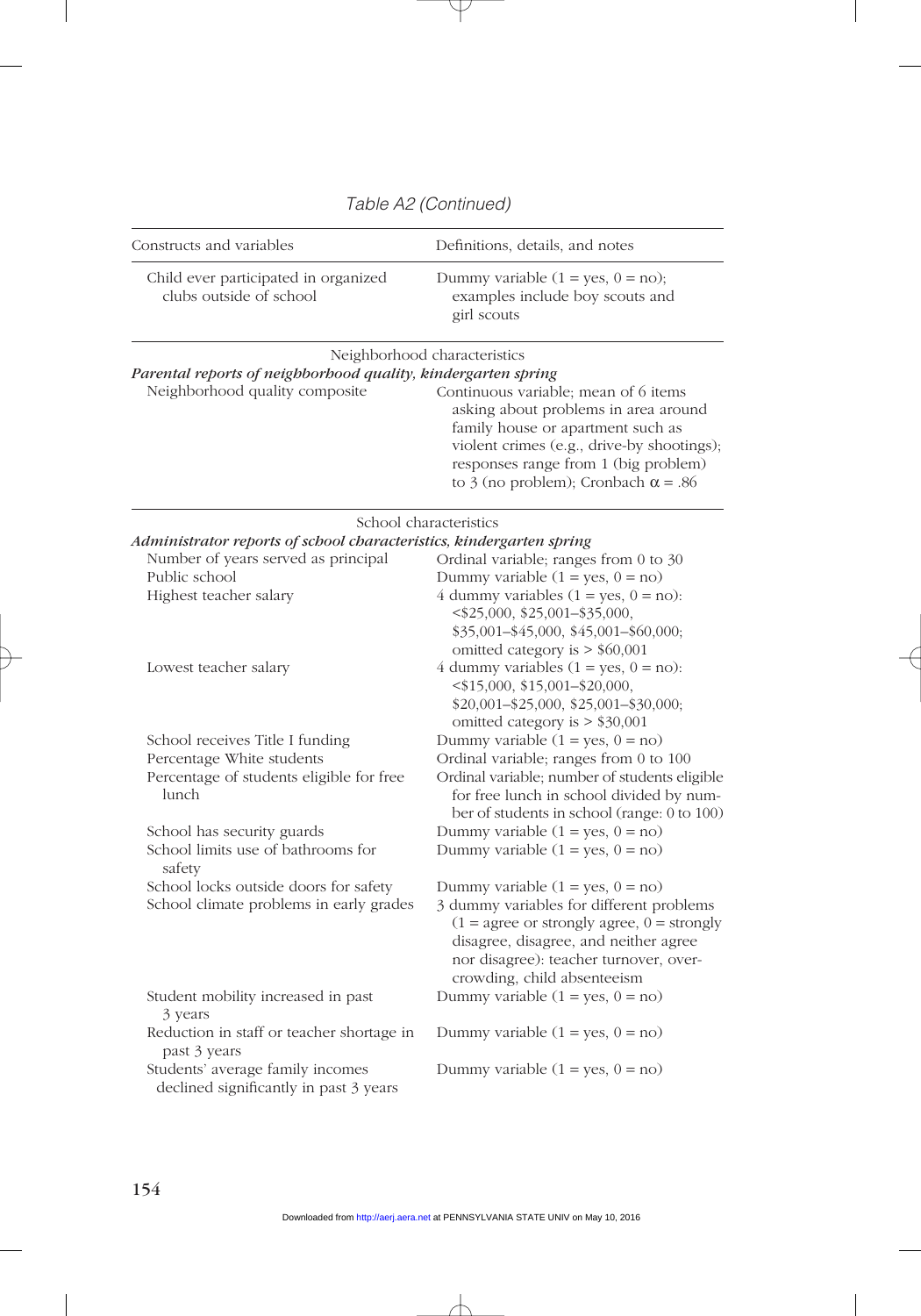Table A2 (Continued)

| Constructs and variables | Definitions, details, and notes |
|---|---|
| Child ever participated in organized clubs outside of school | Dummy variable (1 = yes, 0 = no); examples include boy scouts and girl scouts |
| Neighborhood characteristics | |
| ***Parental reports of neighborhood quality, kindergarten spring*** | |
| Neighborhood quality composite | Continuous variable; mean of 6 items asking about problems in area around family house or apartment such as violent crimes (e.g., drive-by shootings); responses range from 1 (big problem) to 3 (no problem); Cronbach $\alpha$ = .86 |
| School characteristics | |
| ***Administrator reports of school characteristics, kindergarten spring*** | |
| Number of years served as principal | Ordinal variable; ranges from 0 to 30 |
| Public school | Dummy variable (1 = yes, 0 = no) |
| Highest teacher salary | 4 dummy variables (1 = yes, 0 = no): <$25,000, $25,001–$35,000, $35,001–$45,000, $45,001–$60,000; omitted category is > $60,001 |
| Lowest teacher salary | 4 dummy variables (1 = yes, 0 = no): <$15,000, $15,001–$20,000, $20,001–$25,000, $25,001–$30,000; omitted category is > $30,001 |
| School receives Title I funding | Dummy variable (1 = yes, 0 = no) |
| Percentage White students | Ordinal variable; ranges from 0 to 100 |
| Percentage of students eligible for free lunch | Ordinal variable; number of students eligible for free lunch in school divided by number of students in school (range: 0 to 100) |
| School has security guards | Dummy variable (1 = yes, 0 = no) |
| School limits use of bathrooms for safety | Dummy variable (1 = yes, 0 = no) |
| School locks outside doors for safety | Dummy variable (1 = yes, 0 = no) |
| School climate problems in early grades | 3 dummy variables for different problems (1 = agree or strongly agree, 0 = strongly disagree, disagree, and neither agree nor disagree): teacher turnover, overcrowding, child absenteeism |
| Student mobility increased in past 3 years | Dummy variable (1 = yes, 0 = no) |
| Reduction in staff or teacher shortage in past 3 years | Dummy variable (1 = yes, 0 = no) |
| Students' average family incomes declined significantly in past 3 years | Dummy variable (1 = yes, 0 = no) |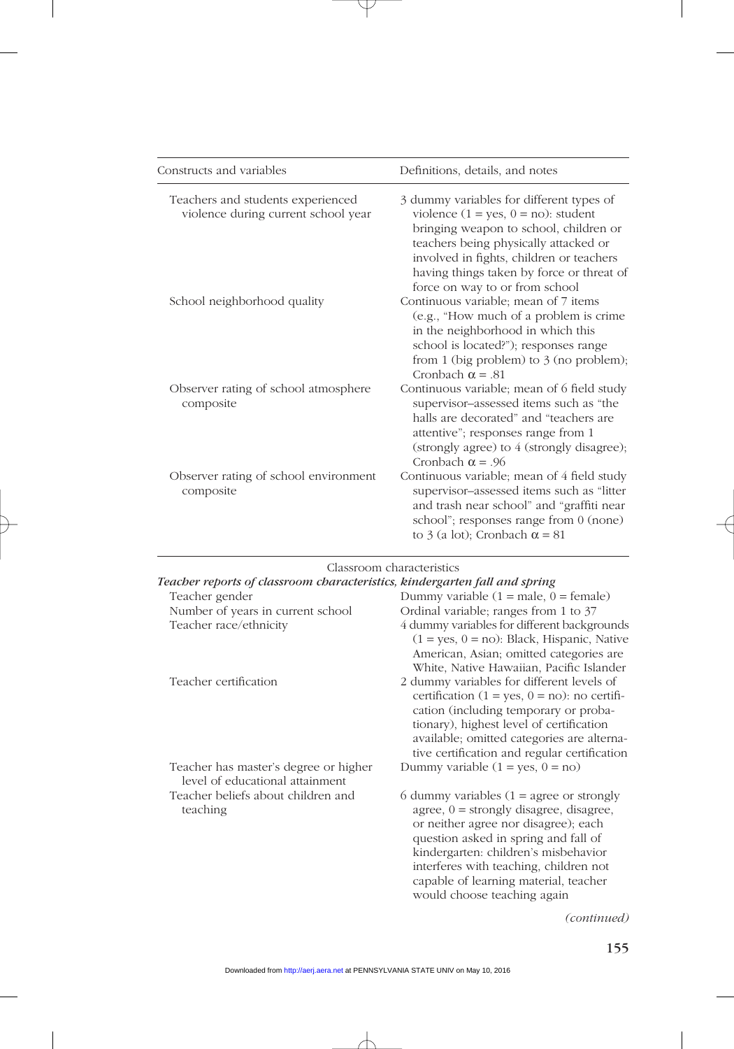| Constructs and variables | Definitions, details, and notes |
|---|---|
| Teachers and students experienced violence during current school year | 3 dummy variables for different types of violence (1 = yes, 0 = no): student bringing weapon to school, children or teachers being physically attacked or involved in fights, children or teachers having things taken by force or threat of force on way to or from school |
| School neighborhood quality | Continuous variable; mean of 7 items (e.g., "How much of a problem is crime in the neighborhood in which this school is located?"); responses range from 1 (big problem) to 3 (no problem); Cronbach α = .81 |
| Observer rating of school atmosphere composite | Continuous variable; mean of 6 field study supervisor–assessed items such as "the halls are decorated" and "teachers are attentive"; responses range from 1 (strongly agree) to 4 (strongly disagree); Cronbach α = .96 |
| Observer rating of school environment composite | Continuous variable; mean of 4 field study supervisor–assessed items such as "litter and trash near school" and "graffiti near school"; responses range from 0 (none) to 3 (a lot); Cronbach α = 81 |
| | Classroom characteristics |
| ***Teacher reports of classroom characteristics, kindergarten fall and spring*** | |
| Teacher gender | Dummy variable (1 = male, 0 = female) |
| Number of years in current school | Ordinal variable; ranges from 1 to 37 |
| Teacher race/ethnicity | 4 dummy variables for different backgrounds (1 = yes, 0 = no): Black, Hispanic, Native American, Asian; omitted categories are White, Native Hawaiian, Pacific Islander |
| Teacher certification | 2 dummy variables for different levels of certification (1 = yes, 0 = no): no certification (including temporary or probationary), highest level of certification available; omitted categories are alternative certification and regular certification |
| Teacher has master's degree or higher level of educational attainment | Dummy variable (1 = yes, 0 = no) |
| Teacher beliefs about children and teaching | 6 dummy variables (1 = agree or strongly agree, 0 = strongly disagree, disagree, or neither agree nor disagree); each question asked in spring and fall of kindergarten: children's misbehavior interferes with teaching, children not capable of learning material, teacher would choose teaching again |

*(continued)*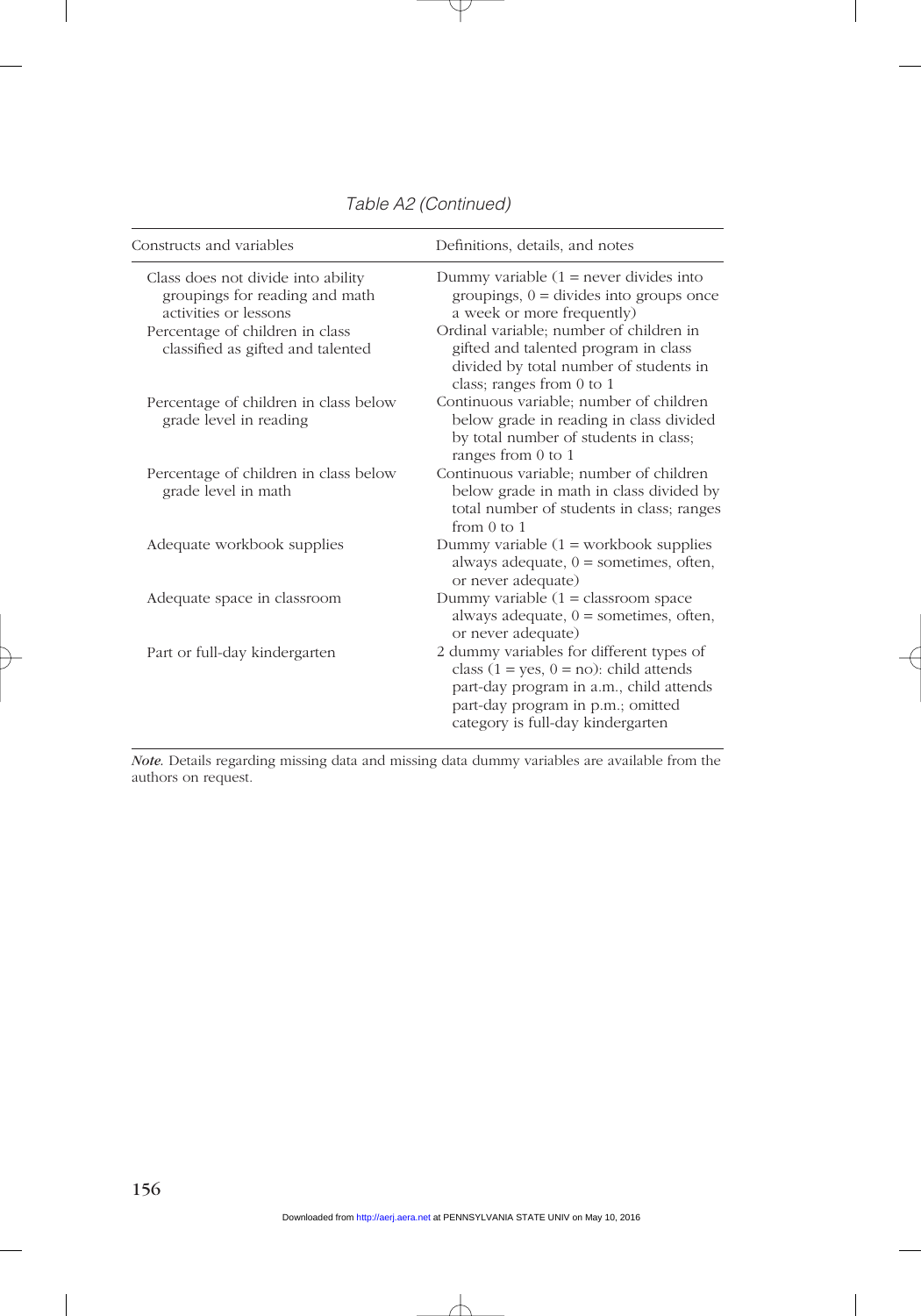*Table A2 (Continued)*

| Constructs and variables | Definitions, details, and notes |
|---|---|
| Class does not divide into ability groupings for reading and math activities or lessons | Dummy variable (1 = never divides into groupings, 0 = divides into groups once a week or more frequently) |
| Percentage of children in class classified as gifted and talented | Ordinal variable; number of children in gifted and talented program in class divided by total number of students in class; ranges from 0 to 1 |
| Percentage of children in class below grade level in reading | Continuous variable; number of children below grade in reading in class divided by total number of students in class; ranges from 0 to 1 |
| Percentage of children in class below grade level in math | Continuous variable; number of children below grade in math in class divided by total number of students in class; ranges from 0 to 1 |
| Adequate workbook supplies | Dummy variable (1 = workbook supplies always adequate, 0 = sometimes, often, or never adequate) |
| Adequate space in classroom | Dummy variable (1 = classroom space always adequate, 0 = sometimes, often, or never adequate) |
| Part or full-day kindergarten | 2 dummy variables for different types of class (1 = yes, 0 = no): child attends part-day program in a.m., child attends part-day program in p.m.; omitted category is full-day kindergarten |

*Note.* Details regarding missing data and missing data dummy variables are available from the authors on request.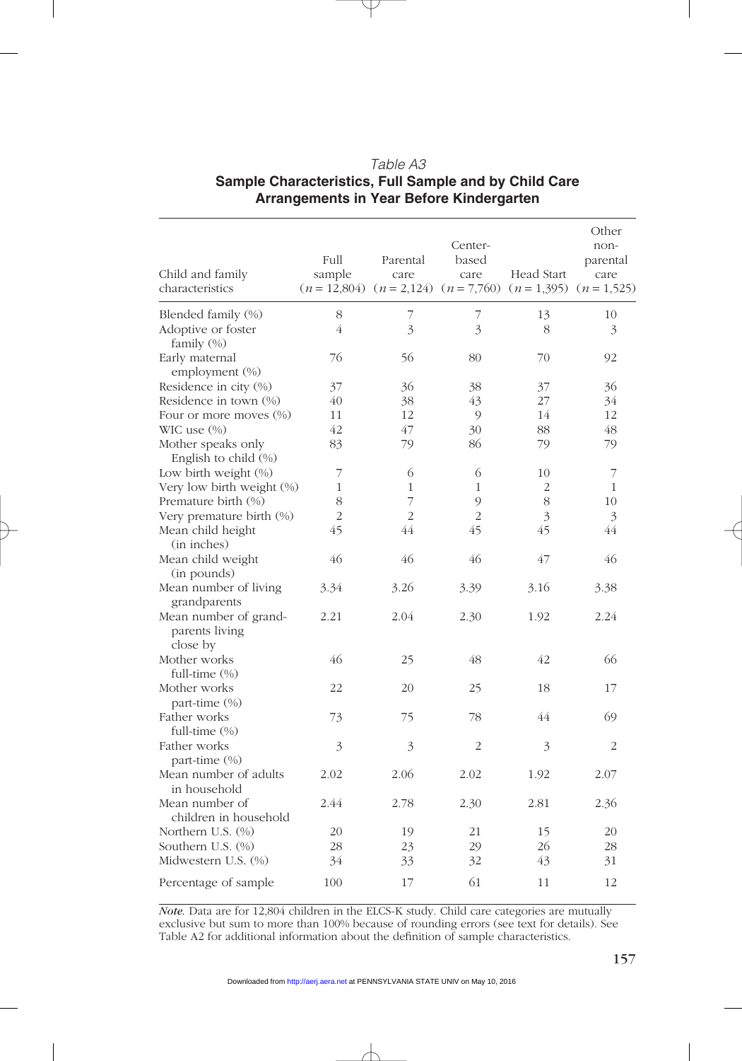*Table A3*
**Sample Characteristics, Full Sample and by Child Care Arrangements in Year Before Kindergarten**

| Child and family characteristics | Full sample ($n$ = 12,804) | Parental care ($n$ = 2,124) | Center-based care ($n$ = 7,760) | Head Start ($n$ = 1,395) | Other non-parental care ($n$ = 1,525) |
|---|---|---|---|---|---|
| Blended family (%) | 8 | 7 | 7 | 13 | 10 |
| Adoptive or foster family (%) | 4 | 3 | 3 | 8 | 3 |
| Early maternal employment (%) | 76 | 56 | 80 | 70 | 92 |
| Residence in city (%) | 37 | 36 | 38 | 37 | 36 |
| Residence in town (%) | 40 | 38 | 43 | 27 | 34 |
| Four or more moves (%) | 11 | 12 | 9 | 14 | 12 |
| WIC use (%) | 42 | 47 | 30 | 88 | 48 |
| Mother speaks only English to child (%) | 83 | 79 | 86 | 79 | 79 |
| Low birth weight (%) | 7 | 6 | 6 | 10 | 7 |
| Very low birth weight (%) | 1 | 1 | 1 | 2 | 1 |
| Premature birth (%) | 8 | 7 | 9 | 8 | 10 |
| Very premature birth (%) | 2 | 2 | 2 | 3 | 3 |
| Mean child height (in inches) | 45 | 44 | 45 | 45 | 44 |
| Mean child weight (in pounds) | 46 | 46 | 46 | 47 | 46 |
| Mean number of living grandparents | 3.34 | 3.26 | 3.39 | 3.16 | 3.38 |
| Mean number of grand-parents living close by | 2.21 | 2.04 | 2.30 | 1.92 | 2.24 |
| Mother works full-time (%) | 46 | 25 | 48 | 42 | 66 |
| Mother works part-time (%) | 22 | 20 | 25 | 18 | 17 |
| Father works full-time (%) | 73 | 75 | 78 | 44 | 69 |
| Father works part-time (%) | 3 | 3 | 2 | 3 | 2 |
| Mean number of adults in household | 2.02 | 2.06 | 2.02 | 1.92 | 2.07 |
| Mean number of children in household | 2.44 | 2.78 | 2.30 | 2.81 | 2.36 |
| Northern U.S. (%) | 20 | 19 | 21 | 15 | 20 |
| Southern U.S. (%) | 28 | 23 | 29 | 26 | 28 |
| Midwestern U.S. (%) | 34 | 33 | 32 | 43 | 31 |
| Percentage of sample | 100 | 17 | 61 | 11 | 12 |

*Note.* Data are for 12,804 children in the ELCS-K study. Child care categories are mutually exclusive but sum to more than 100% because of rounding errors (see text for details). See Table A2 for additional information about the definition of sample characteristics.